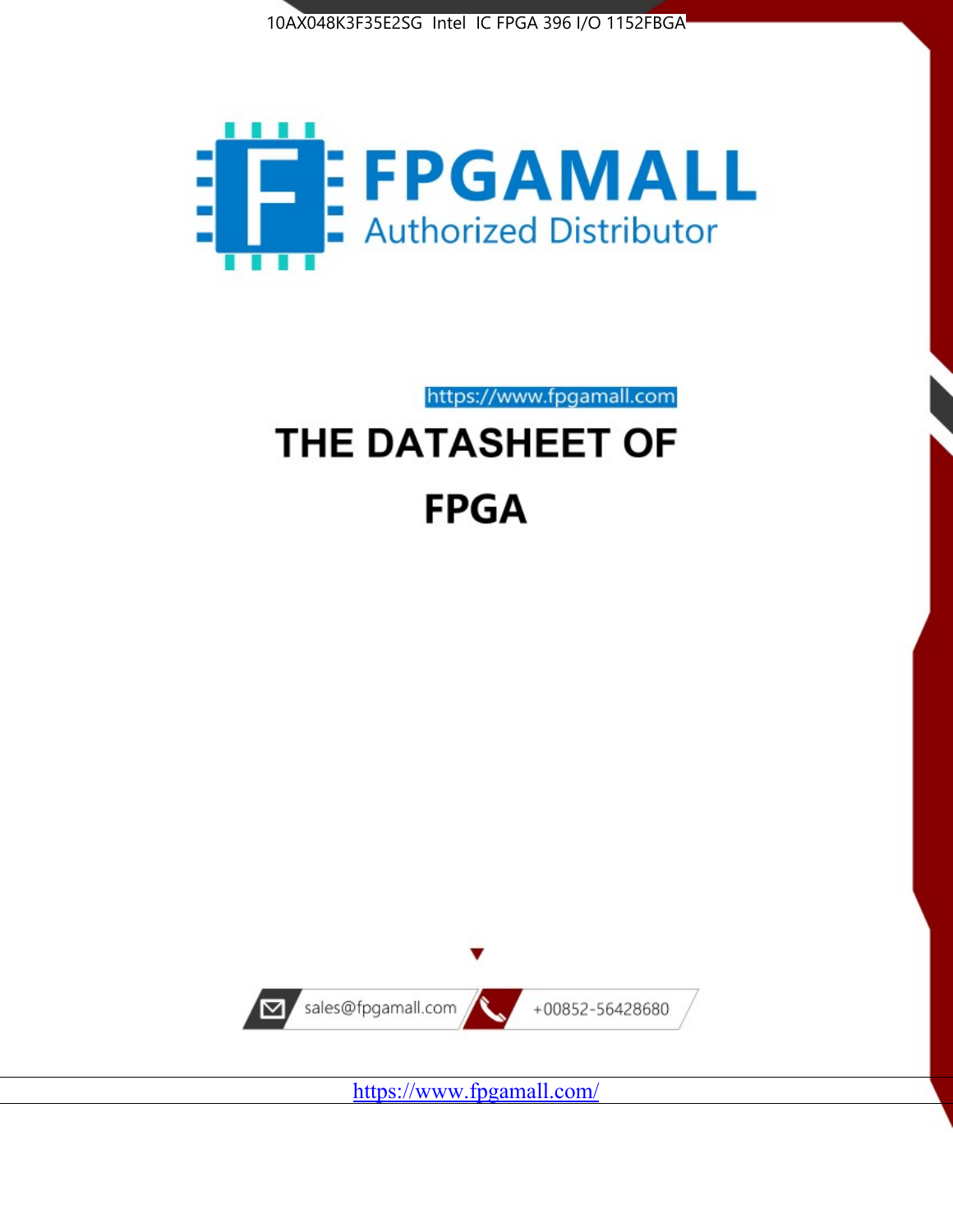10AX048K3F35E2SG Intel IC FPGA 396 I/O 1152FBGA

FPGAMALL

Authorized Distributor

https://www.fpgamall.com

# THE DATASHEET OF

# FPGA

sales@fpgamall.com

+00852-56428680

https://www.fpgamall.com/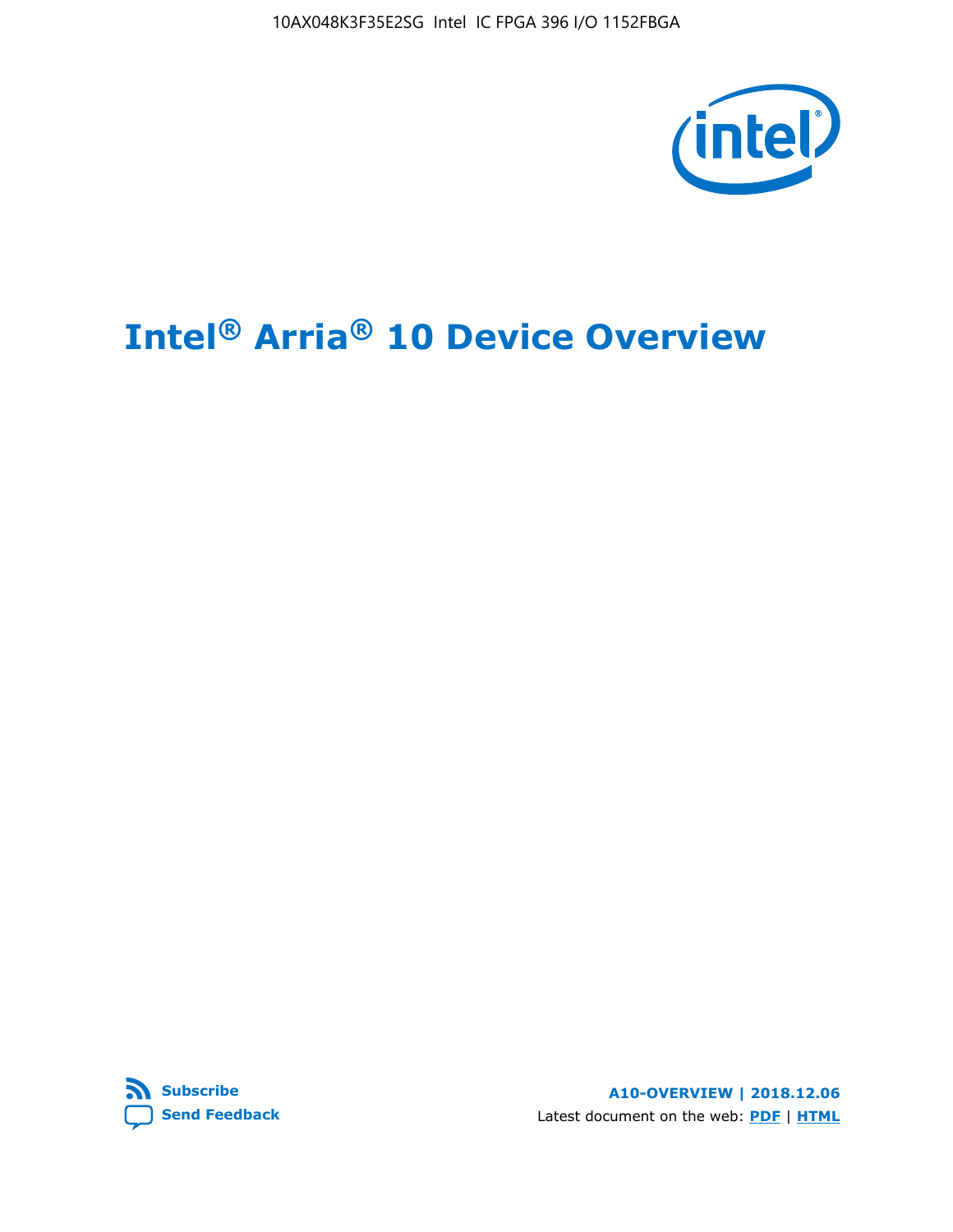# Intel® Arria® 10 Device Overview

**A10-OVERVIEW | 2018.12.06**

Latest document on the web: **PDF** | **HTML**

**Subscribe**

**Send Feedback**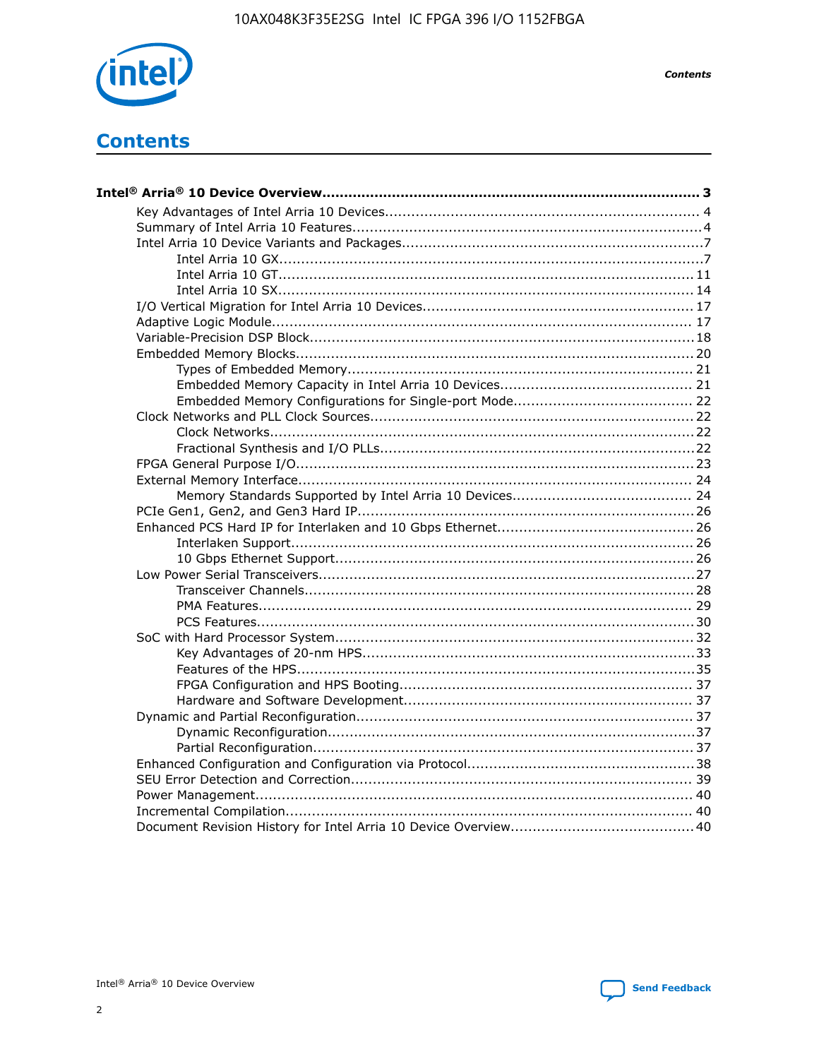# Contents

**Intel® Arria® 10 Device Overview....................................................................................... 3**

- Key Advantages of Intel Arria 10 Devices........................................................................ 4
- Summary of Intel Arria 10 Features................................................................................4
- Intel Arria 10 Device Variants and Packages.....................................................................7
    - Intel Arria 10 GX.................................................................................................7
    - Intel Arria 10 GT............................................................................................... 11
    - Intel Arria 10 SX............................................................................................... 14
- I/O Vertical Migration for Intel Arria 10 Devices.............................................................. 17
- Adaptive Logic Module................................................................................................ 17
- Variable-Precision DSP Block........................................................................................18
- Embedded Memory Blocks........................................................................................... 20
    - Types of Embedded Memory............................................................................... 21
    - Embedded Memory Capacity in Intel Arria 10 Devices............................................ 21
    - Embedded Memory Configurations for Single-port Mode......................................... 22
- Clock Networks and PLL Clock Sources......................................................................... 22
    - Clock Networks.................................................................................................22
    - Fractional Synthesis and I/O PLLs........................................................................22
- FPGA General Purpose I/O.......................................................................................... 23
- External Memory Interface.......................................................................................... 24
    - Memory Standards Supported by Intel Arria 10 Devices......................................... 24
- PCIe Gen1, Gen2, and Gen3 Hard IP............................................................................. 26
- Enhanced PCS Hard IP for Interlaken and 10 Gbps Ethernet............................................. 26
    - Interlaken Support............................................................................................ 26
    - 10 Gbps Ethernet Support.................................................................................. 26
- Low Power Serial Transceivers..................................................................................... 27
    - Transceiver Channels.........................................................................................28
    - PMA Features................................................................................................... 29
    - PCS Features....................................................................................................30
- SoC with Hard Processor System.................................................................................. 32
    - Key Advantages of 20-nm HPS............................................................................33
    - Features of the HPS...........................................................................................35
    - FPGA Configuration and HPS Booting................................................................... 37
    - Hardware and Software Development.................................................................. 37
- Dynamic and Partial Reconfiguration............................................................................. 37
    - Dynamic Reconfiguration....................................................................................37
    - Partial Reconfiguration.......................................................................................37
- Enhanced Configuration and Configuration via Protocol....................................................38
- SEU Error Detection and Correction.............................................................................. 39
- Power Management.................................................................................................... 40
- Incremental Compilation............................................................................................. 40
- Document Revision History for Intel Arria 10 Device Overview.......................................... 40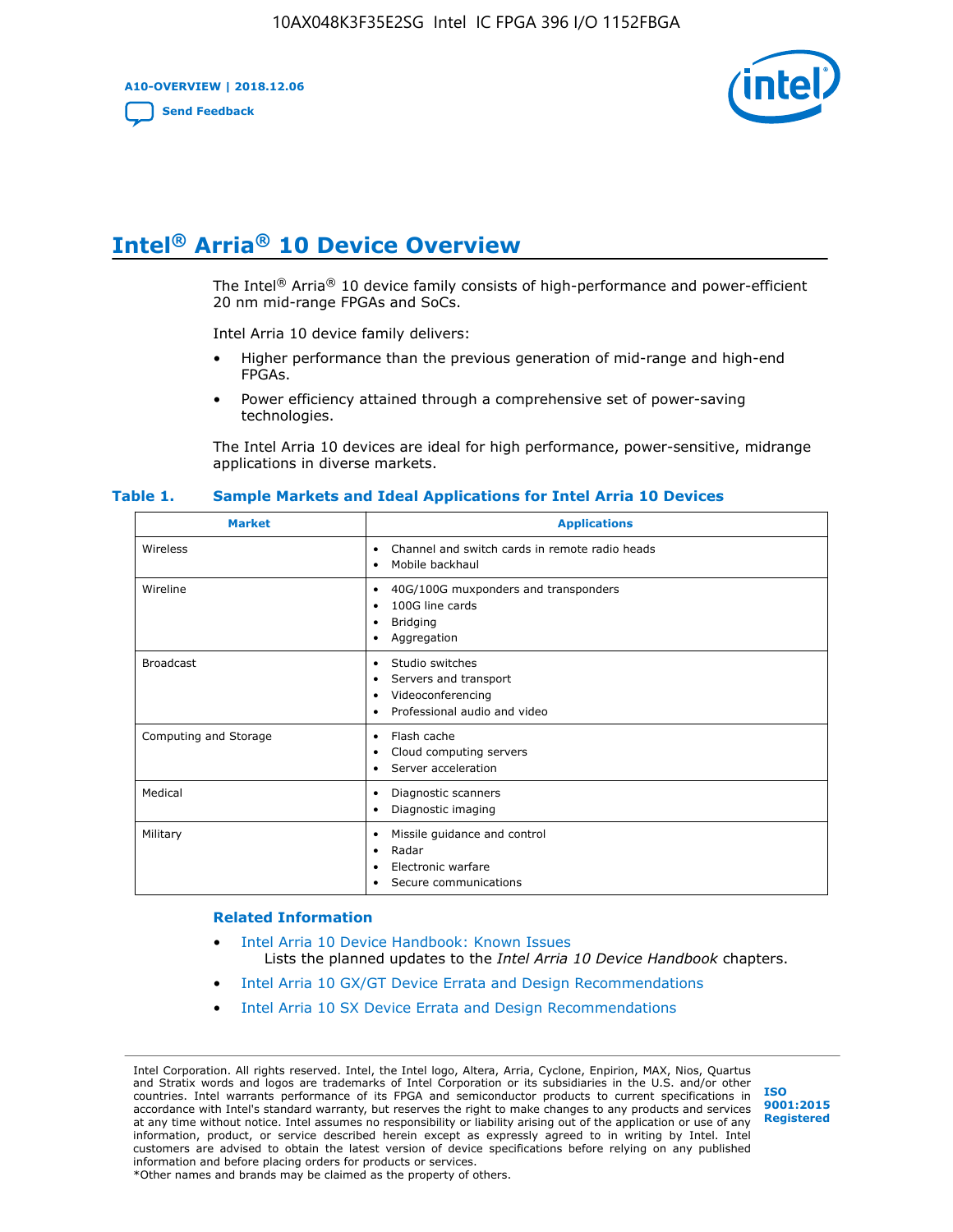# Intel® Arria® 10 Device Overview

The Intel® Arria® 10 device family consists of high-performance and power-efficient 20 nm mid-range FPGAs and SoCs.

Intel Arria 10 device family delivers:

- Higher performance than the previous generation of mid-range and high-end FPGAs.
- Power efficiency attained through a comprehensive set of power-saving technologies.

The Intel Arria 10 devices are ideal for high performance, power-sensitive, midrange applications in diverse markets.

**Table 1. Sample Markets and Ideal Applications for Intel Arria 10 Devices**

| Market | Applications |
| --- | --- |
| Wireless | • Channel and switch cards in remote radio heads<br>• Mobile backhaul |
| Wireline | • 40G/100G muxponders and transponders<br>• 100G line cards<br>• Bridging<br>• Aggregation |
| Broadcast | • Studio switches<br>• Servers and transport<br>• Videoconferencing<br>• Professional audio and video |
| Computing and Storage | • Flash cache<br>• Cloud computing servers<br>• Server acceleration |
| Medical | • Diagnostic scanners<br>• Diagnostic imaging |
| Military | • Missile guidance and control<br>• Radar<br>• Electronic warfare<br>• Secure communications |

### Related Information

- Intel Arria 10 Device Handbook: Known Issues
  Lists the planned updates to the *Intel Arria 10 Device Handbook* chapters.
- Intel Arria 10 GX/GT Device Errata and Design Recommendations
- Intel Arria 10 SX Device Errata and Design Recommendations

Intel Corporation. All rights reserved. Intel, the Intel logo, Altera, Arria, Cyclone, Enpirion, MAX, Nios, Quartus and Stratix words and logos are trademarks of Intel Corporation or its subsidiaries in the U.S. and/or other countries. Intel warrants performance of its FPGA and semiconductor products to current specifications in accordance with Intel's standard warranty, but reserves the right to make changes to any products and services at any time without notice. Intel assumes no responsibility or liability arising out of the application or use of any information, product, or service described herein except as expressly agreed to in writing by Intel. Intel customers are advised to obtain the latest version of device specifications before relying on any published information and before placing orders for products or services.
*Other names and brands may be claimed as the property of others.

ISO 9001:2015 Registered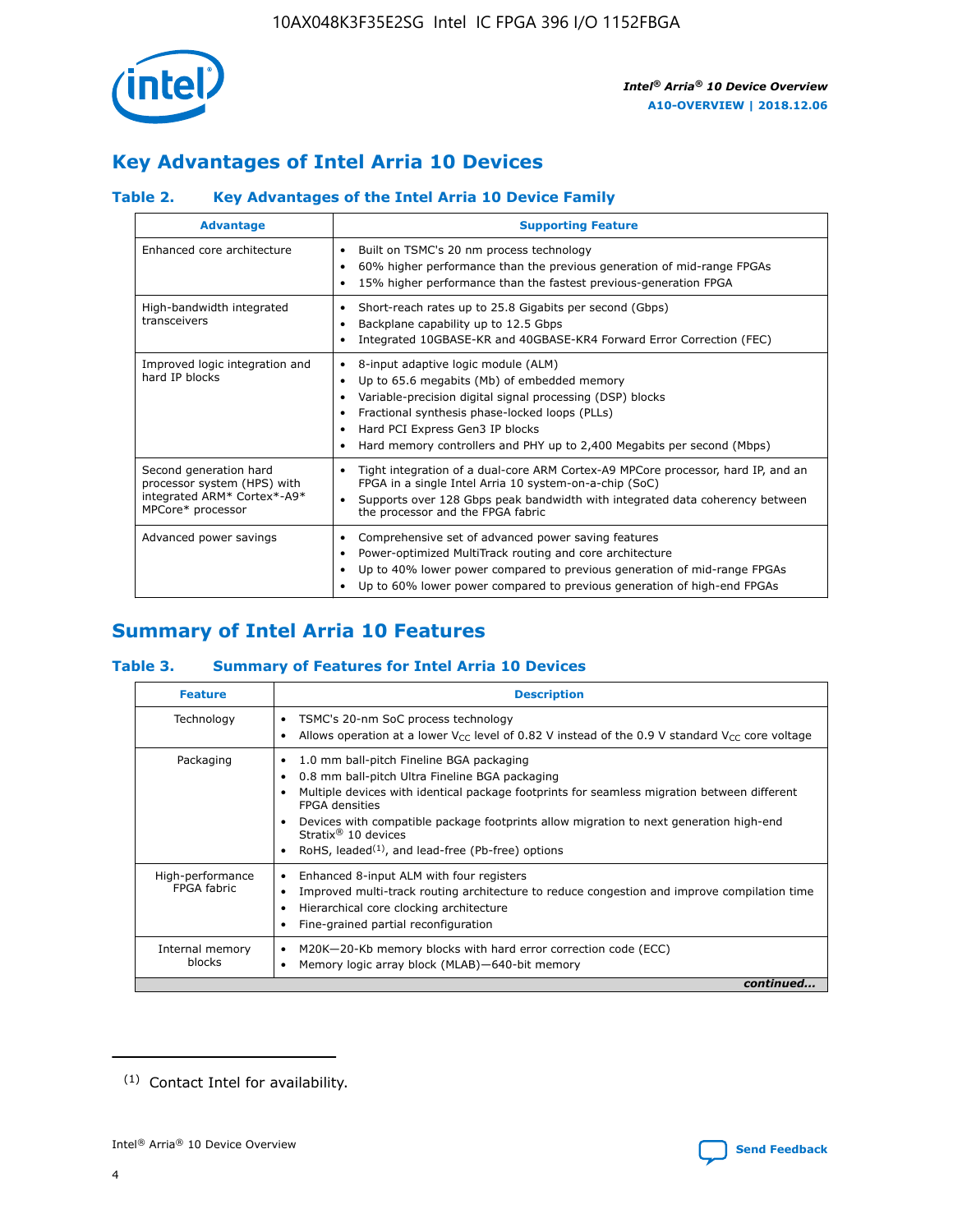## Key Advantages of Intel Arria 10 Devices

### Table 2. Key Advantages of the Intel Arria 10 Device Family

| Advantage | Supporting Feature |
|---|---|
| Enhanced core architecture | • Built on TSMC's 20 nm process technology<br>• 60% higher performance than the previous generation of mid-range FPGAs<br>• 15% higher performance than the fastest previous-generation FPGA |
| High-bandwidth integrated transceivers | • Short-reach rates up to 25.8 Gigabits per second (Gbps)<br>• Backplane capability up to 12.5 Gbps<br>• Integrated 10GBASE-KR and 40GBASE-KR4 Forward Error Correction (FEC) |
| Improved logic integration and hard IP blocks | • 8-input adaptive logic module (ALM)<br>• Up to 65.6 megabits (Mb) of embedded memory<br>• Variable-precision digital signal processing (DSP) blocks<br>• Fractional synthesis phase-locked loops (PLLs)<br>• Hard PCI Express Gen3 IP blocks<br>• Hard memory controllers and PHY up to 2,400 Megabits per second (Mbps) |
| Second generation hard processor system (HPS) with integrated ARM* Cortex*-A9* MPCore* processor | • Tight integration of a dual-core ARM Cortex-A9 MPCore processor, hard IP, and an FPGA in a single Intel Arria 10 system-on-a-chip (SoC)<br>• Supports over 128 Gbps peak bandwidth with integrated data coherency between the processor and the FPGA fabric |
| Advanced power savings | • Comprehensive set of advanced power saving features<br>• Power-optimized MultiTrack routing and core architecture<br>• Up to 40% lower power compared to previous generation of mid-range FPGAs<br>• Up to 60% lower power compared to previous generation of high-end FPGAs |

## Summary of Intel Arria 10 Features

### Table 3. Summary of Features for Intel Arria 10 Devices

| Feature | Description |
|---|---|
| Technology | • TSMC's 20-nm SoC process technology<br>• Allows operation at a lower $V_{CC}$ level of 0.82 V instead of the 0.9 V standard $V_{CC}$ core voltage |
| Packaging | • 1.0 mm ball-pitch Fineline BGA packaging<br>• 0.8 mm ball-pitch Ultra Fineline BGA packaging<br>• Multiple devices with identical package footprints for seamless migration between different FPGA densities<br>• Devices with compatible package footprints allow migration to next generation high-end Stratix® 10 devices<br>• RoHS, leaded[1], and lead-free (Pb-free) options |
| High-performance FPGA fabric | • Enhanced 8-input ALM with four registers<br>• Improved multi-track routing architecture to reduce congestion and improve compilation time<br>• Hierarchical core clocking architecture<br>• Fine-grained partial reconfiguration |
| Internal memory blocks | • M20K—20-Kb memory blocks with hard error correction code (ECC)<br>• Memory logic array block (MLAB)—640-bit memory |

*continued...*

(1) Contact Intel for availability.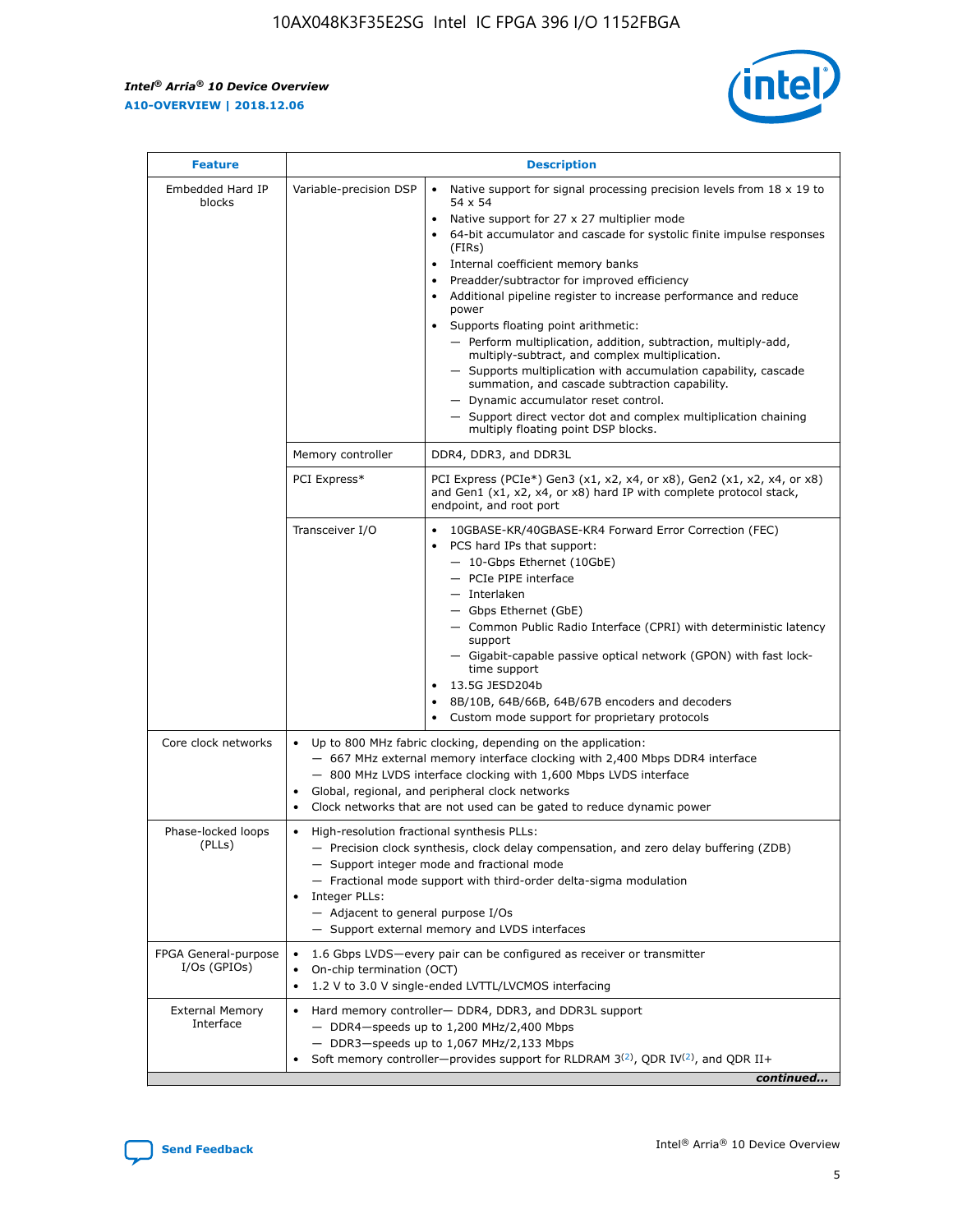| Feature | Description | |
|---|---|---|
| Embedded Hard IP blocks | Variable-precision DSP | • Native support for signal processing precision levels from 18 x 19 to 54 x 54<br>• Native support for 27 x 27 multiplier mode<br>• 64-bit accumulator and cascade for systolic finite impulse responses (FIRs)<br>• Internal coefficient memory banks<br>• Preadder/subtractor for improved efficiency<br>• Additional pipeline register to increase performance and reduce power<br>• Supports floating point arithmetic:<br>— Perform multiplication, addition, subtraction, multiply-add, multiply-subtract, and complex multiplication.<br>— Supports multiplication with accumulation capability, cascade summation, and cascade subtraction capability.<br>— Dynamic accumulator reset control.<br>— Support direct vector dot and complex multiplication chaining multiply floating point DSP blocks. |
| | Memory controller | DDR4, DDR3, and DDR3L |
| | PCI Express* | PCI Express (PCIe*) Gen3 (x1, x2, x4, or x8), Gen2 (x1, x2, x4, or x8) and Gen1 (x1, x2, x4, or x8) hard IP with complete protocol stack, endpoint, and root port |
| | Transceiver I/O | • 10GBASE-KR/40GBASE-KR4 Forward Error Correction (FEC)<br>• PCS hard IPs that support:<br>— 10-Gbps Ethernet (10GbE)<br>— PCIe PIPE interface<br>— Interlaken<br>— Gbps Ethernet (GbE)<br>— Common Public Radio Interface (CPRI) with deterministic latency support<br>— Gigabit-capable passive optical network (GPON) with fast lock-time support<br>• 13.5G JESD204b<br>• 8B/10B, 64B/66B, 64B/67B encoders and decoders<br>• Custom mode support for proprietary protocols |
| Core clock networks | • Up to 800 MHz fabric clocking, depending on the application:<br>— 667 MHz external memory interface clocking with 2,400 Mbps DDR4 interface<br>— 800 MHz LVDS interface clocking with 1,600 Mbps LVDS interface<br>• Global, regional, and peripheral clock networks<br>• Clock networks that are not used can be gated to reduce dynamic power | |
| Phase-locked loops (PLLs) | • High-resolution fractional synthesis PLLs:<br>— Precision clock synthesis, clock delay compensation, and zero delay buffering (ZDB)<br>— Support integer mode and fractional mode<br>— Fractional mode support with third-order delta-sigma modulation<br>• Integer PLLs:<br>— Adjacent to general purpose I/Os<br>— Support external memory and LVDS interfaces | |
| FPGA General-purpose I/Os (GPIOs) | • 1.6 Gbps LVDS—every pair can be configured as receiver or transmitter<br>• On-chip termination (OCT)<br>• 1.2 V to 3.0 V single-ended LVTTL/LVCMOS interfacing | |
| External Memory Interface | • Hard memory controller— DDR4, DDR3, and DDR3L support<br>— DDR4—speeds up to 1,200 MHz/2,400 Mbps<br>— DDR3—speeds up to 1,067 MHz/2,133 Mbps<br>• Soft memory controller—provides support for RLDRAM 3[(2)], QDR IV[(2)], and QDR II+ | |

*continued...*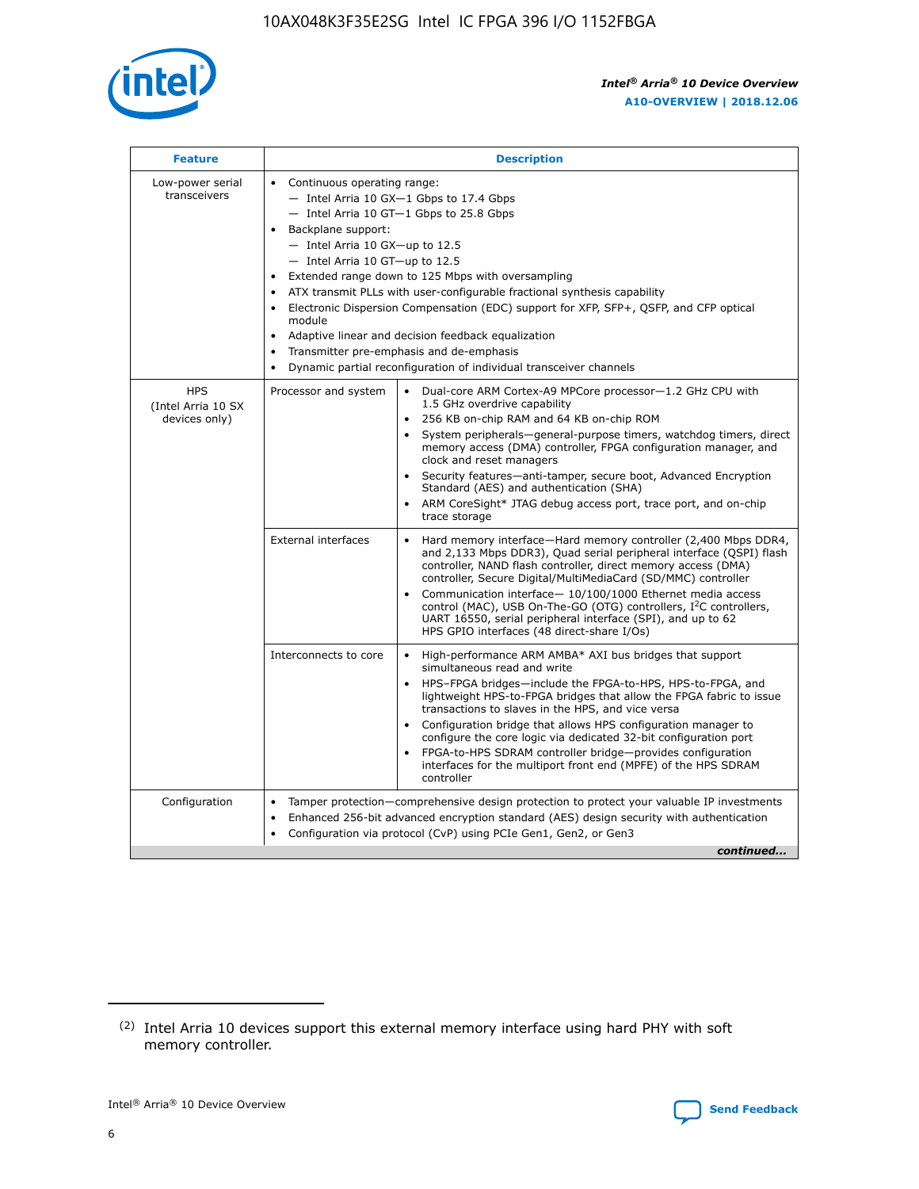| Feature | Description | |
|---|---|---|
| Low-power serial transceivers | • Continuous operating range:<br>— Intel Arria 10 GX—1 Gbps to 17.4 Gbps<br>— Intel Arria 10 GT—1 Gbps to 25.8 Gbps<br>• Backplane support:<br>— Intel Arria 10 GX—up to 12.5<br>— Intel Arria 10 GT—up to 12.5<br>• Extended range down to 125 Mbps with oversampling<br>• ATX transmit PLLs with user-configurable fractional synthesis capability<br>• Electronic Dispersion Compensation (EDC) support for XFP, SFP+, QSFP, and CFP optical module<br>• Adaptive linear and decision feedback equalization<br>• Transmitter pre-emphasis and de-emphasis<br>• Dynamic partial reconfiguration of individual transceiver channels | |
| HPS (Intel Arria 10 SX devices only) | Processor and system | • Dual-core ARM Cortex-A9 MPCore processor—1.2 GHz CPU with 1.5 GHz overdrive capability<br>• 256 KB on-chip RAM and 64 KB on-chip ROM<br>• System peripherals—general-purpose timers, watchdog timers, direct memory access (DMA) controller, FPGA configuration manager, and clock and reset managers<br>• Security features—anti-tamper, secure boot, Advanced Encryption Standard (AES) and authentication (SHA)<br>• ARM CoreSight* JTAG debug access port, trace port, and on-chip trace storage |
| | External interfaces | • Hard memory interface—Hard memory controller (2,400 Mbps DDR4, and 2,133 Mbps DDR3), Quad serial peripheral interface (QSPI) flash controller, NAND flash controller, direct memory access (DMA) controller, Secure Digital/MultiMediaCard (SD/MMC) controller<br>• Communication interface— 10/100/1000 Ethernet media access control (MAC), USB On-The-GO (OTG) controllers, I²C controllers, UART 16550, serial peripheral interface (SPI), and up to 62 HPS GPIO interfaces (48 direct-share I/Os) |
| | Interconnects to core | • High-performance ARM AMBA* AXI bus bridges that support simultaneous read and write<br>• HPS–FPGA bridges—include the FPGA-to-HPS, HPS-to-FPGA, and lightweight HPS-to-FPGA bridges that allow the FPGA fabric to issue transactions to slaves in the HPS, and vice versa<br>• Configuration bridge that allows HPS configuration manager to configure the core logic via dedicated 32-bit configuration port<br>• FPGA-to-HPS SDRAM controller bridge—provides configuration interfaces for the multiport front end (MPFE) of the HPS SDRAM controller |
| Configuration | • Tamper protection—comprehensive design protection to protect your valuable IP investments<br>• Enhanced 256-bit advanced encryption standard (AES) design security with authentication<br>• Configuration via protocol (CvP) using PCIe Gen1, Gen2, or Gen3 | |

*continued...*

(2) Intel Arria 10 devices support this external memory interface using hard PHY with soft memory controller.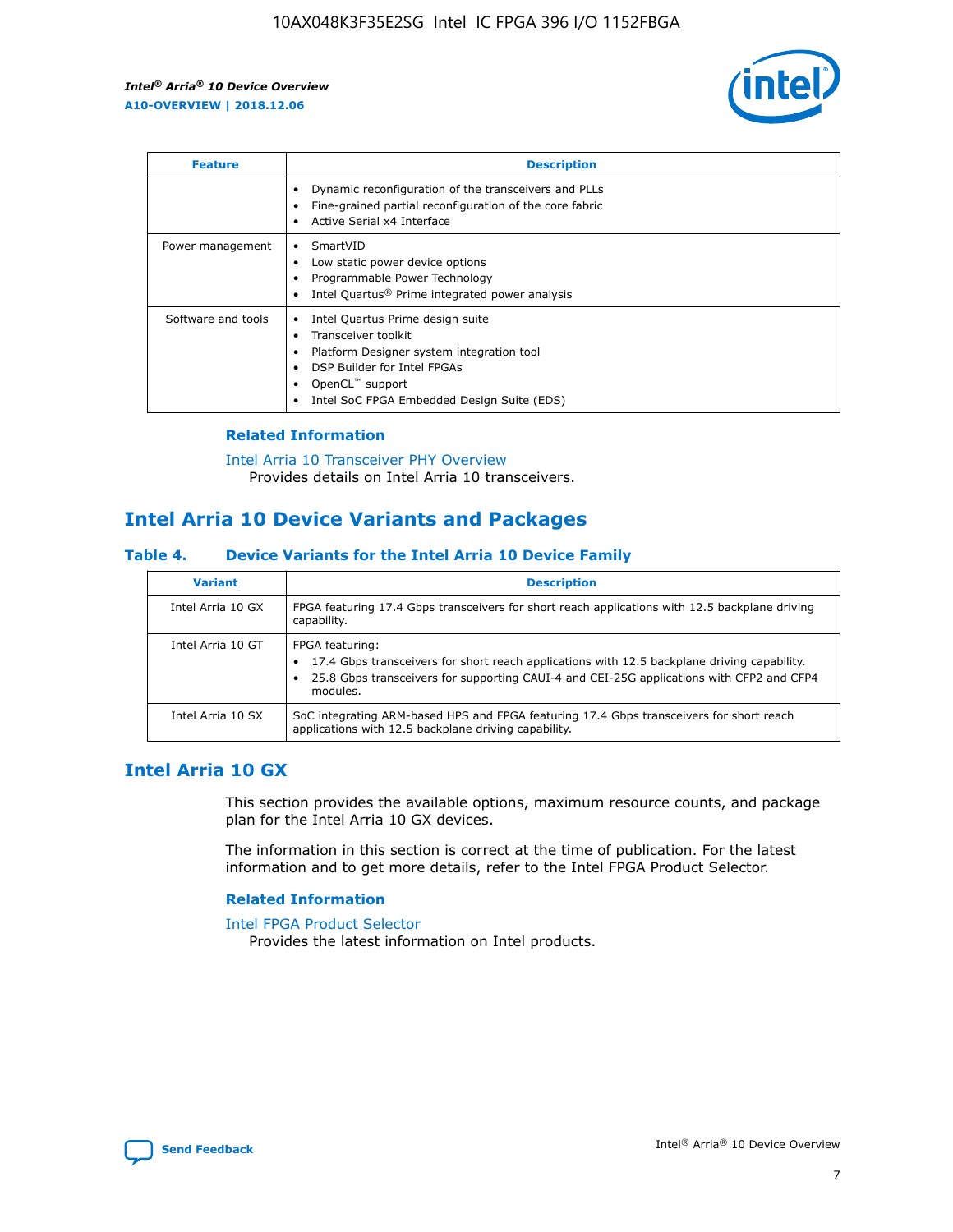| Feature | Description |
| --- | --- |
| | • Dynamic reconfiguration of the transceivers and PLLs<br>• Fine-grained partial reconfiguration of the core fabric<br>• Active Serial x4 Interface |
| Power management | • SmartVID<br>• Low static power device options<br>• Programmable Power Technology<br>• Intel Quartus® Prime integrated power analysis |
| Software and tools | • Intel Quartus Prime design suite<br>• Transceiver toolkit<br>• Platform Designer system integration tool<br>• DSP Builder for Intel FPGAs<br>• OpenCL™ support<br>• Intel SoC FPGA Embedded Design Suite (EDS) |

### Related Information

Intel Arria 10 Transceiver PHY Overview
Provides details on Intel Arria 10 transceivers.

## Intel Arria 10 Device Variants and Packages

### Table 4. Device Variants for the Intel Arria 10 Device Family

| Variant | Description |
| --- | --- |
| Intel Arria 10 GX | FPGA featuring 17.4 Gbps transceivers for short reach applications with 12.5 backplane driving capability. |
| Intel Arria 10 GT | FPGA featuring:<br>• 17.4 Gbps transceivers for short reach applications with 12.5 backplane driving capability.<br>• 25.8 Gbps transceivers for supporting CAUI-4 and CEI-25G applications with CFP2 and CFP4 modules. |
| Intel Arria 10 SX | SoC integrating ARM-based HPS and FPGA featuring 17.4 Gbps transceivers for short reach applications with 12.5 backplane driving capability. |

## Intel Arria 10 GX

This section provides the available options, maximum resource counts, and package plan for the Intel Arria 10 GX devices.

The information in this section is correct at the time of publication. For the latest information and to get more details, refer to the Intel FPGA Product Selector.

### Related Information

Intel FPGA Product Selector
Provides the latest information on Intel products.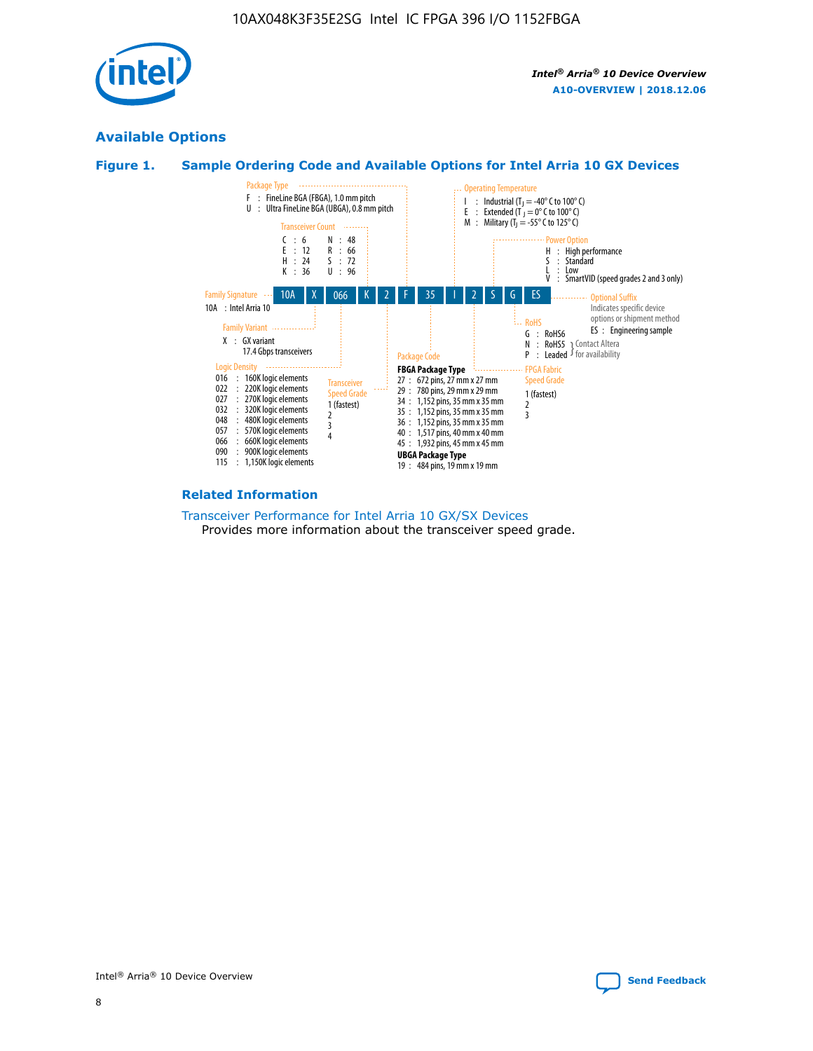## Available Options

### Figure 1. Sample Ordering Code and Available Options for Intel Arria 10 GX Devices

Sample ordering code: 10A X 066 K 2 F 35 I 2 S G ES

**Family Signature**
- 10A : Intel Arria 10

**Family Variant**
- X : GX variant 17.4 Gbps transceivers

**Logic Density**
- 016 : 160K logic elements
- 022 : 220K logic elements
- 027 : 270K logic elements
- 032 : 320K logic elements
- 048 : 480K logic elements
- 057 : 570K logic elements
- 066 : 660K logic elements
- 090 : 900K logic elements
- 115 : 1,150K logic elements

**Transceiver Count**
- C : 6
- E : 12
- H : 24
- K : 36
- N : 48
- R : 66
- S : 72
- U : 96

**Transceiver Speed Grade**
- 1 (fastest)
- 2
- 3
- 4

**Package Type**
- F : FineLine BGA (FBGA), 1.0 mm pitch
- U : Ultra FineLine BGA (UBGA), 0.8 mm pitch

**Package Code**

**FBGA Package Type**
- 27 : 672 pins, 27 mm x 27 mm
- 29 : 780 pins, 29 mm x 29 mm
- 34 : 1,152 pins, 35 mm x 35 mm
- 35 : 1,152 pins, 35 mm x 35 mm
- 36 : 1,152 pins, 35 mm x 35 mm
- 40 : 1,517 pins, 40 mm x 40 mm
- 45 : 1,932 pins, 45 mm x 45 mm

**UBGA Package Type**
- 19 : 484 pins, 19 mm x 19 mm

**Operating Temperature**
- I : Industrial ($T_J$ = -40° C to 100° C)
- E : Extended ($T_J$ = 0° C to 100° C)
- M : Military ($T_J$ = -55° C to 125° C)

**FPGA Fabric Speed Grade**
- 1 (fastest)
- 2
- 3

**Power Option**
- H : High performance
- S : Standard
- L : Low
- V : SmartVID (speed grades 2 and 3 only)

**RoHS**
- G : RoHS6
- N : RoHS5 (Contact Altera for availability)
- P : Leaded (Contact Altera for availability)

**Optional Suffix**

Indicates specific device options or shipment method
- ES : Engineering sample

### Related Information

Transceiver Performance for Intel Arria 10 GX/SX Devices

Provides more information about the transceiver speed grade.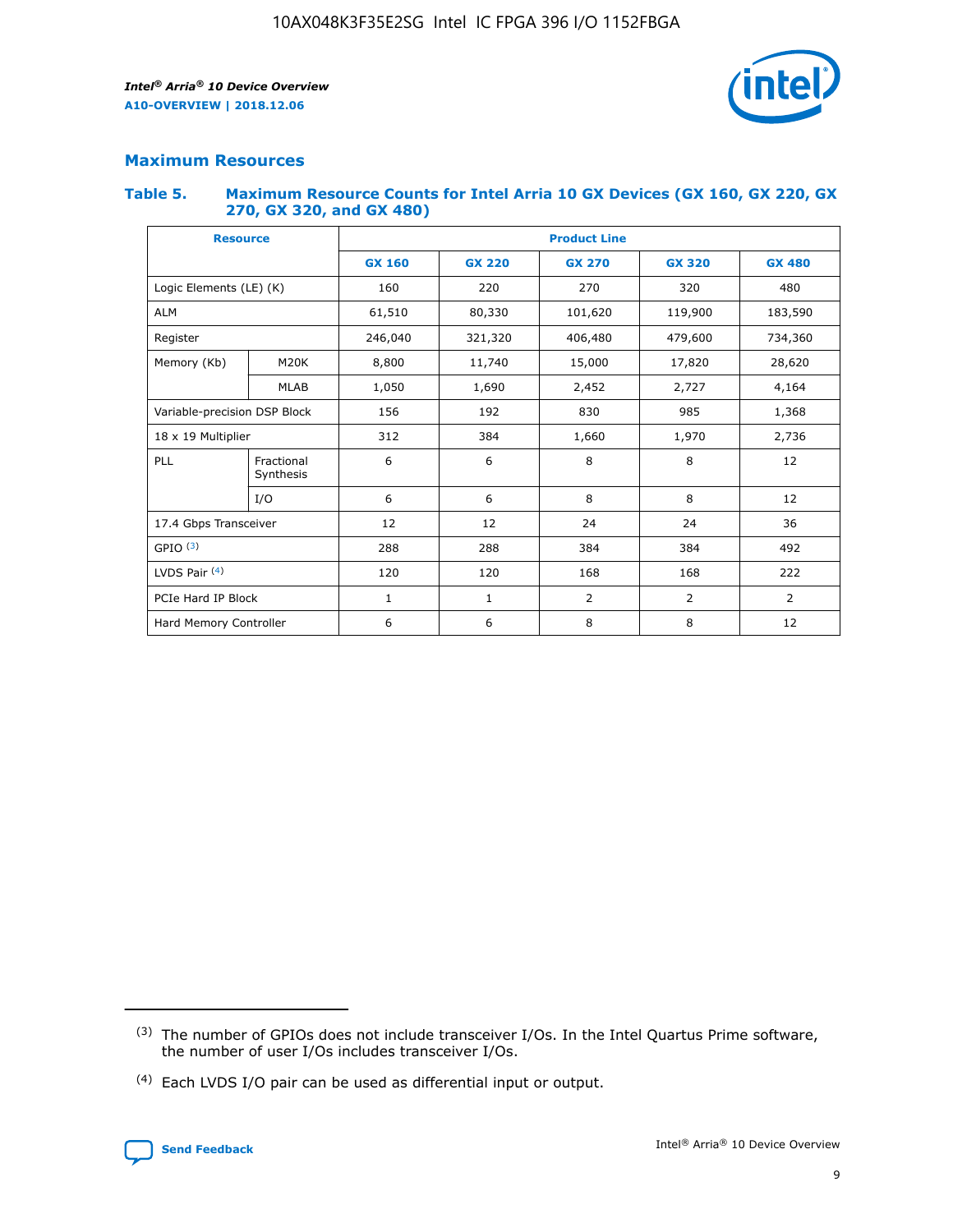## Maximum Resources

### Table 5. Maximum Resource Counts for Intel Arria 10 GX Devices (GX 160, GX 220, GX 270, GX 320, and GX 480)

| Resource | | Product Line | | | | |
|---|---|---|---|---|---|---|
| | | GX 160 | GX 220 | GX 270 | GX 320 | GX 480 |
| Logic Elements (LE) (K) | | 160 | 220 | 270 | 320 | 480 |
| ALM | | 61,510 | 80,330 | 101,620 | 119,900 | 183,590 |
| Register | | 246,040 | 321,320 | 406,480 | 479,600 | 734,360 |
| Memory (Kb) | M20K | 8,800 | 11,740 | 15,000 | 17,820 | 28,620 |
| | MLAB | 1,050 | 1,690 | 2,452 | 2,727 | 4,164 |
| Variable-precision DSP Block | | 156 | 192 | 830 | 985 | 1,368 |
| 18 x 19 Multiplier | | 312 | 384 | 1,660 | 1,970 | 2,736 |
| PLL | Fractional Synthesis | 6 | 6 | 8 | 8 | 12 |
| | I/O | 6 | 6 | 8 | 8 | 12 |
| 17.4 Gbps Transceiver | | 12 | 12 | 24 | 24 | 36 |
| GPIO [(3)] | | 288 | 288 | 384 | 384 | 492 |
| LVDS Pair [(4)] | | 120 | 120 | 168 | 168 | 222 |
| PCIe Hard IP Block | | 1 | 1 | 2 | 2 | 2 |
| Hard Memory Controller | | 6 | 6 | 8 | 8 | 12 |

(3) The number of GPIOs does not include transceiver I/Os. In the Intel Quartus Prime software, the number of user I/Os includes transceiver I/Os.

(4) Each LVDS I/O pair can be used as differential input or output.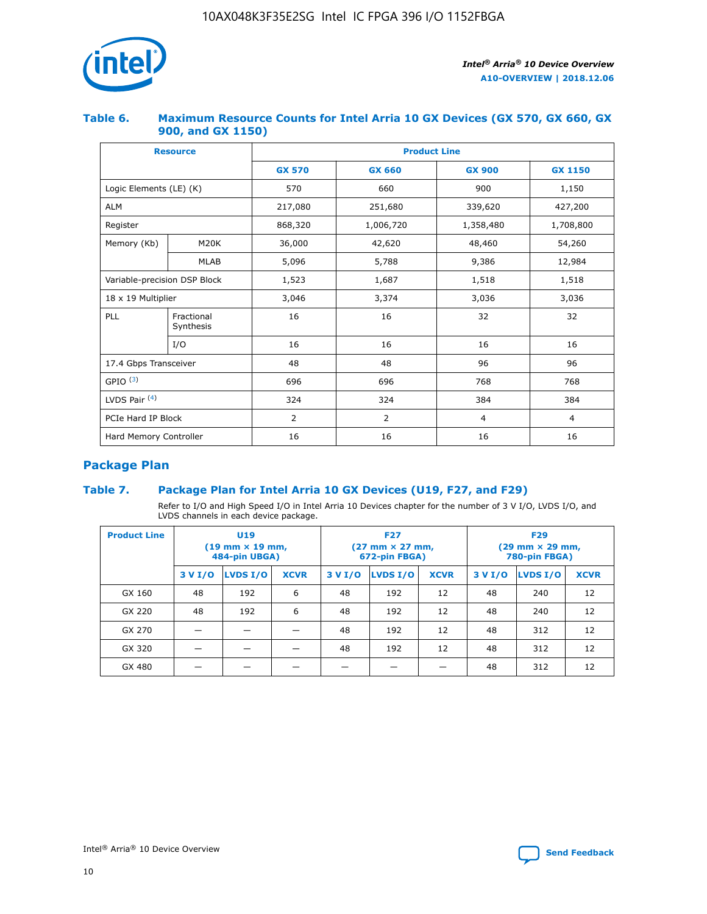### Table 6. Maximum Resource Counts for Intel Arria 10 GX Devices (GX 570, GX 660, GX 900, and GX 1150)

| Resource | | Product Line | | | |
|---|---|---|---|---|---|
| | | GX 570 | GX 660 | GX 900 | GX 1150 |
| Logic Elements (LE) (K) | | 570 | 660 | 900 | 1,150 |
| ALM | | 217,080 | 251,680 | 339,620 | 427,200 |
| Register | | 868,320 | 1,006,720 | 1,358,480 | 1,708,800 |
| Memory (Kb) | M20K | 36,000 | 42,620 | 48,460 | 54,260 |
| | MLAB | 5,096 | 5,788 | 9,386 | 12,984 |
| Variable-precision DSP Block | | 1,523 | 1,687 | 1,518 | 1,518 |
| 18 x 19 Multiplier | | 3,046 | 3,374 | 3,036 | 3,036 |
| PLL | Fractional Synthesis | 16 | 16 | 32 | 32 |
| | I/O | 16 | 16 | 16 | 16 |
| 17.4 Gbps Transceiver | | 48 | 48 | 96 | 96 |
| GPIO [(3)] | | 696 | 696 | 768 | 768 |
| LVDS Pair [(4)] | | 324 | 324 | 384 | 384 |
| PCIe Hard IP Block | | 2 | 2 | 4 | 4 |
| Hard Memory Controller | | 16 | 16 | 16 | 16 |

## Package Plan

### Table 7. Package Plan for Intel Arria 10 GX Devices (U19, F27, and F29)

Refer to I/O and High Speed I/O in Intel Arria 10 Devices chapter for the number of 3 V I/O, LVDS I/O, and LVDS channels in each device package.

| Product Line | U19 (19 mm × 19 mm, 484-pin UBGA) | | | F27 (27 mm × 27 mm, 672-pin FBGA) | | | F29 (29 mm × 29 mm, 780-pin FBGA) | | |
|---|---|---|---|---|---|---|---|---|---|
| | 3 V I/O | LVDS I/O | XCVR | 3 V I/O | LVDS I/O | XCVR | 3 V I/O | LVDS I/O | XCVR |
| GX 160 | 48 | 192 | 6 | 48 | 192 | 12 | 48 | 240 | 12 |
| GX 220 | 48 | 192 | 6 | 48 | 192 | 12 | 48 | 240 | 12 |
| GX 270 | — | — | — | 48 | 192 | 12 | 48 | 312 | 12 |
| GX 320 | — | — | — | 48 | 192 | 12 | 48 | 312 | 12 |
| GX 480 | — | — | — | — | — | — | 48 | 312 | 12 |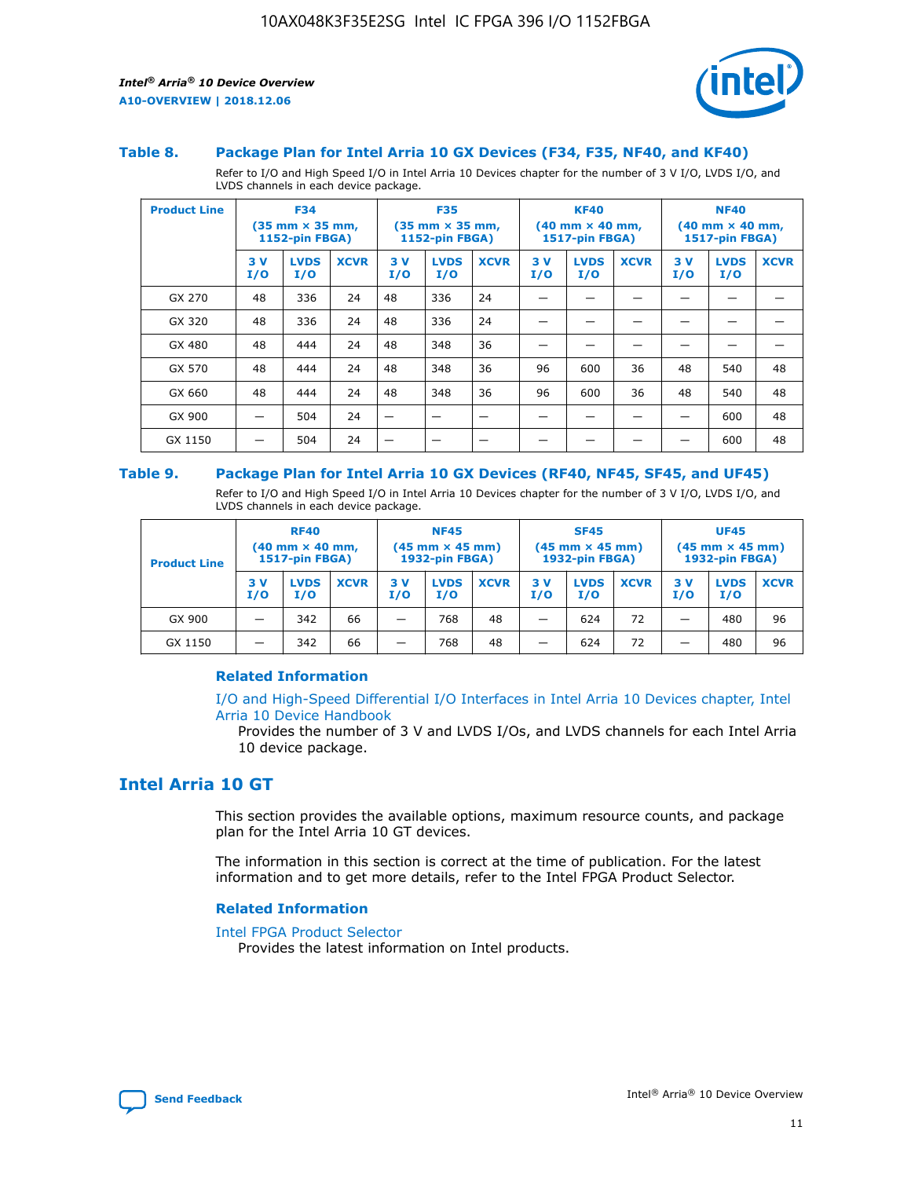### Table 8. Package Plan for Intel Arria 10 GX Devices (F34, F35, NF40, and KF40)

Refer to I/O and High Speed I/O in Intel Arria 10 Devices chapter for the number of 3 V I/O, LVDS I/O, and LVDS channels in each device package.

| Product Line | F34 (35 mm × 35 mm, 1152-pin FBGA) | | | F35 (35 mm × 35 mm, 1152-pin FBGA) | | | KF40 (40 mm × 40 mm, 1517-pin FBGA) | | | NF40 (40 mm × 40 mm, 1517-pin FBGA) | | |
|---|---|---|---|---|---|---|---|---|---|---|---|---|
| | 3 V I/O | LVDS I/O | XCVR | 3 V I/O | LVDS I/O | XCVR | 3 V I/O | LVDS I/O | XCVR | 3 V I/O | LVDS I/O | XCVR |
| GX 270 | 48 | 336 | 24 | 48 | 336 | 24 | — | — | — | — | — | — |
| GX 320 | 48 | 336 | 24 | 48 | 336 | 24 | — | — | — | — | — | — |
| GX 480 | 48 | 444 | 24 | 48 | 348 | 36 | — | — | — | — | — | — |
| GX 570 | 48 | 444 | 24 | 48 | 348 | 36 | 96 | 600 | 36 | 48 | 540 | 48 |
| GX 660 | 48 | 444 | 24 | 48 | 348 | 36 | 96 | 600 | 36 | 48 | 540 | 48 |
| GX 900 | — | 504 | 24 | — | — | — | — | — | — | — | 600 | 48 |
| GX 1150 | — | 504 | 24 | — | — | — | — | — | — | — | 600 | 48 |

### Table 9. Package Plan for Intel Arria 10 GX Devices (RF40, NF45, SF45, and UF45)

Refer to I/O and High Speed I/O in Intel Arria 10 Devices chapter for the number of 3 V I/O, LVDS I/O, and LVDS channels in each device package.

| Product Line | RF40 (40 mm × 40 mm, 1517-pin FBGA) | | | NF45 (45 mm × 45 mm) 1932-pin FBGA) | | | SF45 (45 mm × 45 mm) 1932-pin FBGA) | | | UF45 (45 mm × 45 mm) 1932-pin FBGA) | | |
|---|---|---|---|---|---|---|---|---|---|---|---|---|
| | 3 V I/O | LVDS I/O | XCVR | 3 V I/O | LVDS I/O | XCVR | 3 V I/O | LVDS I/O | XCVR | 3 V I/O | LVDS I/O | XCVR |
| GX 900 | — | 342 | 66 | — | 768 | 48 | — | 624 | 72 | — | 480 | 96 |
| GX 1150 | — | 342 | 66 | — | 768 | 48 | — | 624 | 72 | — | 480 | 96 |

#### Related Information

I/O and High-Speed Differential I/O Interfaces in Intel Arria 10 Devices chapter, Intel Arria 10 Device Handbook

Provides the number of 3 V and LVDS I/Os, and LVDS channels for each Intel Arria 10 device package.

## Intel Arria 10 GT

This section provides the available options, maximum resource counts, and package plan for the Intel Arria 10 GT devices.

The information in this section is correct at the time of publication. For the latest information and to get more details, refer to the Intel FPGA Product Selector.

#### Related Information

Intel FPGA Product Selector

Provides the latest information on Intel products.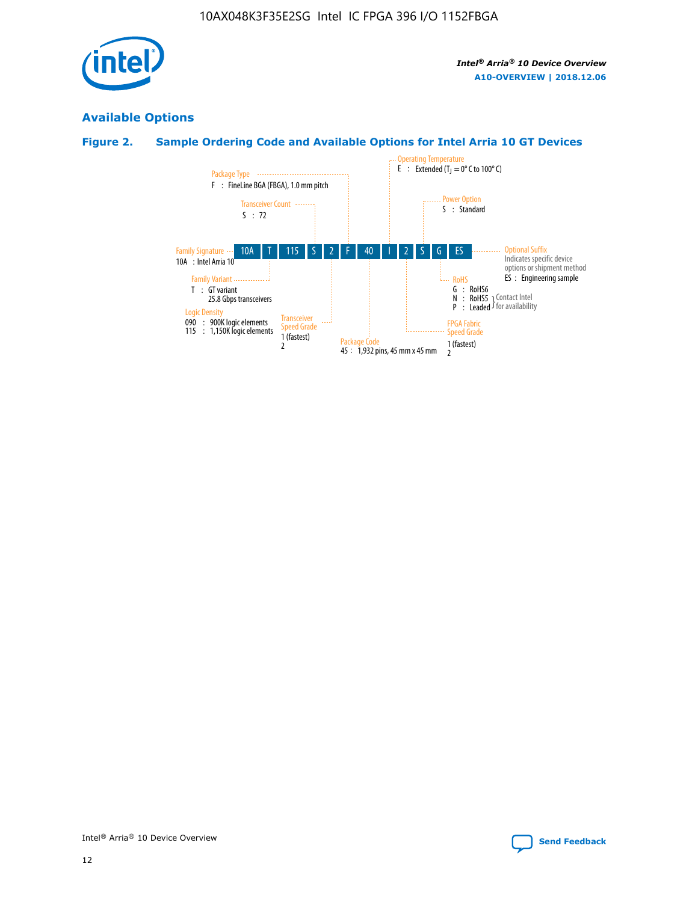## Available Options

### Figure 2. Sample Ordering Code and Available Options for Intel Arria 10 GT Devices

| 10A | T | 115 | S | 2 | F | 40 | I | 2 | S | G | ES |
|---|---|---|---|---|---|---|---|---|---|---|---|

**Family Signature**
10A : Intel Arria 10

**Family Variant**
T : GT variant
25.8 Gbps transceivers

**Logic Density**
090 : 900K logic elements
115 : 1,150K logic elements

**Transceiver Count**
S : 72

**Transceiver Speed Grade**
1 (fastest)
2

**Package Type**
F : FineLine BGA (FBGA), 1.0 mm pitch

**Package Code**
45 : 1,932 pins, 45 mm x 45 mm

**Operating Temperature**
E : Extended ($T_J$ = 0° C to 100° C)

**FPGA Fabric Speed Grade**
1 (fastest)
2

**Power Option**
S : Standard

**RoHS**
G : RoHS6
N : RoHS5 } Contact Intel for availability
P : Leaded } Contact Intel for availability

**Optional Suffix**
Indicates specific device options or shipment method
ES : Engineering sample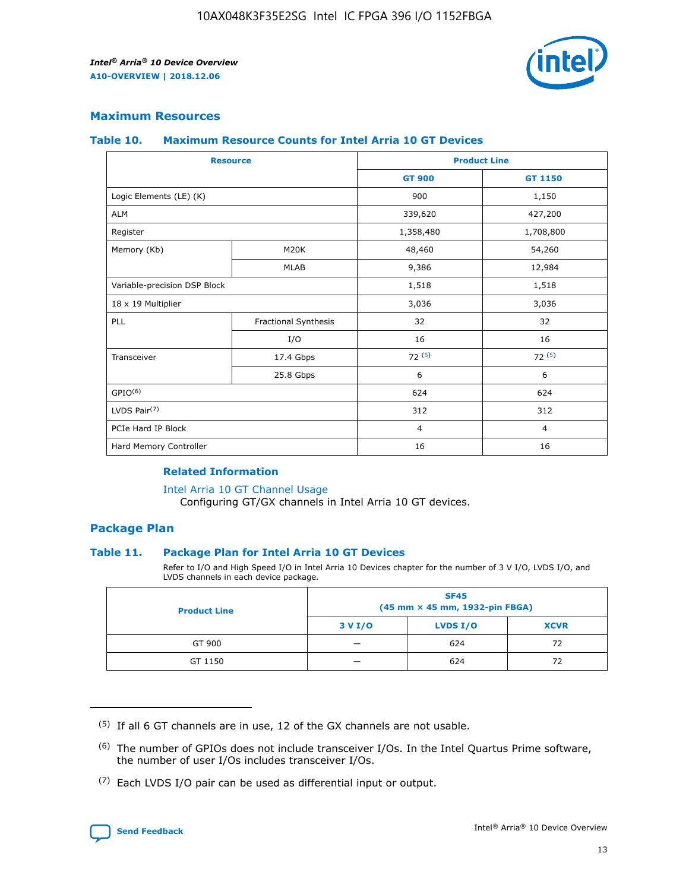## Maximum Resources

### Table 10. Maximum Resource Counts for Intel Arria 10 GT Devices

| Resource | | Product Line | |
|---|---|---|---|
| | | GT 900 | GT 1150 |
| Logic Elements (LE) (K) | | 900 | 1,150 |
| ALM | | 339,620 | 427,200 |
| Register | | 1,358,480 | 1,708,800 |
| Memory (Kb) | M20K | 48,460 | 54,260 |
| | MLAB | 9,386 | 12,984 |
| Variable-precision DSP Block | | 1,518 | 1,518 |
| 18 x 19 Multiplier | | 3,036 | 3,036 |
| PLL | Fractional Synthesis | 32 | 32 |
| | I/O | 16 | 16 |
| Transceiver | 17.4 Gbps | 72 (5) | 72 (5) |
| | 25.8 Gbps | 6 | 6 |
| GPIO(6) | | 624 | 624 |
| LVDS Pair(7) | | 312 | 312 |
| PCIe Hard IP Block | | 4 | 4 |
| Hard Memory Controller | | 16 | 16 |

#### Related Information

Intel Arria 10 GT Channel Usage
Configuring GT/GX channels in Intel Arria 10 GT devices.

## Package Plan

### Table 11. Package Plan for Intel Arria 10 GT Devices

Refer to I/O and High Speed I/O in Intel Arria 10 Devices chapter for the number of 3 V I/O, LVDS I/O, and LVDS channels in each device package.

| Product Line | SF45 (45 mm × 45 mm, 1932-pin FBGA) | | |
|---|---|---|---|
| | 3 V I/O | LVDS I/O | XCVR |
| GT 900 | — | 624 | 72 |
| GT 1150 | — | 624 | 72 |

(5) If all 6 GT channels are in use, 12 of the GX channels are not usable.

(6) The number of GPIOs does not include transceiver I/Os. In the Intel Quartus Prime software, the number of user I/Os includes transceiver I/Os.

(7) Each LVDS I/O pair can be used as differential input or output.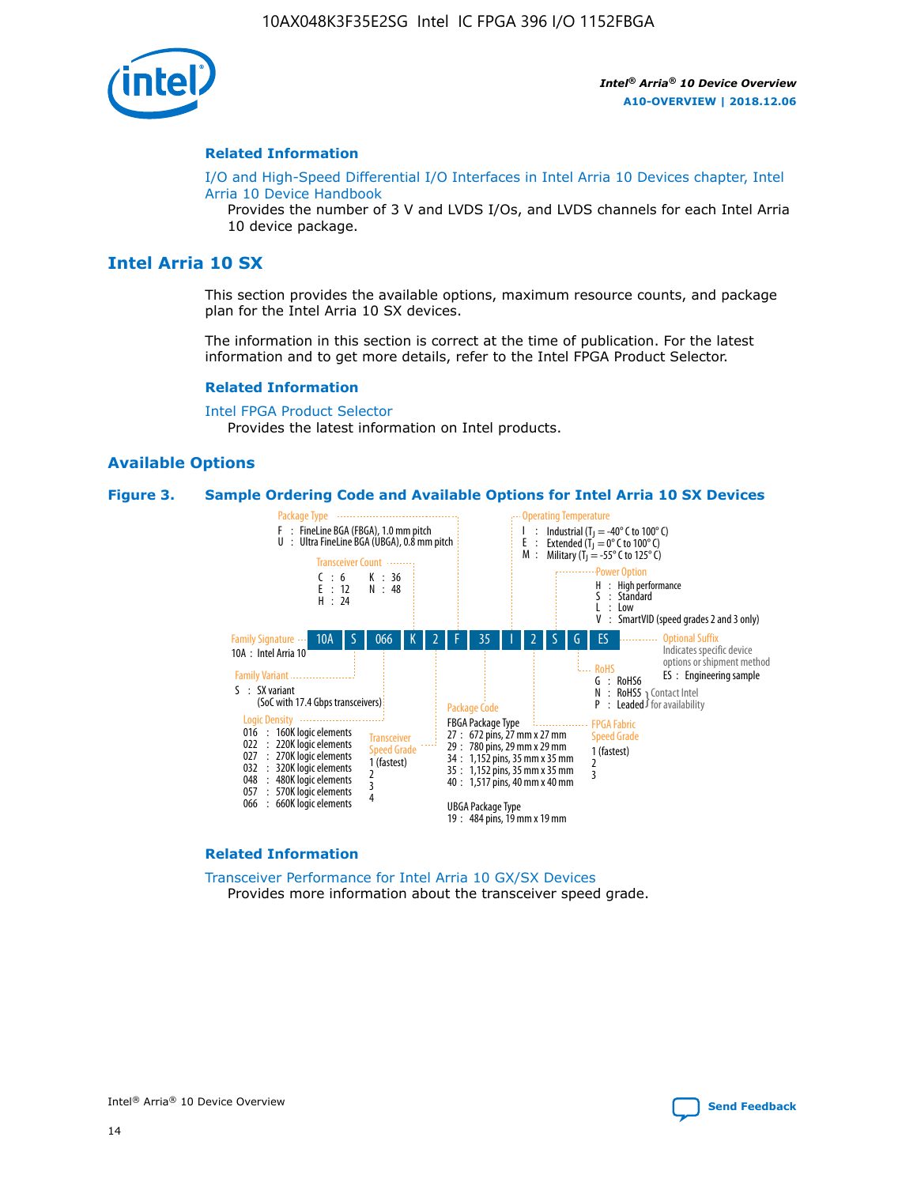## Related Information

I/O and High-Speed Differential I/O Interfaces in Intel Arria 10 Devices chapter, Intel Arria 10 Device Handbook

Provides the number of 3 V and LVDS I/Os, and LVDS channels for each Intel Arria 10 device package.

# Intel Arria 10 SX

This section provides the available options, maximum resource counts, and package plan for the Intel Arria 10 SX devices.

The information in this section is correct at the time of publication. For the latest information and to get more details, refer to the Intel FPGA Product Selector.

## Related Information

Intel FPGA Product Selector

Provides the latest information on Intel products.

## Available Options

**Figure 3. Sample Ordering Code and Available Options for Intel Arria 10 SX Devices**

Sample ordering code: 10A S 066 K 2 F 35 I 2 S G ES

**Family Signature**
- 10A : Intel Arria 10

**Family Variant**
- S : SX variant (SoC with 17.4 Gbps transceivers)

**Logic Density**
- 016 : 160K logic elements
- 022 : 220K logic elements
- 027 : 270K logic elements
- 032 : 320K logic elements
- 048 : 480K logic elements
- 057 : 570K logic elements
- 066 : 660K logic elements

**Transceiver Count**
- C : 6
- E : 12
- H : 24
- K : 36
- N : 48

**Transceiver Speed Grade**
- 1 (fastest)
- 2
- 3
- 4

**Package Type**
- F : FineLine BGA (FBGA), 1.0 mm pitch
- U : Ultra FineLine BGA (UBGA), 0.8 mm pitch

**Package Code**

FBGA Package Type
- 27 : 672 pins, 27 mm x 27 mm
- 29 : 780 pins, 29 mm x 29 mm
- 34 : 1,152 pins, 35 mm x 35 mm
- 35 : 1,152 pins, 35 mm x 35 mm
- 40 : 1,517 pins, 40 mm x 40 mm

UBGA Package Type
- 19 : 484 pins, 19 mm x 19 mm

**Operating Temperature**
- I : Industrial ($T_J$ = -40° C to 100° C)
- E : Extended ($T_J$ = 0° C to 100° C)
- M : Military ($T_J$ = -55° C to 125° C)

**FPGA Fabric Speed Grade**
- 1 (fastest)
- 2
- 3

**Power Option**
- H : High performance
- S : Standard
- L : Low
- V : SmartVID (speed grades 2 and 3 only)

**RoHS**
- G : RoHS6
- N : RoHS5 (Contact Intel for availability)
- P : Leaded (Contact Intel for availability)

**Optional Suffix**

Indicates specific device options or shipment method
- ES : Engineering sample

## Related Information

Transceiver Performance for Intel Arria 10 GX/SX Devices

Provides more information about the transceiver speed grade.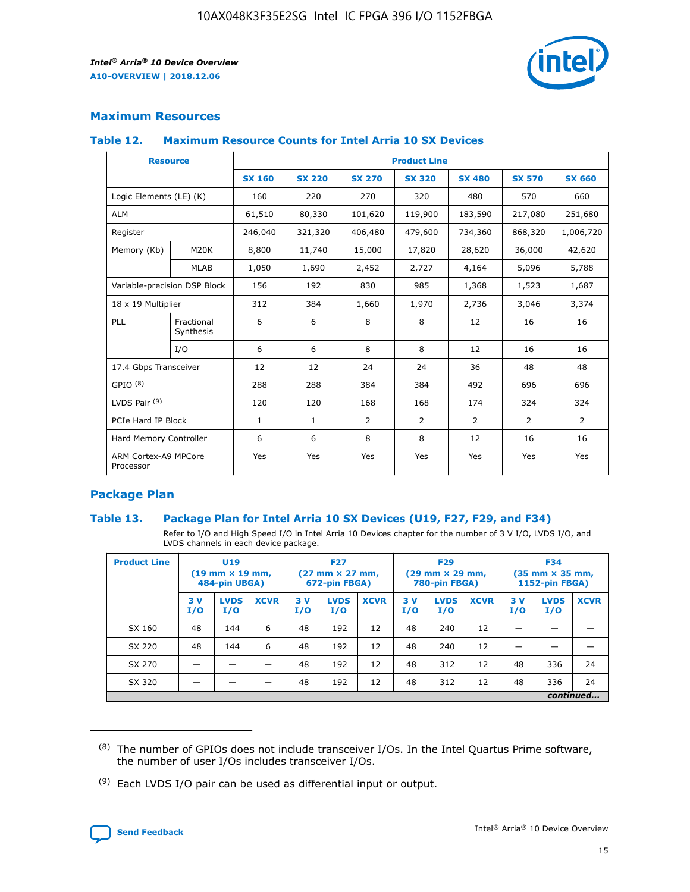## Maximum Resources

### Table 12. Maximum Resource Counts for Intel Arria 10 SX Devices

| Resource | | Product Line | | | | | | |
|---|---|---|---|---|---|---|---|---|
| | | SX 160 | SX 220 | SX 270 | SX 320 | SX 480 | SX 570 | SX 660 |
| Logic Elements (LE) (K) | | 160 | 220 | 270 | 320 | 480 | 570 | 660 |
| ALM | | 61,510 | 80,330 | 101,620 | 119,900 | 183,590 | 217,080 | 251,680 |
| Register | | 246,040 | 321,320 | 406,480 | 479,600 | 734,360 | 868,320 | 1,006,720 |
| Memory (Kb) | M20K | 8,800 | 11,740 | 15,000 | 17,820 | 28,620 | 36,000 | 42,620 |
| | MLAB | 1,050 | 1,690 | 2,452 | 2,727 | 4,164 | 5,096 | 5,788 |
| Variable-precision DSP Block | | 156 | 192 | 830 | 985 | 1,368 | 1,523 | 1,687 |
| 18 x 19 Multiplier | | 312 | 384 | 1,660 | 1,970 | 2,736 | 3,046 | 3,374 |
| PLL | Fractional Synthesis | 6 | 6 | 8 | 8 | 12 | 16 | 16 |
| | I/O | 6 | 6 | 8 | 8 | 12 | 16 | 16 |
| 17.4 Gbps Transceiver | | 12 | 12 | 24 | 24 | 36 | 48 | 48 |
| GPIO [8] | | 288 | 288 | 384 | 384 | 492 | 696 | 696 |
| LVDS Pair [9] | | 120 | 120 | 168 | 168 | 174 | 324 | 324 |
| PCIe Hard IP Block | | 1 | 1 | 2 | 2 | 2 | 2 | 2 |
| Hard Memory Controller | | 6 | 6 | 8 | 8 | 12 | 16 | 16 |
| ARM Cortex-A9 MPCore Processor | | Yes | Yes | Yes | Yes | Yes | Yes | Yes |

## Package Plan

### Table 13. Package Plan for Intel Arria 10 SX Devices (U19, F27, F29, and F34)

Refer to I/O and High Speed I/O in Intel Arria 10 Devices chapter for the number of 3 V I/O, LVDS I/O, and LVDS channels in each device package.

| Product Line | U19 (19 mm × 19 mm, 484-pin UBGA) | | | F27 (27 mm × 27 mm, 672-pin FBGA) | | | F29 (29 mm × 29 mm, 780-pin FBGA) | | | F34 (35 mm × 35 mm, 1152-pin FBGA) | | |
|---|---|---|---|---|---|---|---|---|---|---|---|---|
| | 3 V I/O | LVDS I/O | XCVR | 3 V I/O | LVDS I/O | XCVR | 3 V I/O | LVDS I/O | XCVR | 3 V I/O | LVDS I/O | XCVR |
| SX 160 | 48 | 144 | 6 | 48 | 192 | 12 | 48 | 240 | 12 | — | — | — |
| SX 220 | 48 | 144 | 6 | 48 | 192 | 12 | 48 | 240 | 12 | — | — | — |
| SX 270 | — | — | — | 48 | 192 | 12 | 48 | 312 | 12 | 48 | 336 | 24 |
| SX 320 | — | — | — | 48 | 192 | 12 | 48 | 312 | 12 | 48 | 336 | 24 |

*continued...*

(8) The number of GPIOs does not include transceiver I/Os. In the Intel Quartus Prime software, the number of user I/Os includes transceiver I/Os.

(9) Each LVDS I/O pair can be used as differential input or output.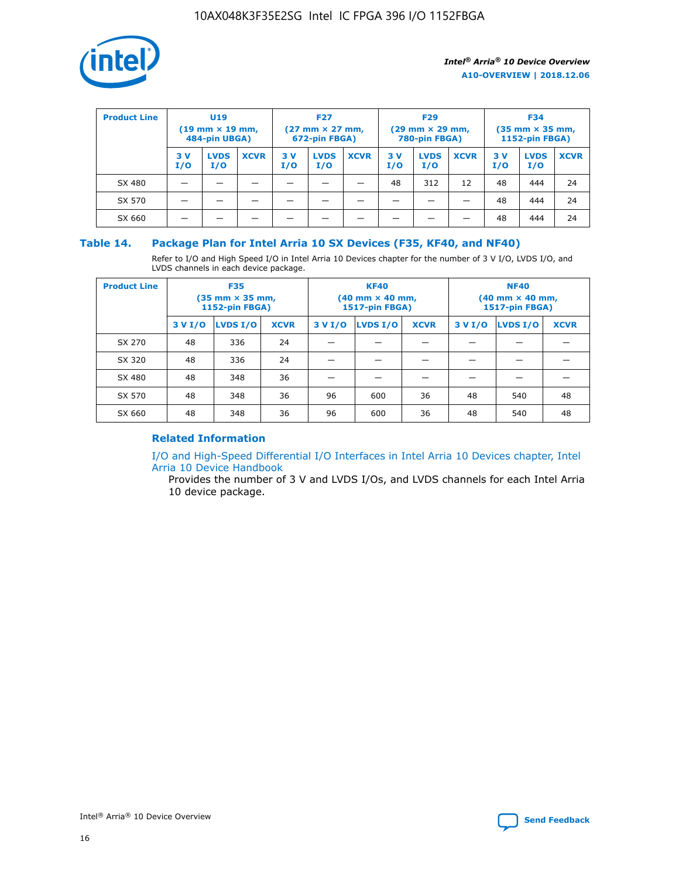| Product Line | U19 (19 mm × 19 mm, 484-pin UBGA) | | | F27 (27 mm × 27 mm, 672-pin FBGA) | | | F29 (29 mm × 29 mm, 780-pin FBGA) | | | F34 (35 mm × 35 mm, 1152-pin FBGA) | | |
|---|---|---|---|---|---|---|---|---|---|---|---|---|
| | 3 V I/O | LVDS I/O | XCVR | 3 V I/O | LVDS I/O | XCVR | 3 V I/O | LVDS I/O | XCVR | 3 V I/O | LVDS I/O | XCVR |
| SX 480 | — | — | — | — | — | — | 48 | 312 | 12 | 48 | 444 | 24 |
| SX 570 | — | — | — | — | — | — | — | — | — | 48 | 444 | 24 |
| SX 660 | — | — | — | — | — | — | — | — | — | 48 | 444 | 24 |

## Table 14. Package Plan for Intel Arria 10 SX Devices (F35, KF40, and NF40)

Refer to I/O and High Speed I/O in Intel Arria 10 Devices chapter for the number of 3 V I/O, LVDS I/O, and LVDS channels in each device package.

| Product Line | F35 (35 mm × 35 mm, 1152-pin FBGA) | | | KF40 (40 mm × 40 mm, 1517-pin FBGA) | | | NF40 (40 mm × 40 mm, 1517-pin FBGA) | | |
|---|---|---|---|---|---|---|---|---|---|
| | 3 V I/O | LVDS I/O | XCVR | 3 V I/O | LVDS I/O | XCVR | 3 V I/O | LVDS I/O | XCVR |
| SX 270 | 48 | 336 | 24 | — | — | — | — | — | — |
| SX 320 | 48 | 336 | 24 | — | — | — | — | — | — |
| SX 480 | 48 | 348 | 36 | — | — | — | — | — | — |
| SX 570 | 48 | 348 | 36 | 96 | 600 | 36 | 48 | 540 | 48 |
| SX 660 | 48 | 348 | 36 | 96 | 600 | 36 | 48 | 540 | 48 |

### Related Information

I/O and High-Speed Differential I/O Interfaces in Intel Arria 10 Devices chapter, Intel Arria 10 Device Handbook

Provides the number of 3 V and LVDS I/Os, and LVDS channels for each Intel Arria 10 device package.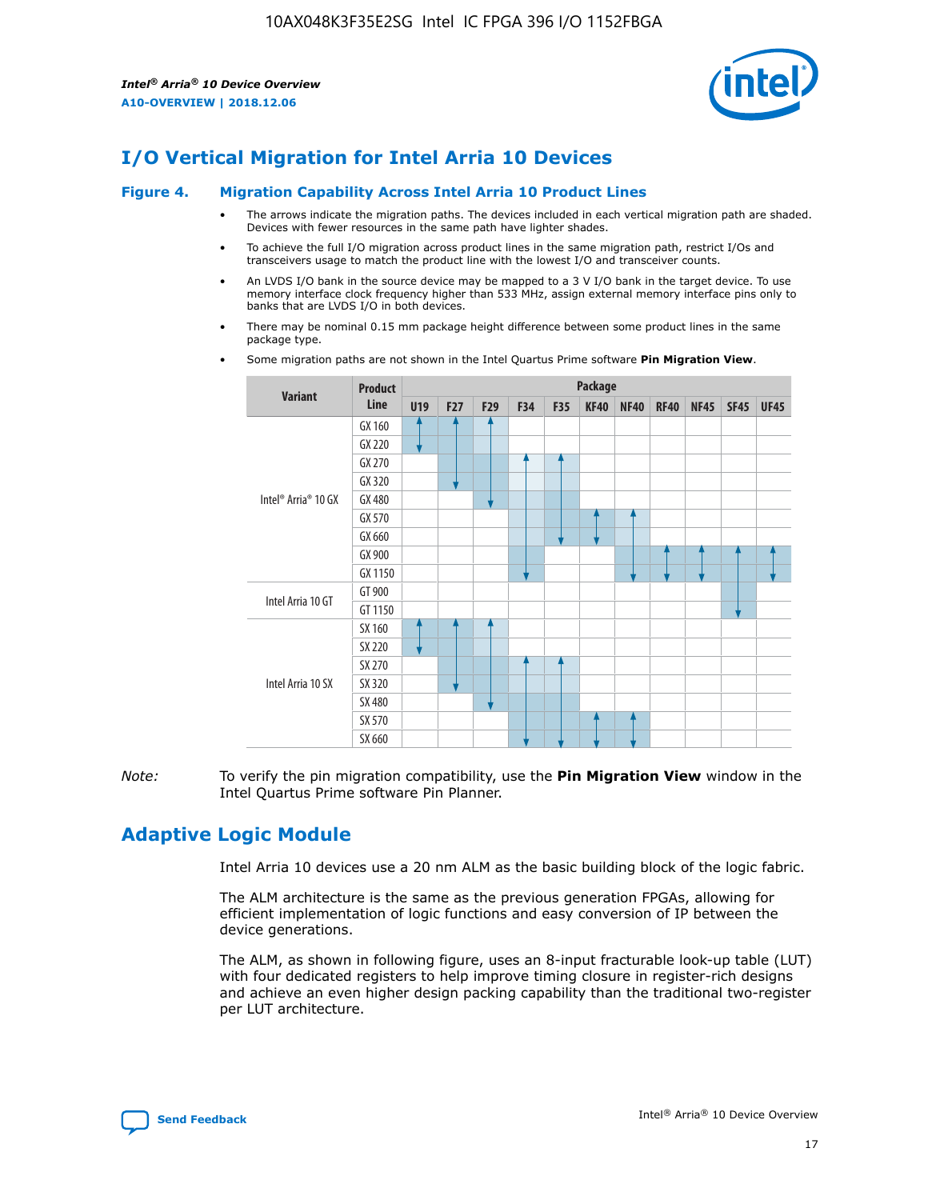# I/O Vertical Migration for Intel Arria 10 Devices

**Figure 4. Migration Capability Across Intel Arria 10 Product Lines**

- The arrows indicate the migration paths. The devices included in each vertical migration path are shaded. Devices with fewer resources in the same path have lighter shades.
- To achieve the full I/O migration across product lines in the same migration path, restrict I/Os and transceivers usage to match the product line with the lowest I/O and transceiver counts.
- An LVDS I/O bank in the source device may be mapped to a 3 V I/O bank in the target device. To use memory interface clock frequency higher than 533 MHz, assign external memory interface pins only to banks that are LVDS I/O in both devices.
- There may be nominal 0.15 mm package height difference between some product lines in the same package type.
- Some migration paths are not shown in the Intel Quartus Prime software **Pin Migration View**.

| Variant | Product Line | Package | | | | | | | | | | |
|---|---|---|---|---|---|---|---|---|---|---|---|---|
| | | U19 | F27 | F29 | F34 | F35 | KF40 | NF40 | RF40 | NF45 | SF45 | UF45 |
| Intel® Arria® 10 GX | GX 160 | | | | | | | | | | | |
| | GX 220 | | | | | | | | | | | |
| | GX 270 | | | | | | | | | | | |
| | GX 320 | | | | | | | | | | | |
| | GX 480 | | | | | | | | | | | |
| | GX 570 | | | | | | | | | | | |
| | GX 660 | | | | | | | | | | | |
| | GX 900 | | | | | | | | | | | |
| | GX 1150 | | | | | | | | | | | |
| Intel Arria 10 GT | GT 900 | | | | | | | | | | | |
| | GT 1150 | | | | | | | | | | | |
| Intel Arria 10 SX | SX 160 | | | | | | | | | | | |
| | SX 220 | | | | | | | | | | | |
| | SX 270 | | | | | | | | | | | |
| | SX 320 | | | | | | | | | | | |
| | SX 480 | | | | | | | | | | | |
| | SX 570 | | | | | | | | | | | |
| | SX 660 | | | | | | | | | | | |

*Note:* To verify the pin migration compatibility, use the **Pin Migration View** window in the Intel Quartus Prime software Pin Planner.

# Adaptive Logic Module

Intel Arria 10 devices use a 20 nm ALM as the basic building block of the logic fabric.

The ALM architecture is the same as the previous generation FPGAs, allowing for efficient implementation of logic functions and easy conversion of IP between the device generations.

The ALM, as shown in following figure, uses an 8-input fracturable look-up table (LUT) with four dedicated registers to help improve timing closure in register-rich designs and achieve an even higher design packing capability than the traditional two-register per LUT architecture.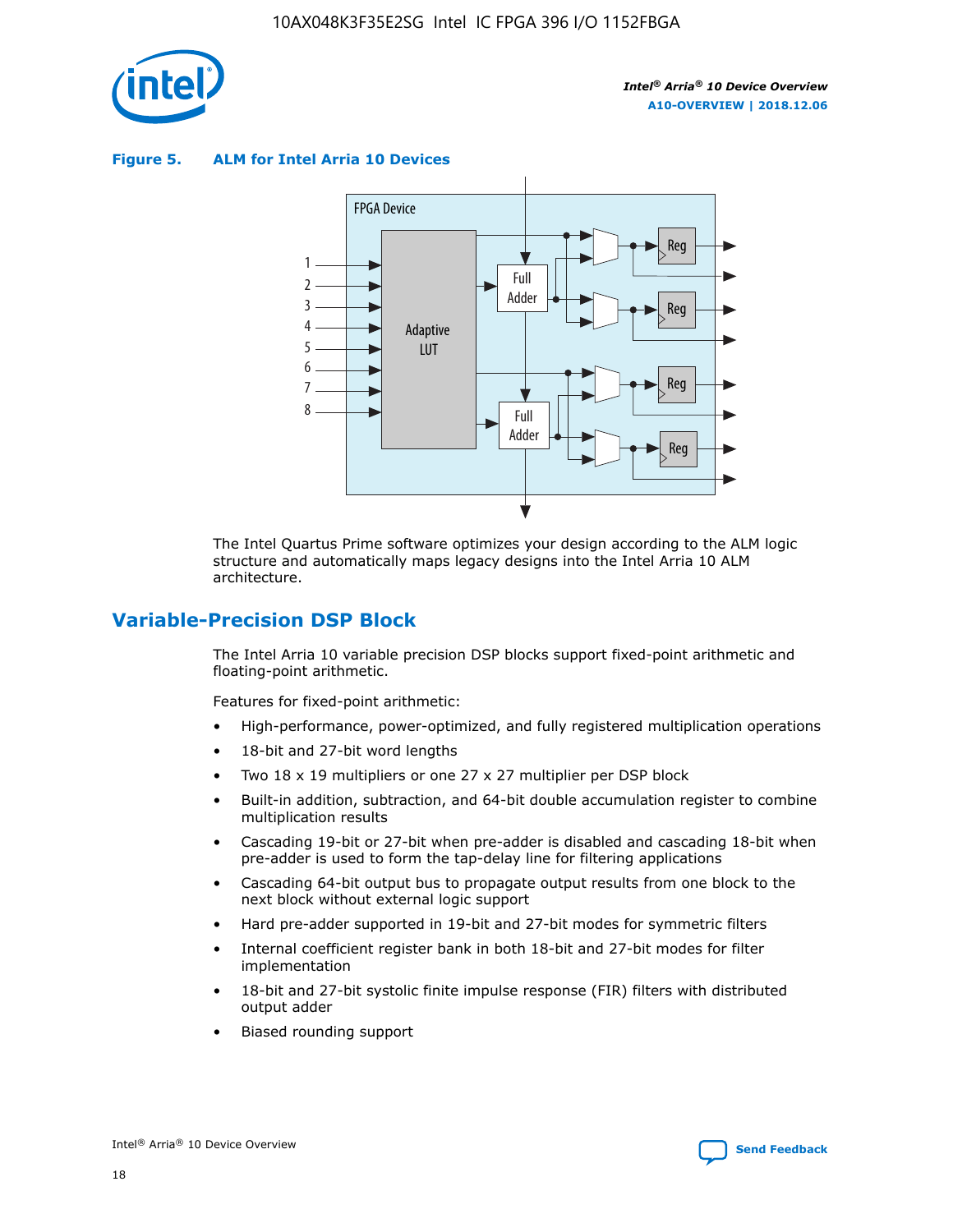**Figure 5. ALM for Intel Arria 10 Devices**

The Intel Quartus Prime software optimizes your design according to the ALM logic structure and automatically maps legacy designs into the Intel Arria 10 ALM architecture.

## Variable-Precision DSP Block

The Intel Arria 10 variable precision DSP blocks support fixed-point arithmetic and floating-point arithmetic.

Features for fixed-point arithmetic:

- High-performance, power-optimized, and fully registered multiplication operations
- 18-bit and 27-bit word lengths
- Two 18 x 19 multipliers or one 27 x 27 multiplier per DSP block
- Built-in addition, subtraction, and 64-bit double accumulation register to combine multiplication results
- Cascading 19-bit or 27-bit when pre-adder is disabled and cascading 18-bit when pre-adder is used to form the tap-delay line for filtering applications
- Cascading 64-bit output bus to propagate output results from one block to the next block without external logic support
- Hard pre-adder supported in 19-bit and 27-bit modes for symmetric filters
- Internal coefficient register bank in both 18-bit and 27-bit modes for filter implementation
- 18-bit and 27-bit systolic finite impulse response (FIR) filters with distributed output adder
- Biased rounding support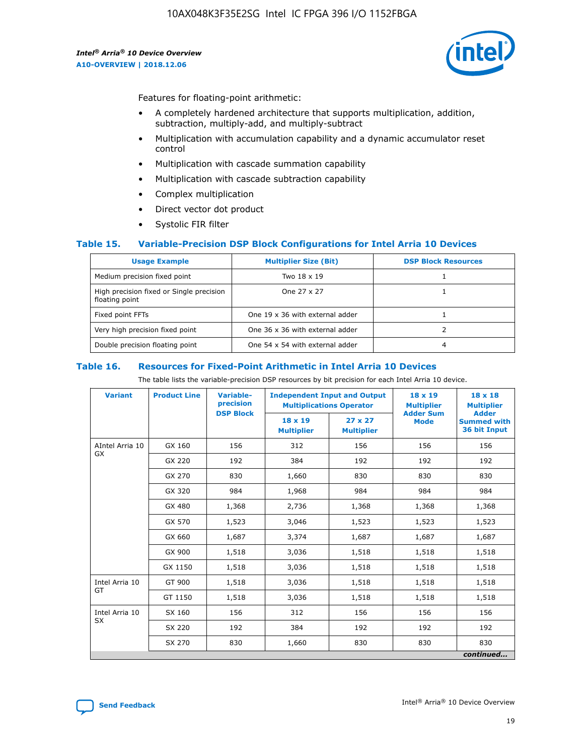Features for floating-point arithmetic:

- A completely hardened architecture that supports multiplication, addition, subtraction, multiply-add, and multiply-subtract
- Multiplication with accumulation capability and a dynamic accumulator reset control
- Multiplication with cascade summation capability
- Multiplication with cascade subtraction capability
- Complex multiplication
- Direct vector dot product
- Systolic FIR filter

### Table 15. Variable-Precision DSP Block Configurations for Intel Arria 10 Devices

| Usage Example | Multiplier Size (Bit) | DSP Block Resources |
|---|---|---|
| Medium precision fixed point | Two 18 x 19 | 1 |
| High precision fixed or Single precision floating point | One 27 x 27 | 1 |
| Fixed point FFTs | One 19 x 36 with external adder | 1 |
| Very high precision fixed point | One 36 x 36 with external adder | 2 |
| Double precision floating point | One 54 x 54 with external adder | 4 |

### Table 16. Resources for Fixed-Point Arithmetic in Intel Arria 10 Devices

The table lists the variable-precision DSP resources by bit precision for each Intel Arria 10 device.

| Variant | Product Line | Variable-precision DSP Block | Independent Input and Output Multiplications Operator | | 18 x 19 Multiplier Adder Sum Mode | 18 x 18 Multiplier Adder Summed with 36 bit Input |
|---|---|---|---|---|---|---|
| | | | 18 x 19 Multiplier | 27 x 27 Multiplier | | |
| AIntel Arria 10 GX | GX 160 | 156 | 312 | 156 | 156 | 156 |
| | GX 220 | 192 | 384 | 192 | 192 | 192 |
| | GX 270 | 830 | 1,660 | 830 | 830 | 830 |
| | GX 320 | 984 | 1,968 | 984 | 984 | 984 |
| | GX 480 | 1,368 | 2,736 | 1,368 | 1,368 | 1,368 |
| | GX 570 | 1,523 | 3,046 | 1,523 | 1,523 | 1,523 |
| | GX 660 | 1,687 | 3,374 | 1,687 | 1,687 | 1,687 |
| | GX 900 | 1,518 | 3,036 | 1,518 | 1,518 | 1,518 |
| | GX 1150 | 1,518 | 3,036 | 1,518 | 1,518 | 1,518 |
| Intel Arria 10 GT | GT 900 | 1,518 | 3,036 | 1,518 | 1,518 | 1,518 |
| | GT 1150 | 1,518 | 3,036 | 1,518 | 1,518 | 1,518 |
| Intel Arria 10 SX | SX 160 | 156 | 312 | 156 | 156 | 156 |
| | SX 220 | 192 | 384 | 192 | 192 | 192 |
| | SX 270 | 830 | 1,660 | 830 | 830 | 830 |

*continued...*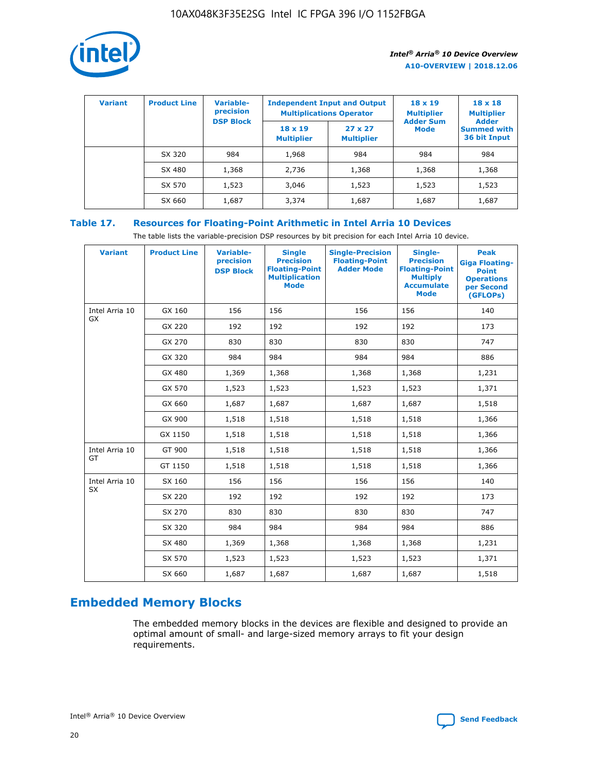| Variant | Product Line | Variable-precision DSP Block | Independent Input and Output Multiplications Operator | | 18 x 19 Multiplier Adder Sum Mode | 18 x 18 Multiplier Adder Summed with 36 bit Input |
|---|---|---|---|---|---|---|
| | | | 18 x 19 Multiplier | 27 x 27 Multiplier | | |
| | SX 320 | 984 | 1,968 | 984 | 984 | 984 |
| | SX 480 | 1,368 | 2,736 | 1,368 | 1,368 | 1,368 |
| | SX 570 | 1,523 | 3,046 | 1,523 | 1,523 | 1,523 |
| | SX 660 | 1,687 | 3,374 | 1,687 | 1,687 | 1,687 |

## Table 17. Resources for Floating-Point Arithmetic in Intel Arria 10 Devices

The table lists the variable-precision DSP resources by bit precision for each Intel Arria 10 device.

| Variant | Product Line | Variable-precision DSP Block | Single Precision Floating-Point Multiplication Mode | Single-Precision Floating-Point Adder Mode | Single-Precision Floating-Point Multiply Accumulate Mode | Peak Giga Floating-Point Operations per Second (GFLOPs) |
|---|---|---|---|---|---|---|
| Intel Arria 10 GX | GX 160 | 156 | 156 | 156 | 156 | 140 |
| | GX 220 | 192 | 192 | 192 | 192 | 173 |
| | GX 270 | 830 | 830 | 830 | 830 | 747 |
| | GX 320 | 984 | 984 | 984 | 984 | 886 |
| | GX 480 | 1,369 | 1,368 | 1,368 | 1,368 | 1,231 |
| | GX 570 | 1,523 | 1,523 | 1,523 | 1,523 | 1,371 |
| | GX 660 | 1,687 | 1,687 | 1,687 | 1,687 | 1,518 |
| | GX 900 | 1,518 | 1,518 | 1,518 | 1,518 | 1,366 |
| | GX 1150 | 1,518 | 1,518 | 1,518 | 1,518 | 1,366 |
| Intel Arria 10 GT | GT 900 | 1,518 | 1,518 | 1,518 | 1,518 | 1,366 |
| | GT 1150 | 1,518 | 1,518 | 1,518 | 1,518 | 1,366 |
| Intel Arria 10 SX | SX 160 | 156 | 156 | 156 | 156 | 140 |
| | SX 220 | 192 | 192 | 192 | 192 | 173 |
| | SX 270 | 830 | 830 | 830 | 830 | 747 |
| | SX 320 | 984 | 984 | 984 | 984 | 886 |
| | SX 480 | 1,369 | 1,368 | 1,368 | 1,368 | 1,231 |
| | SX 570 | 1,523 | 1,523 | 1,523 | 1,523 | 1,371 |
| | SX 660 | 1,687 | 1,687 | 1,687 | 1,687 | 1,518 |

# Embedded Memory Blocks

The embedded memory blocks in the devices are flexible and designed to provide an optimal amount of small- and large-sized memory arrays to fit your design requirements.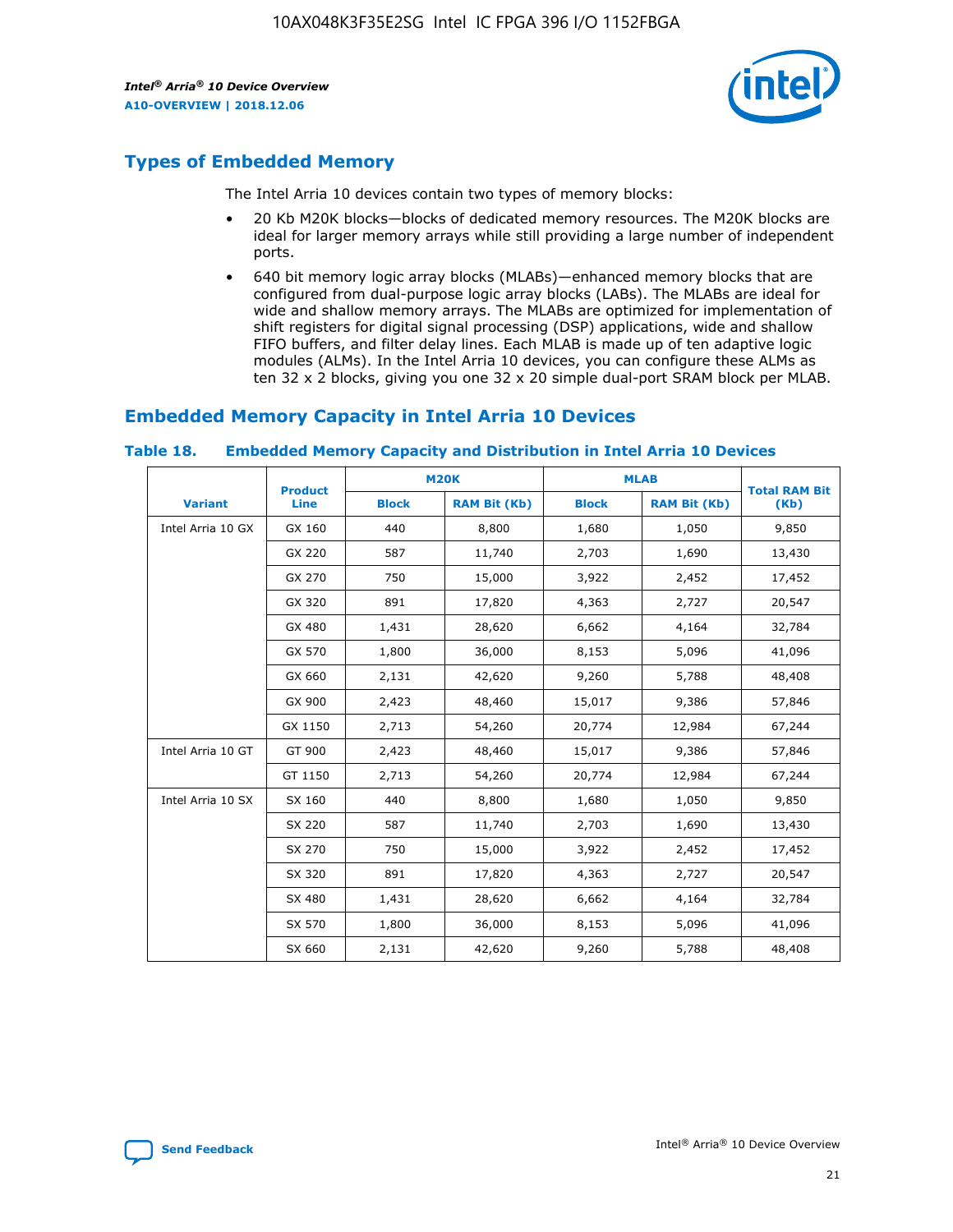## Types of Embedded Memory

The Intel Arria 10 devices contain two types of memory blocks:

- 20 Kb M20K blocks—blocks of dedicated memory resources. The M20K blocks are ideal for larger memory arrays while still providing a large number of independent ports.
- 640 bit memory logic array blocks (MLABs)—enhanced memory blocks that are configured from dual-purpose logic array blocks (LABs). The MLABs are ideal for wide and shallow memory arrays. The MLABs are optimized for implementation of shift registers for digital signal processing (DSP) applications, wide and shallow FIFO buffers, and filter delay lines. Each MLAB is made up of ten adaptive logic modules (ALMs). In the Intel Arria 10 devices, you can configure these ALMs as ten 32 x 2 blocks, giving you one 32 x 20 simple dual-port SRAM block per MLAB.

## Embedded Memory Capacity in Intel Arria 10 Devices

**Table 18. Embedded Memory Capacity and Distribution in Intel Arria 10 Devices**

| Variant | Product Line | M20K | | MLAB | | Total RAM Bit (Kb) |
|---|---|---|---|---|---|---|
| | | Block | RAM Bit (Kb) | Block | RAM Bit (Kb) | |
| Intel Arria 10 GX | GX 160 | 440 | 8,800 | 1,680 | 1,050 | 9,850 |
| | GX 220 | 587 | 11,740 | 2,703 | 1,690 | 13,430 |
| | GX 270 | 750 | 15,000 | 3,922 | 2,452 | 17,452 |
| | GX 320 | 891 | 17,820 | 4,363 | 2,727 | 20,547 |
| | GX 480 | 1,431 | 28,620 | 6,662 | 4,164 | 32,784 |
| | GX 570 | 1,800 | 36,000 | 8,153 | 5,096 | 41,096 |
| | GX 660 | 2,131 | 42,620 | 9,260 | 5,788 | 48,408 |
| | GX 900 | 2,423 | 48,460 | 15,017 | 9,386 | 57,846 |
| | GX 1150 | 2,713 | 54,260 | 20,774 | 12,984 | 67,244 |
| Intel Arria 10 GT | GT 900 | 2,423 | 48,460 | 15,017 | 9,386 | 57,846 |
| | GT 1150 | 2,713 | 54,260 | 20,774 | 12,984 | 67,244 |
| Intel Arria 10 SX | SX 160 | 440 | 8,800 | 1,680 | 1,050 | 9,850 |
| | SX 220 | 587 | 11,740 | 2,703 | 1,690 | 13,430 |
| | SX 270 | 750 | 15,000 | 3,922 | 2,452 | 17,452 |
| | SX 320 | 891 | 17,820 | 4,363 | 2,727 | 20,547 |
| | SX 480 | 1,431 | 28,620 | 6,662 | 4,164 | 32,784 |
| | SX 570 | 1,800 | 36,000 | 8,153 | 5,096 | 41,096 |
| | SX 660 | 2,131 | 42,620 | 9,260 | 5,788 | 48,408 |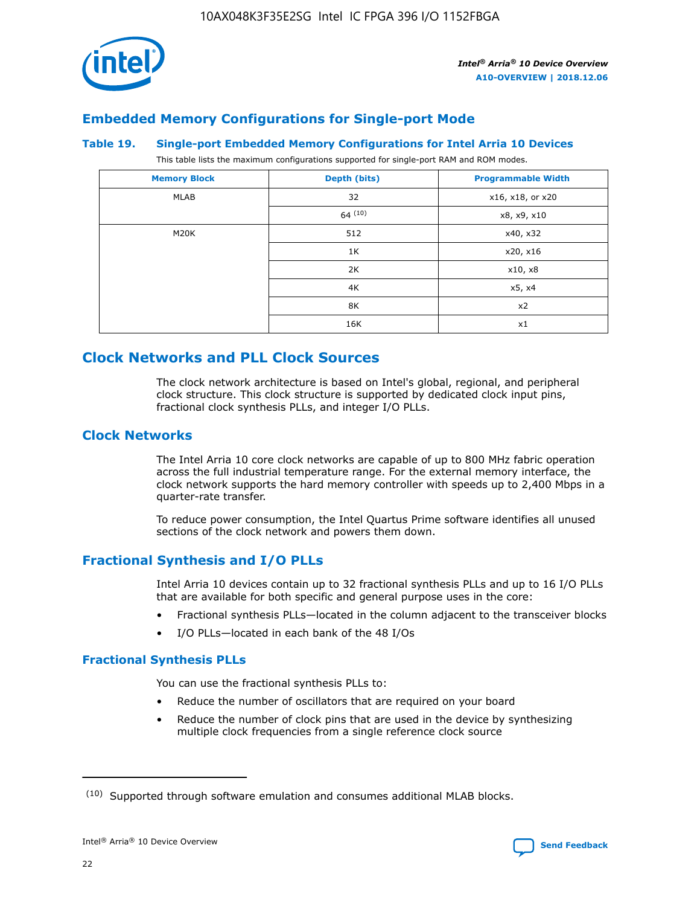## Embedded Memory Configurations for Single-port Mode

### Table 19. Single-port Embedded Memory Configurations for Intel Arria 10 Devices

This table lists the maximum configurations supported for single-port RAM and ROM modes.

| Memory Block | Depth (bits) | Programmable Width |
|---|---|---|
| MLAB | 32 | x16, x18, or x20 |
| | 64 [10] | x8, x9, x10 |
| M20K | 512 | x40, x32 |
| | 1K | x20, x16 |
| | 2K | x10, x8 |
| | 4K | x5, x4 |
| | 8K | x2 |
| | 16K | x1 |

# Clock Networks and PLL Clock Sources

The clock network architecture is based on Intel's global, regional, and peripheral clock structure. This clock structure is supported by dedicated clock input pins, fractional clock synthesis PLLs, and integer I/O PLLs.

## Clock Networks

The Intel Arria 10 core clock networks are capable of up to 800 MHz fabric operation across the full industrial temperature range. For the external memory interface, the clock network supports the hard memory controller with speeds up to 2,400 Mbps in a quarter-rate transfer.

To reduce power consumption, the Intel Quartus Prime software identifies all unused sections of the clock network and powers them down.

## Fractional Synthesis and I/O PLLs

Intel Arria 10 devices contain up to 32 fractional synthesis PLLs and up to 16 I/O PLLs that are available for both specific and general purpose uses in the core:

- Fractional synthesis PLLs—located in the column adjacent to the transceiver blocks
- I/O PLLs—located in each bank of the 48 I/Os

### Fractional Synthesis PLLs

You can use the fractional synthesis PLLs to:

- Reduce the number of oscillators that are required on your board
- Reduce the number of clock pins that are used in the device by synthesizing multiple clock frequencies from a single reference clock source

(10) Supported through software emulation and consumes additional MLAB blocks.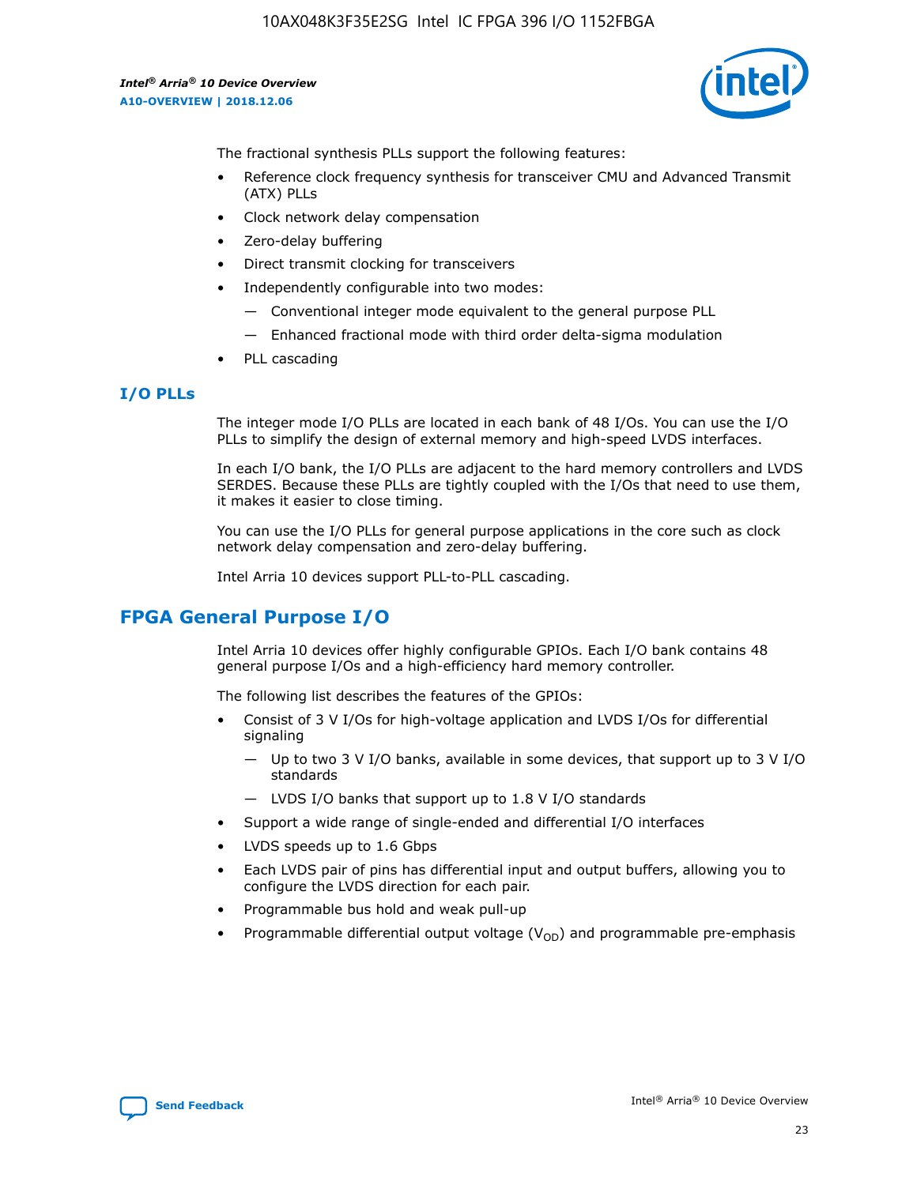The fractional synthesis PLLs support the following features:

- Reference clock frequency synthesis for transceiver CMU and Advanced Transmit (ATX) PLLs
- Clock network delay compensation
- Zero-delay buffering
- Direct transmit clocking for transceivers
- Independently configurable into two modes:
  - — Conventional integer mode equivalent to the general purpose PLL
  - — Enhanced fractional mode with third order delta-sigma modulation
- PLL cascading

### I/O PLLs

The integer mode I/O PLLs are located in each bank of 48 I/Os. You can use the I/O PLLs to simplify the design of external memory and high-speed LVDS interfaces.

In each I/O bank, the I/O PLLs are adjacent to the hard memory controllers and LVDS SERDES. Because these PLLs are tightly coupled with the I/Os that need to use them, it makes it easier to close timing.

You can use the I/O PLLs for general purpose applications in the core such as clock network delay compensation and zero-delay buffering.

Intel Arria 10 devices support PLL-to-PLL cascading.

## FPGA General Purpose I/O

Intel Arria 10 devices offer highly configurable GPIOs. Each I/O bank contains 48 general purpose I/Os and a high-efficiency hard memory controller.

The following list describes the features of the GPIOs:

- Consist of 3 V I/Os for high-voltage application and LVDS I/Os for differential signaling
  - — Up to two 3 V I/O banks, available in some devices, that support up to 3 V I/O standards
  - — LVDS I/O banks that support up to 1.8 V I/O standards
- Support a wide range of single-ended and differential I/O interfaces
- LVDS speeds up to 1.6 Gbps
- Each LVDS pair of pins has differential input and output buffers, allowing you to configure the LVDS direction for each pair.
- Programmable bus hold and weak pull-up
- Programmable differential output voltage ($V_{OD}$) and programmable pre-emphasis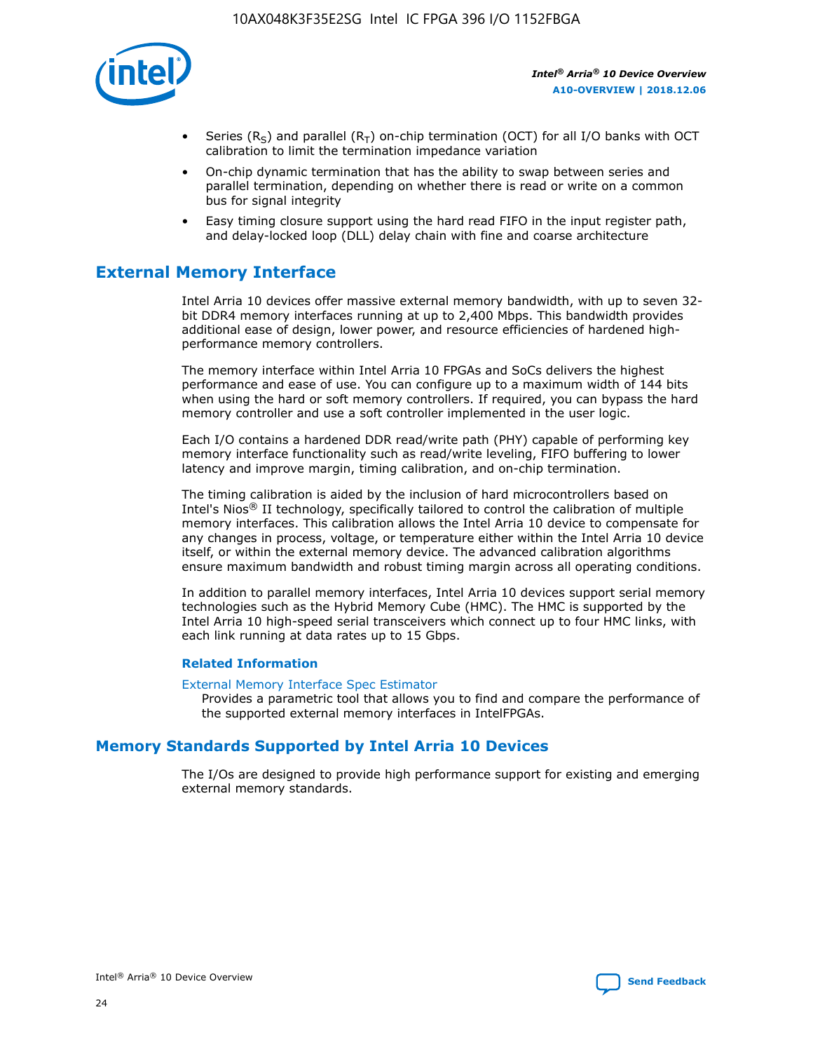- Series ($R_S$) and parallel ($R_T$) on-chip termination (OCT) for all I/O banks with OCT calibration to limit the termination impedance variation
- On-chip dynamic termination that has the ability to swap between series and parallel termination, depending on whether there is read or write on a common bus for signal integrity
- Easy timing closure support using the hard read FIFO in the input register path, and delay-locked loop (DLL) delay chain with fine and coarse architecture

## External Memory Interface

Intel Arria 10 devices offer massive external memory bandwidth, with up to seven 32-bit DDR4 memory interfaces running at up to 2,400 Mbps. This bandwidth provides additional ease of design, lower power, and resource efficiencies of hardened high-performance memory controllers.

The memory interface within Intel Arria 10 FPGAs and SoCs delivers the highest performance and ease of use. You can configure up to a maximum width of 144 bits when using the hard or soft memory controllers. If required, you can bypass the hard memory controller and use a soft controller implemented in the user logic.

Each I/O contains a hardened DDR read/write path (PHY) capable of performing key memory interface functionality such as read/write leveling, FIFO buffering to lower latency and improve margin, timing calibration, and on-chip termination.

The timing calibration is aided by the inclusion of hard microcontrollers based on Intel's Nios® II technology, specifically tailored to control the calibration of multiple memory interfaces. This calibration allows the Intel Arria 10 device to compensate for any changes in process, voltage, or temperature either within the Intel Arria 10 device itself, or within the external memory device. The advanced calibration algorithms ensure maximum bandwidth and robust timing margin across all operating conditions.

In addition to parallel memory interfaces, Intel Arria 10 devices support serial memory technologies such as the Hybrid Memory Cube (HMC). The HMC is supported by the Intel Arria 10 high-speed serial transceivers which connect up to four HMC links, with each link running at data rates up to 15 Gbps.

### Related Information

External Memory Interface Spec Estimator
Provides a parametric tool that allows you to find and compare the performance of the supported external memory interfaces in IntelFPGAs.

## Memory Standards Supported by Intel Arria 10 Devices

The I/Os are designed to provide high performance support for existing and emerging external memory standards.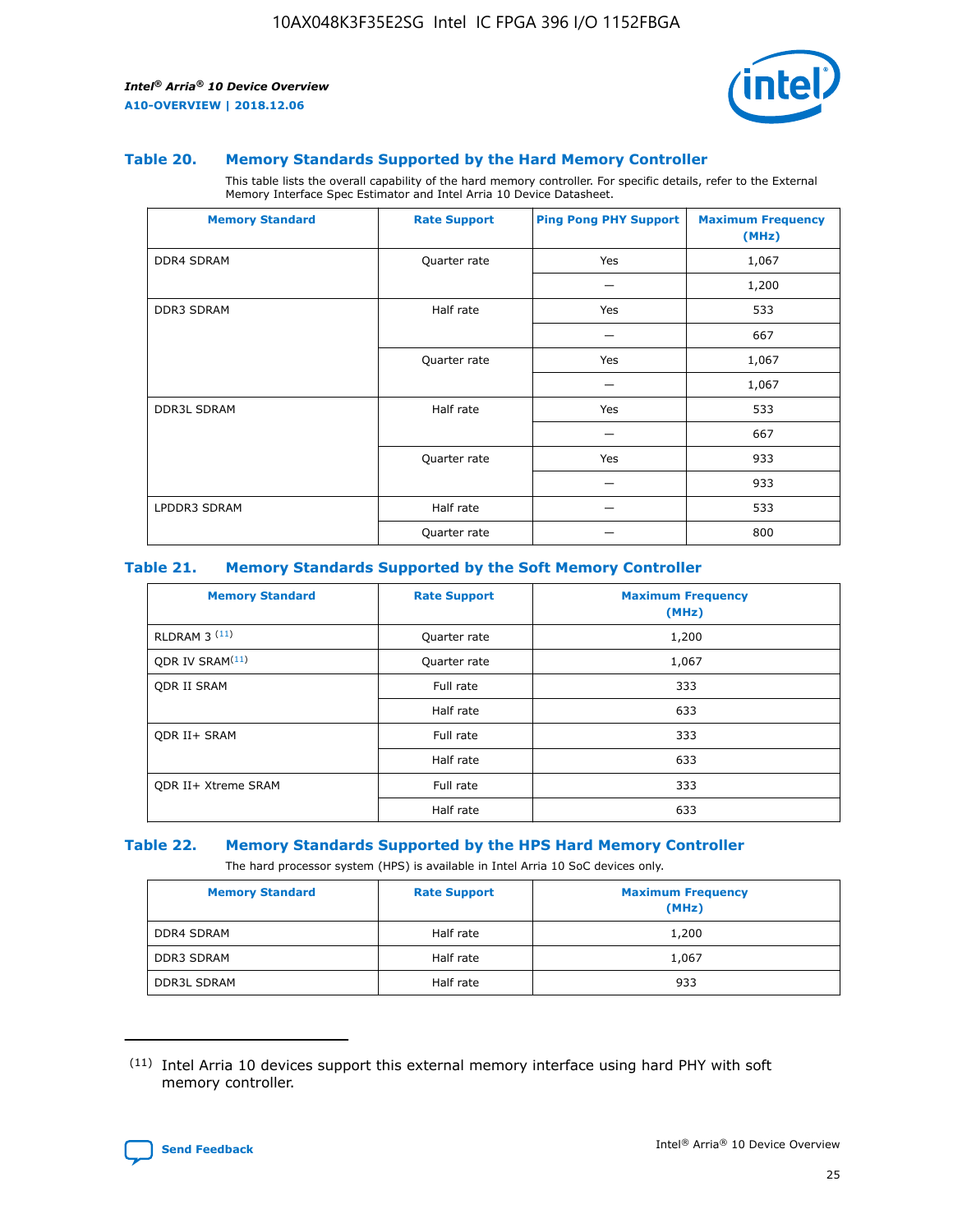### Table 20. Memory Standards Supported by the Hard Memory Controller

This table lists the overall capability of the hard memory controller. For specific details, refer to the External Memory Interface Spec Estimator and Intel Arria 10 Device Datasheet.

| Memory Standard | Rate Support | Ping Pong PHY Support | Maximum Frequency (MHz) |
|---|---|---|---|
| DDR4 SDRAM | Quarter rate | Yes | 1,067 |
| | | — | 1,200 |
| DDR3 SDRAM | Half rate | Yes | 533 |
| | | — | 667 |
| | Quarter rate | Yes | 1,067 |
| | | — | 1,067 |
| DDR3L SDRAM | Half rate | Yes | 533 |
| | | — | 667 |
| | Quarter rate | Yes | 933 |
| | | — | 933 |
| LPDDR3 SDRAM | Half rate | — | 533 |
| | Quarter rate | — | 800 |

### Table 21. Memory Standards Supported by the Soft Memory Controller

| Memory Standard | Rate Support | Maximum Frequency (MHz) |
|---|---|---|
| RLDRAM 3 [(11)] | Quarter rate | 1,200 |
| QDR IV SRAM[(11)] | Quarter rate | 1,067 |
| QDR II SRAM | Full rate | 333 |
| | Half rate | 633 |
| QDR II+ SRAM | Full rate | 333 |
| | Half rate | 633 |
| QDR II+ Xtreme SRAM | Full rate | 333 |
| | Half rate | 633 |

### Table 22. Memory Standards Supported by the HPS Hard Memory Controller

The hard processor system (HPS) is available in Intel Arria 10 SoC devices only.

| Memory Standard | Rate Support | Maximum Frequency (MHz) |
|---|---|---|
| DDR4 SDRAM | Half rate | 1,200 |
| DDR3 SDRAM | Half rate | 1,067 |
| DDR3L SDRAM | Half rate | 933 |

(11) Intel Arria 10 devices support this external memory interface using hard PHY with soft memory controller.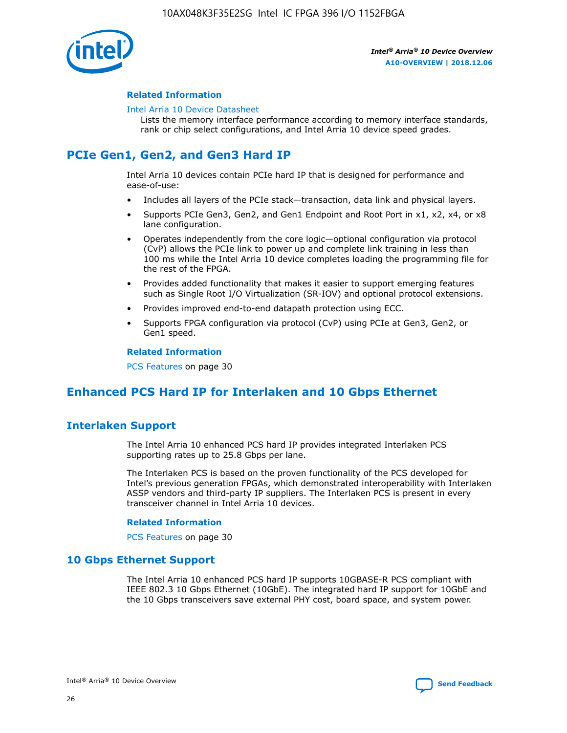### Related Information

Intel Arria 10 Device Datasheet

Lists the memory interface performance according to memory interface standards, rank or chip select configurations, and Intel Arria 10 device speed grades.

## PCIe Gen1, Gen2, and Gen3 Hard IP

Intel Arria 10 devices contain PCIe hard IP that is designed for performance and ease-of-use:

- Includes all layers of the PCIe stack—transaction, data link and physical layers.
- Supports PCIe Gen3, Gen2, and Gen1 Endpoint and Root Port in x1, x2, x4, or x8 lane configuration.
- Operates independently from the core logic—optional configuration via protocol (CvP) allows the PCIe link to power up and complete link training in less than 100 ms while the Intel Arria 10 device completes loading the programming file for the rest of the FPGA.
- Provides added functionality that makes it easier to support emerging features such as Single Root I/O Virtualization (SR-IOV) and optional protocol extensions.
- Provides improved end-to-end datapath protection using ECC.
- Supports FPGA configuration via protocol (CvP) using PCIe at Gen3, Gen2, or Gen1 speed.

### Related Information

PCS Features on page 30

## Enhanced PCS Hard IP for Interlaken and 10 Gbps Ethernet

## Interlaken Support

The Intel Arria 10 enhanced PCS hard IP provides integrated Interlaken PCS supporting rates up to 25.8 Gbps per lane.

The Interlaken PCS is based on the proven functionality of the PCS developed for Intel's previous generation FPGAs, which demonstrated interoperability with Interlaken ASSP vendors and third-party IP suppliers. The Interlaken PCS is present in every transceiver channel in Intel Arria 10 devices.

### Related Information

PCS Features on page 30

## 10 Gbps Ethernet Support

The Intel Arria 10 enhanced PCS hard IP supports 10GBASE-R PCS compliant with IEEE 802.3 10 Gbps Ethernet (10GbE). The integrated hard IP support for 10GbE and the 10 Gbps transceivers save external PHY cost, board space, and system power.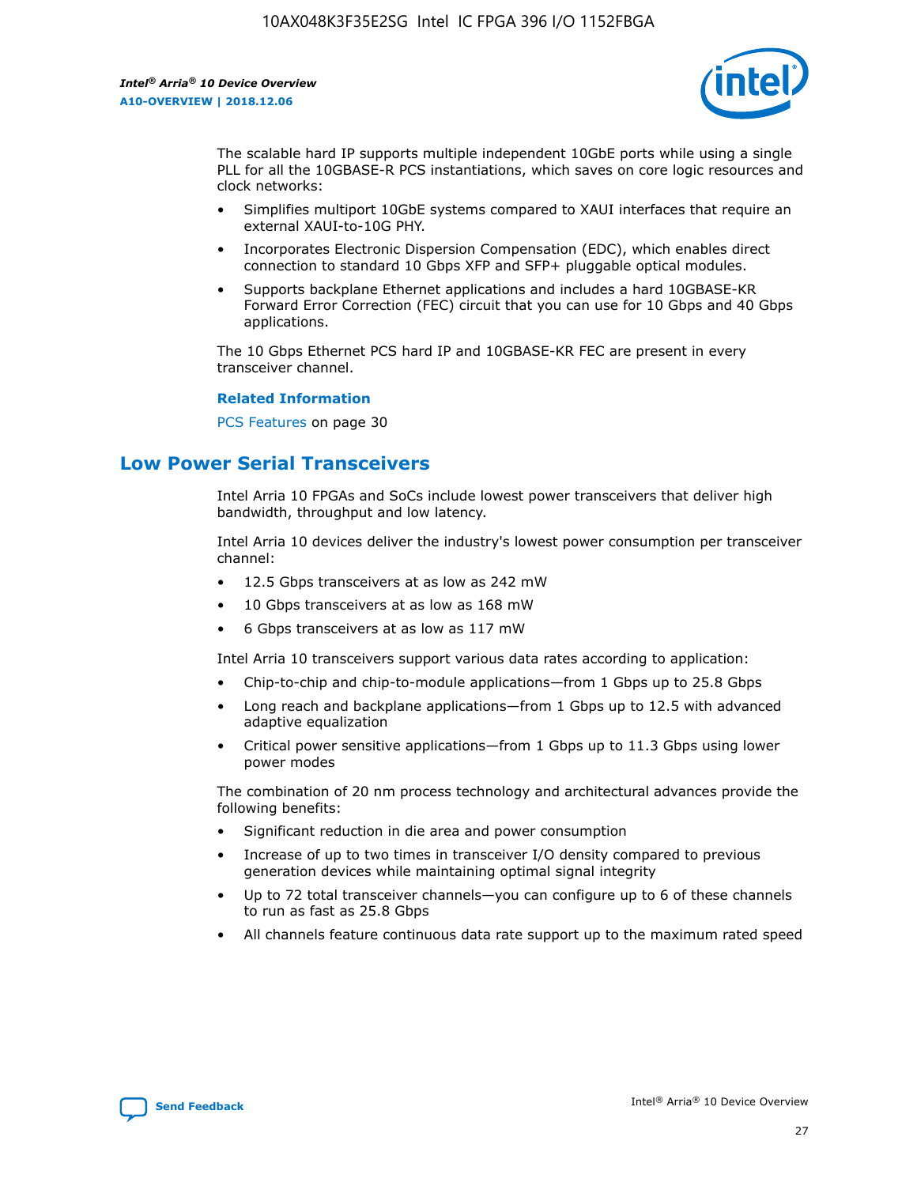The scalable hard IP supports multiple independent 10GbE ports while using a single PLL for all the 10GBASE-R PCS instantiations, which saves on core logic resources and clock networks:

- Simplifies multiport 10GbE systems compared to XAUI interfaces that require an external XAUI-to-10G PHY.
- Incorporates Electronic Dispersion Compensation (EDC), which enables direct connection to standard 10 Gbps XFP and SFP+ pluggable optical modules.
- Supports backplane Ethernet applications and includes a hard 10GBASE-KR Forward Error Correction (FEC) circuit that you can use for 10 Gbps and 40 Gbps applications.

The 10 Gbps Ethernet PCS hard IP and 10GBASE-KR FEC are present in every transceiver channel.

**Related Information**

PCS Features on page 30

## Low Power Serial Transceivers

Intel Arria 10 FPGAs and SoCs include lowest power transceivers that deliver high bandwidth, throughput and low latency.

Intel Arria 10 devices deliver the industry's lowest power consumption per transceiver channel:

- 12.5 Gbps transceivers at as low as 242 mW
- 10 Gbps transceivers at as low as 168 mW
- 6 Gbps transceivers at as low as 117 mW

Intel Arria 10 transceivers support various data rates according to application:

- Chip-to-chip and chip-to-module applications—from 1 Gbps up to 25.8 Gbps
- Long reach and backplane applications—from 1 Gbps up to 12.5 with advanced adaptive equalization
- Critical power sensitive applications—from 1 Gbps up to 11.3 Gbps using lower power modes

The combination of 20 nm process technology and architectural advances provide the following benefits:

- Significant reduction in die area and power consumption
- Increase of up to two times in transceiver I/O density compared to previous generation devices while maintaining optimal signal integrity
- Up to 72 total transceiver channels—you can configure up to 6 of these channels to run as fast as 25.8 Gbps
- All channels feature continuous data rate support up to the maximum rated speed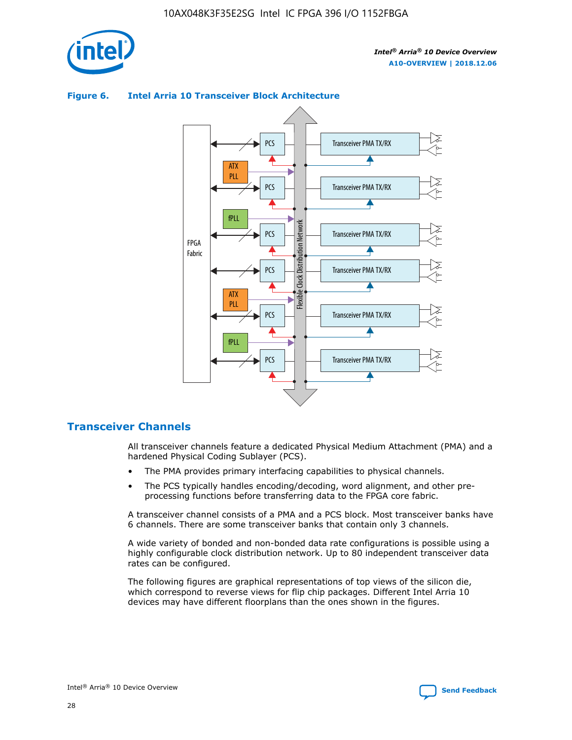**Figure 6. Intel Arria 10 Transceiver Block Architecture**

## Transceiver Channels

All transceiver channels feature a dedicated Physical Medium Attachment (PMA) and a hardened Physical Coding Sublayer (PCS).

- The PMA provides primary interfacing capabilities to physical channels.
- The PCS typically handles encoding/decoding, word alignment, and other pre-processing functions before transferring data to the FPGA core fabric.

A transceiver channel consists of a PMA and a PCS block. Most transceiver banks have 6 channels. There are some transceiver banks that contain only 3 channels.

A wide variety of bonded and non-bonded data rate configurations is possible using a highly configurable clock distribution network. Up to 80 independent transceiver data rates can be configured.

The following figures are graphical representations of top views of the silicon die, which correspond to reverse views for flip chip packages. Different Intel Arria 10 devices may have different floorplans than the ones shown in the figures.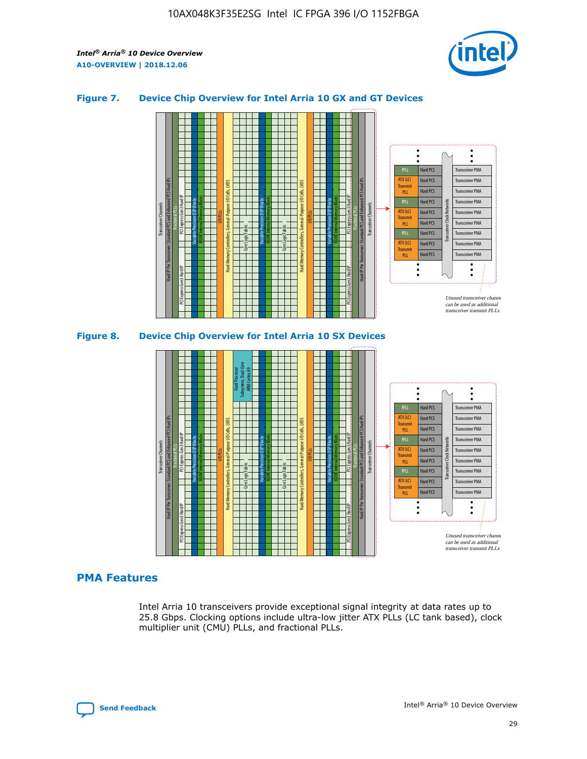## Figure 7. Device Chip Overview for Intel Arria 10 GX and GT Devices

## Figure 8. Device Chip Overview for Intel Arria 10 SX Devices

## PMA Features

Intel Arria 10 transceivers provide exceptional signal integrity at data rates up to 25.8 Gbps. Clocking options include ultra-low jitter ATX PLLs (LC tank based), clock multiplier unit (CMU) PLLs, and fractional PLLs.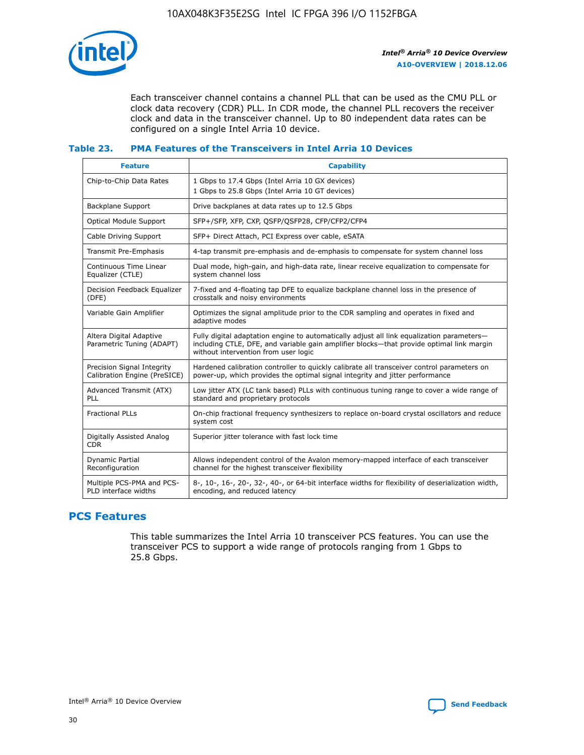Each transceiver channel contains a channel PLL that can be used as the CMU PLL or clock data recovery (CDR) PLL. In CDR mode, the channel PLL recovers the receiver clock and data in the transceiver channel. Up to 80 independent data rates can be configured on a single Intel Arria 10 device.

### Table 23. PMA Features of the Transceivers in Intel Arria 10 Devices

| Feature | Capability |
| --- | --- |
| Chip-to-Chip Data Rates | 1 Gbps to 17.4 Gbps (Intel Arria 10 GX devices)<br>1 Gbps to 25.8 Gbps (Intel Arria 10 GT devices) |
| Backplane Support | Drive backplanes at data rates up to 12.5 Gbps |
| Optical Module Support | SFP+/SFP, XFP, CXP, QSFP/QSFP28, CFP/CFP2/CFP4 |
| Cable Driving Support | SFP+ Direct Attach, PCI Express over cable, eSATA |
| Transmit Pre-Emphasis | 4-tap transmit pre-emphasis and de-emphasis to compensate for system channel loss |
| Continuous Time Linear Equalizer (CTLE) | Dual mode, high-gain, and high-data rate, linear receive equalization to compensate for system channel loss |
| Decision Feedback Equalizer (DFE) | 7-fixed and 4-floating tap DFE to equalize backplane channel loss in the presence of crosstalk and noisy environments |
| Variable Gain Amplifier | Optimizes the signal amplitude prior to the CDR sampling and operates in fixed and adaptive modes |
| Altera Digital Adaptive Parametric Tuning (ADAPT) | Fully digital adaptation engine to automatically adjust all link equalization parameters—including CTLE, DFE, and variable gain amplifier blocks—that provide optimal link margin without intervention from user logic |
| Precision Signal Integrity Calibration Engine (PreSICE) | Hardened calibration controller to quickly calibrate all transceiver control parameters on power-up, which provides the optimal signal integrity and jitter performance |
| Advanced Transmit (ATX) PLL | Low jitter ATX (LC tank based) PLLs with continuous tuning range to cover a wide range of standard and proprietary protocols |
| Fractional PLLs | On-chip fractional frequency synthesizers to replace on-board crystal oscillators and reduce system cost |
| Digitally Assisted Analog CDR | Superior jitter tolerance with fast lock time |
| Dynamic Partial Reconfiguration | Allows independent control of the Avalon memory-mapped interface of each transceiver channel for the highest transceiver flexibility |
| Multiple PCS-PMA and PCS-PLD interface widths | 8-, 10-, 16-, 20-, 32-, 40-, or 64-bit interface widths for flexibility of deserialization width, encoding, and reduced latency |

## PCS Features

This table summarizes the Intel Arria 10 transceiver PCS features. You can use the transceiver PCS to support a wide range of protocols ranging from 1 Gbps to 25.8 Gbps.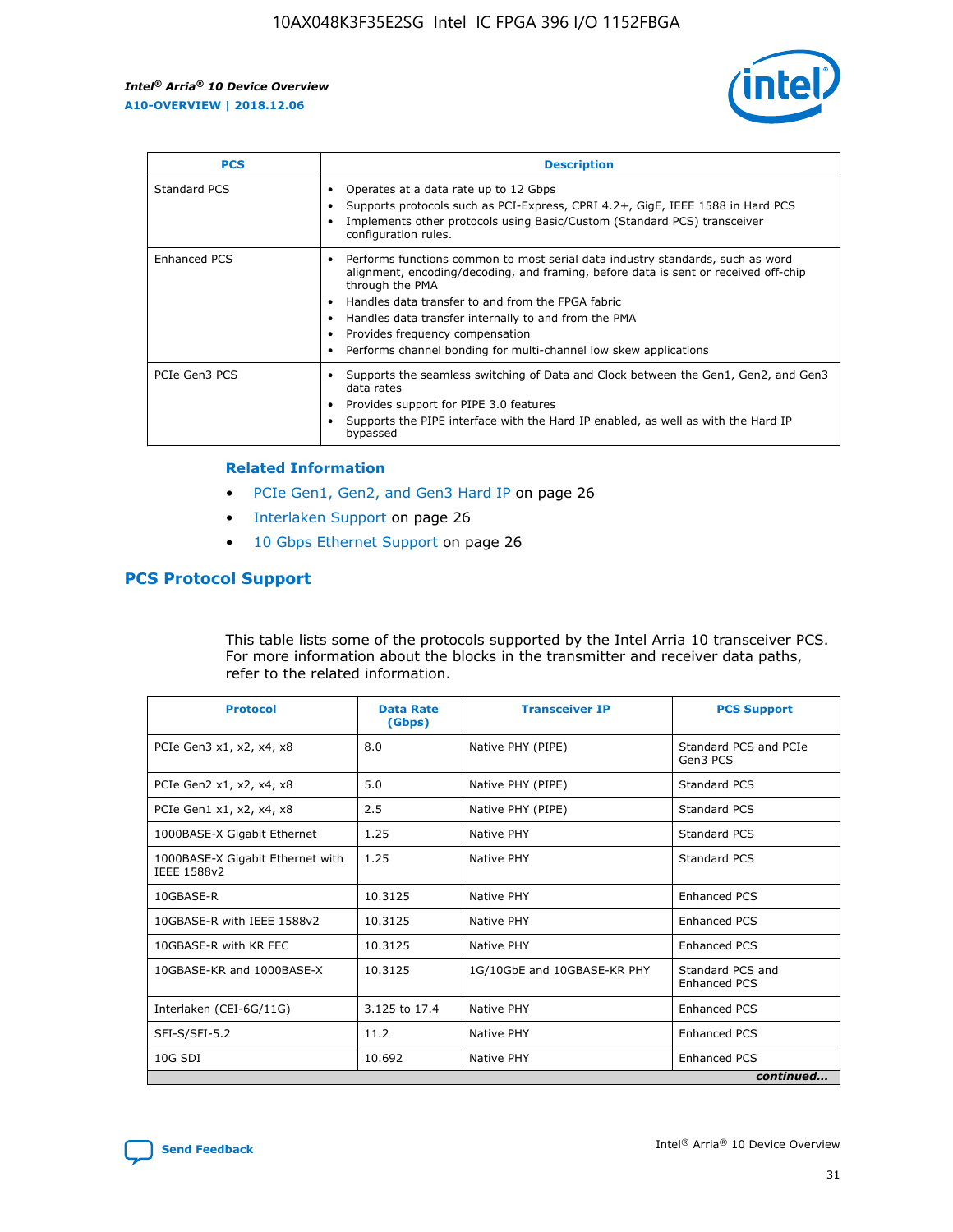| PCS | Description |
| --- | --- |
| Standard PCS | • Operates at a data rate up to 12 Gbps<br>• Supports protocols such as PCI-Express, CPRI 4.2+, GigE, IEEE 1588 in Hard PCS<br>• Implements other protocols using Basic/Custom (Standard PCS) transceiver configuration rules. |
| Enhanced PCS | • Performs functions common to most serial data industry standards, such as word alignment, encoding/decoding, and framing, before data is sent or received off-chip through the PMA<br>• Handles data transfer to and from the FPGA fabric<br>• Handles data transfer internally to and from the PMA<br>• Provides frequency compensation<br>• Performs channel bonding for multi-channel low skew applications |
| PCIe Gen3 PCS | • Supports the seamless switching of Data and Clock between the Gen1, Gen2, and Gen3 data rates<br>• Provides support for PIPE 3.0 features<br>• Supports the PIPE interface with the Hard IP enabled, as well as with the Hard IP bypassed |

**Related Information**

- PCIe Gen1, Gen2, and Gen3 Hard IP on page 26
- Interlaken Support on page 26
- 10 Gbps Ethernet Support on page 26

## PCS Protocol Support

This table lists some of the protocols supported by the Intel Arria 10 transceiver PCS. For more information about the blocks in the transmitter and receiver data paths, refer to the related information.

| Protocol | Data Rate (Gbps) | Transceiver IP | PCS Support |
| --- | --- | --- | --- |
| PCIe Gen3 x1, x2, x4, x8 | 8.0 | Native PHY (PIPE) | Standard PCS and PCIe Gen3 PCS |
| PCIe Gen2 x1, x2, x4, x8 | 5.0 | Native PHY (PIPE) | Standard PCS |
| PCIe Gen1 x1, x2, x4, x8 | 2.5 | Native PHY (PIPE) | Standard PCS |
| 1000BASE-X Gigabit Ethernet | 1.25 | Native PHY | Standard PCS |
| 1000BASE-X Gigabit Ethernet with IEEE 1588v2 | 1.25 | Native PHY | Standard PCS |
| 10GBASE-R | 10.3125 | Native PHY | Enhanced PCS |
| 10GBASE-R with IEEE 1588v2 | 10.3125 | Native PHY | Enhanced PCS |
| 10GBASE-R with KR FEC | 10.3125 | Native PHY | Enhanced PCS |
| 10GBASE-KR and 1000BASE-X | 10.3125 | 1G/10GbE and 10GBASE-KR PHY | Standard PCS and Enhanced PCS |
| Interlaken (CEI-6G/11G) | 3.125 to 17.4 | Native PHY | Enhanced PCS |
| SFI-S/SFI-5.2 | 11.2 | Native PHY | Enhanced PCS |
| 10G SDI | 10.692 | Native PHY | Enhanced PCS |

*continued...*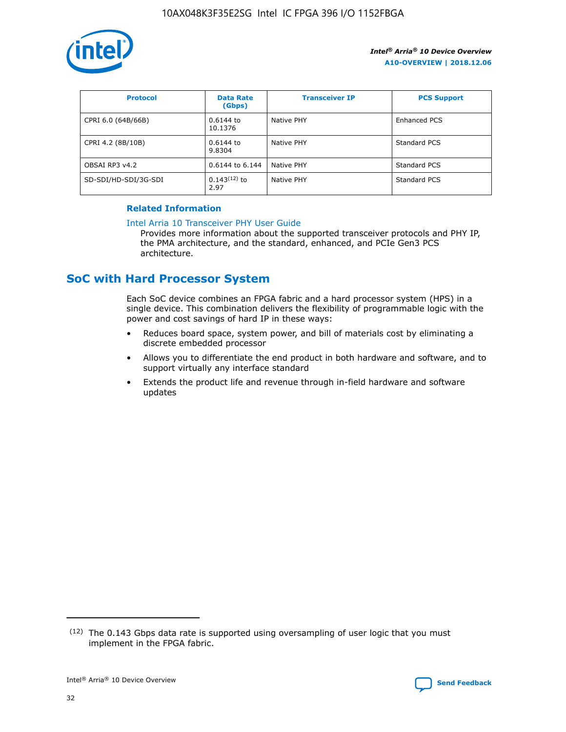| Protocol | Data Rate (Gbps) | Transceiver IP | PCS Support |
|---|---|---|---|
| CPRI 6.0 (64B/66B) | 0.6144 to 10.1376 | Native PHY | Enhanced PCS |
| CPRI 4.2 (8B/10B) | 0.6144 to 9.8304 | Native PHY | Standard PCS |
| OBSAI RP3 v4.2 | 0.6144 to 6.144 | Native PHY | Standard PCS |
| SD-SDI/HD-SDI/3G-SDI | 0.143(12) to 2.97 | Native PHY | Standard PCS |

**Related Information**

Intel Arria 10 Transceiver PHY User Guide
Provides more information about the supported transceiver protocols and PHY IP, the PMA architecture, and the standard, enhanced, and PCIe Gen3 PCS architecture.

## SoC with Hard Processor System

Each SoC device combines an FPGA fabric and a hard processor system (HPS) in a single device. This combination delivers the flexibility of programmable logic with the power and cost savings of hard IP in these ways:

- Reduces board space, system power, and bill of materials cost by eliminating a discrete embedded processor
- Allows you to differentiate the end product in both hardware and software, and to support virtually any interface standard
- Extends the product life and revenue through in-field hardware and software updates

(12) The 0.143 Gbps data rate is supported using oversampling of user logic that you must implement in the FPGA fabric.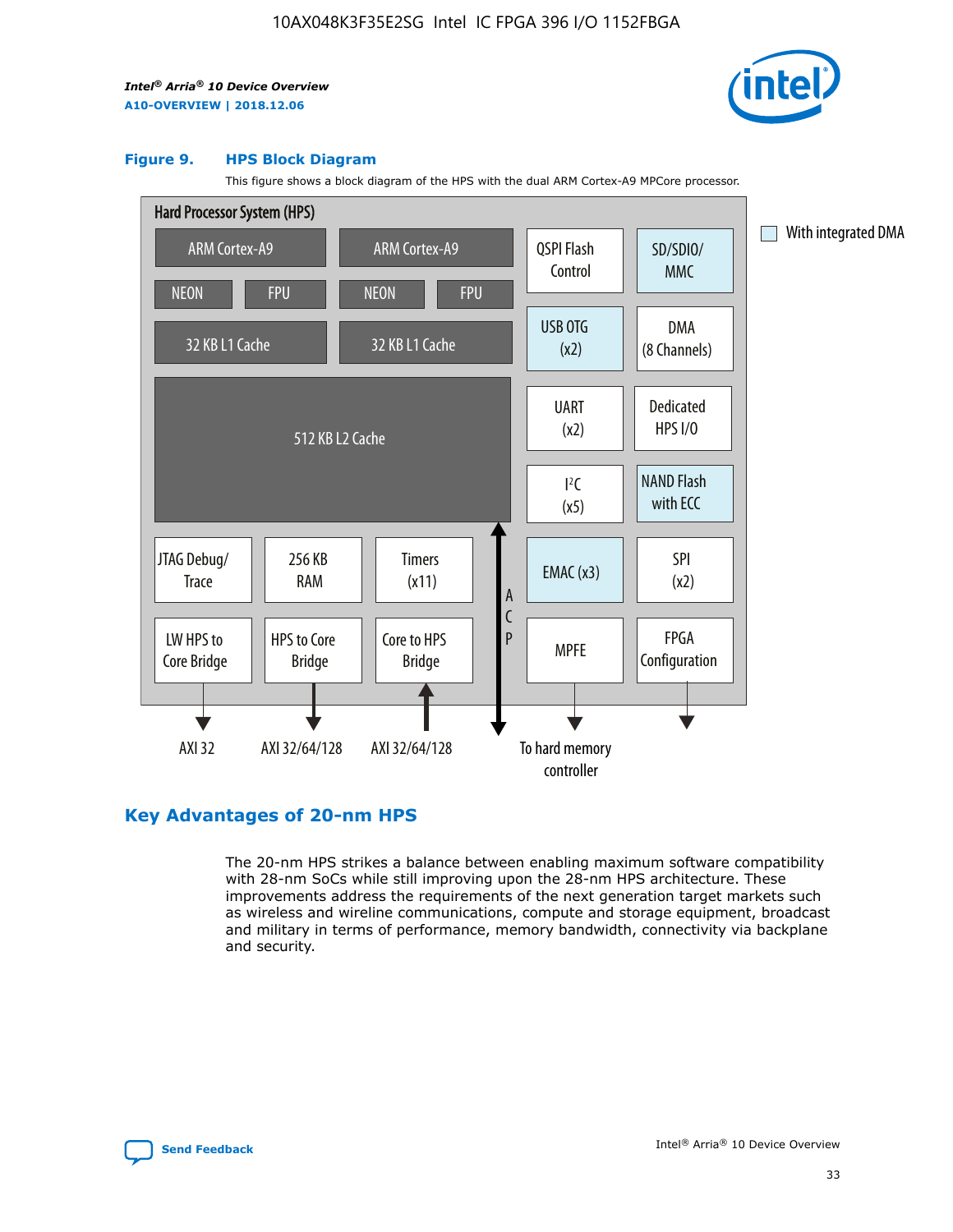**Figure 9. HPS Block Diagram**

This figure shows a block diagram of the HPS with the dual ARM Cortex-A9 MPCore processor.

Hard Processor System (HPS)

ARM Cortex-A9 | ARM Cortex-A9
NEON | FPU | NEON | FPU
32 KB L1 Cache | 32 KB L1 Cache
512 KB L2 Cache

QSPI Flash Control | SD/SDIO/ MMC
USB OTG (x2) | DMA (8 Channels)
UART (x2) | Dedicated HPS I/O
I²C (x5) | NAND Flash with ECC
EMAC (x3) | SPI (x2)
MPFE | FPGA Configuration

JTAG Debug/ Trace | 256 KB RAM | Timers (x11)
LW HPS to Core Bridge | HPS to Core Bridge | Core to HPS Bridge

ACP

AXI 32 | AXI 32/64/128 | AXI 32/64/128 | To hard memory controller

With integrated DMA

## Key Advantages of 20-nm HPS

The 20-nm HPS strikes a balance between enabling maximum software compatibility with 28-nm SoCs while still improving upon the 28-nm HPS architecture. These improvements address the requirements of the next generation target markets such as wireless and wireline communications, compute and storage equipment, broadcast and military in terms of performance, memory bandwidth, connectivity via backplane and security.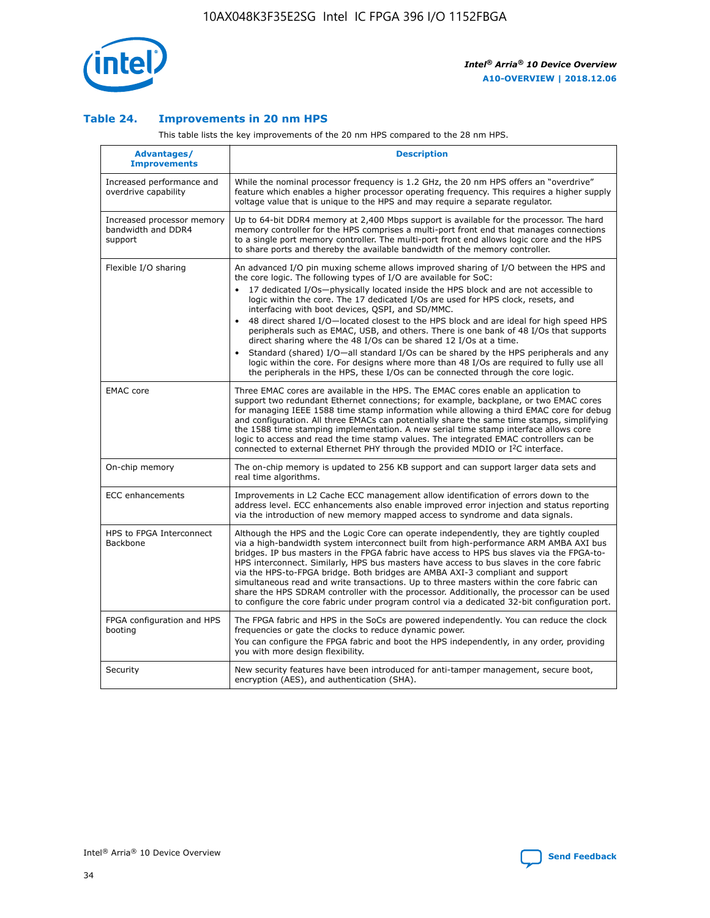### Table 24. Improvements in 20 nm HPS

This table lists the key improvements of the 20 nm HPS compared to the 28 nm HPS.

| Advantages/ Improvements | Description |
|---|---|
| Increased performance and overdrive capability | While the nominal processor frequency is 1.2 GHz, the 20 nm HPS offers an "overdrive" feature which enables a higher processor operating frequency. This requires a higher supply voltage value that is unique to the HPS and may require a separate regulator. |
| Increased processor memory bandwidth and DDR4 support | Up to 64-bit DDR4 memory at 2,400 Mbps support is available for the processor. The hard memory controller for the HPS comprises a multi-port front end that manages connections to a single port memory controller. The multi-port front end allows logic core and the HPS to share ports and thereby the available bandwidth of the memory controller. |
| Flexible I/O sharing | An advanced I/O pin muxing scheme allows improved sharing of I/O between the HPS and the core logic. The following types of I/O are available for SoC: <br>• 17 dedicated I/Os—physically located inside the HPS block and are not accessible to logic within the core. The 17 dedicated I/Os are used for HPS clock, resets, and interfacing with boot devices, QSPI, and SD/MMC. <br>• 48 direct shared I/O—located closest to the HPS block and are ideal for high speed HPS peripherals such as EMAC, USB, and others. There is one bank of 48 I/Os that supports direct sharing where the 48 I/Os can be shared 12 I/Os at a time. <br>• Standard (shared) I/O—all standard I/Os can be shared by the HPS peripherals and any logic within the core. For designs where more than 48 I/Os are required to fully use all the peripherals in the HPS, these I/Os can be connected through the core logic. |
| EMAC core | Three EMAC cores are available in the HPS. The EMAC cores enable an application to support two redundant Ethernet connections; for example, backplane, or two EMAC cores for managing IEEE 1588 time stamp information while allowing a third EMAC core for debug and configuration. All three EMACs can potentially share the same time stamps, simplifying the 1588 time stamping implementation. A new serial time stamp interface allows core logic to access and read the time stamp values. The integrated EMAC controllers can be connected to external Ethernet PHY through the provided MDIO or I$^2$C interface. |
| On-chip memory | The on-chip memory is updated to 256 KB support and can support larger data sets and real time algorithms. |
| ECC enhancements | Improvements in L2 Cache ECC management allow identification of errors down to the address level. ECC enhancements also enable improved error injection and status reporting via the introduction of new memory mapped access to syndrome and data signals. |
| HPS to FPGA Interconnect Backbone | Although the HPS and the Logic Core can operate independently, they are tightly coupled via a high-bandwidth system interconnect built from high-performance ARM AMBA AXI bus bridges. IP bus masters in the FPGA fabric have access to HPS bus slaves via the FPGA-to-HPS interconnect. Similarly, HPS bus masters have access to bus slaves in the core fabric via the HPS-to-FPGA bridge. Both bridges are AMBA AXI-3 compliant and support simultaneous read and write transactions. Up to three masters within the core fabric can share the HPS SDRAM controller with the processor. Additionally, the processor can be used to configure the core fabric under program control via a dedicated 32-bit configuration port. |
| FPGA configuration and HPS booting | The FPGA fabric and HPS in the SoCs are powered independently. You can reduce the clock frequencies or gate the clocks to reduce dynamic power. <br>You can configure the FPGA fabric and boot the HPS independently, in any order, providing you with more design flexibility. |
| Security | New security features have been introduced for anti-tamper management, secure boot, encryption (AES), and authentication (SHA). |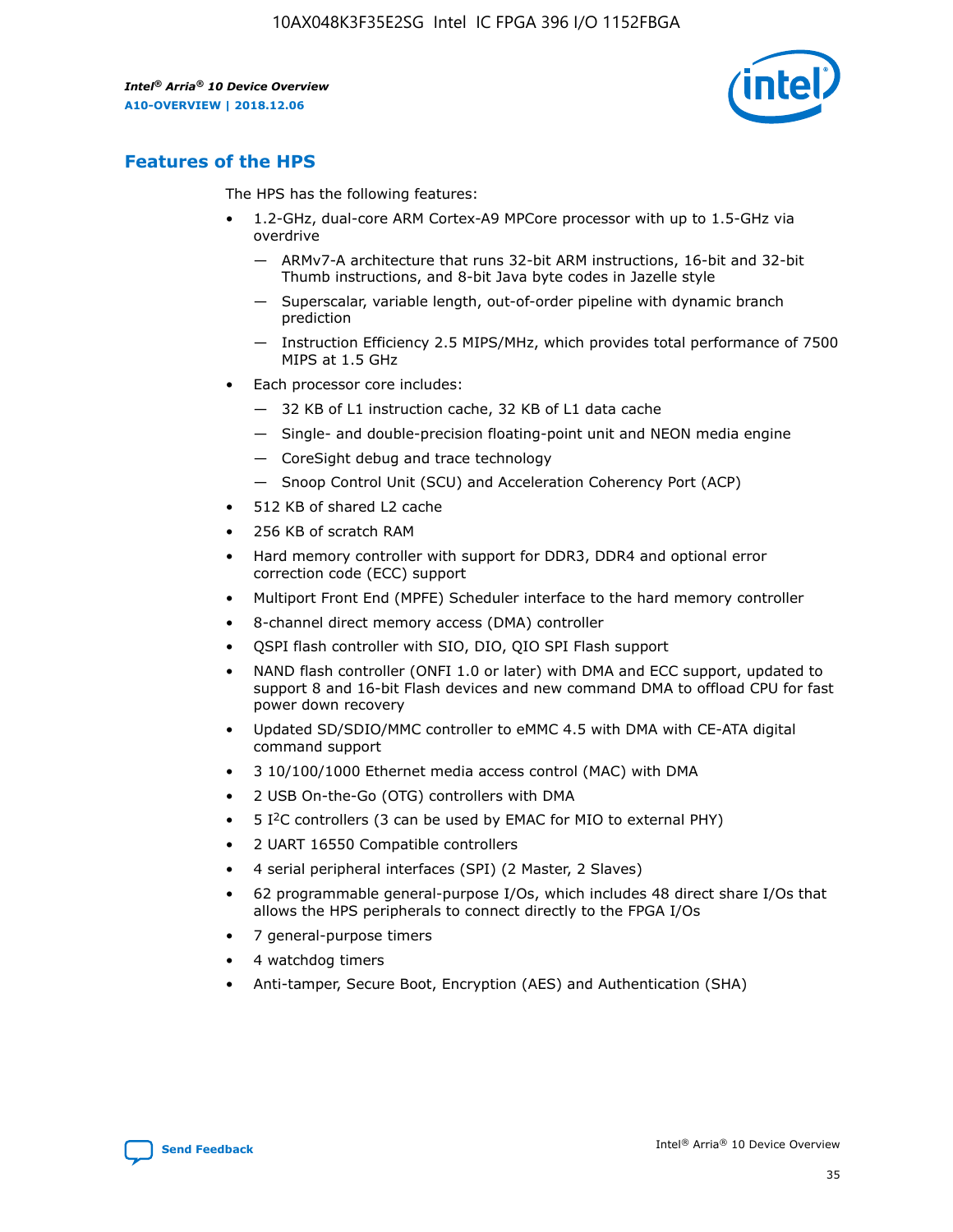## Features of the HPS

The HPS has the following features:

- 1.2-GHz, dual-core ARM Cortex-A9 MPCore processor with up to 1.5-GHz via overdrive
  - — ARMv7-A architecture that runs 32-bit ARM instructions, 16-bit and 32-bit Thumb instructions, and 8-bit Java byte codes in Jazelle style
  - — Superscalar, variable length, out-of-order pipeline with dynamic branch prediction
  - — Instruction Efficiency 2.5 MIPS/MHz, which provides total performance of 7500 MIPS at 1.5 GHz
- Each processor core includes:
  - — 32 KB of L1 instruction cache, 32 KB of L1 data cache
  - — Single- and double-precision floating-point unit and NEON media engine
  - — CoreSight debug and trace technology
  - — Snoop Control Unit (SCU) and Acceleration Coherency Port (ACP)
- 512 KB of shared L2 cache
- 256 KB of scratch RAM
- Hard memory controller with support for DDR3, DDR4 and optional error correction code (ECC) support
- Multiport Front End (MPFE) Scheduler interface to the hard memory controller
- 8-channel direct memory access (DMA) controller
- QSPI flash controller with SIO, DIO, QIO SPI Flash support
- NAND flash controller (ONFI 1.0 or later) with DMA and ECC support, updated to support 8 and 16-bit Flash devices and new command DMA to offload CPU for fast power down recovery
- Updated SD/SDIO/MMC controller to eMMC 4.5 with DMA with CE-ATA digital command support
- 3 10/100/1000 Ethernet media access control (MAC) with DMA
- 2 USB On-the-Go (OTG) controllers with DMA
- 5 I²C controllers (3 can be used by EMAC for MIO to external PHY)
- 2 UART 16550 Compatible controllers
- 4 serial peripheral interfaces (SPI) (2 Master, 2 Slaves)
- 62 programmable general-purpose I/Os, which includes 48 direct share I/Os that allows the HPS peripherals to connect directly to the FPGA I/Os
- 7 general-purpose timers
- 4 watchdog timers
- Anti-tamper, Secure Boot, Encryption (AES) and Authentication (SHA)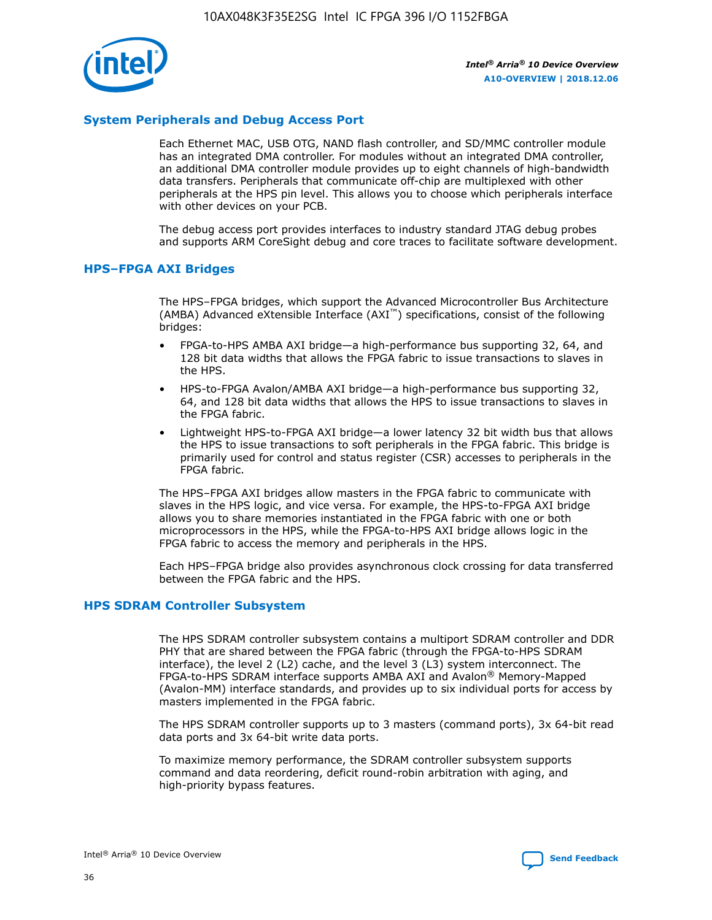## System Peripherals and Debug Access Port

Each Ethernet MAC, USB OTG, NAND flash controller, and SD/MMC controller module has an integrated DMA controller. For modules without an integrated DMA controller, an additional DMA controller module provides up to eight channels of high-bandwidth data transfers. Peripherals that communicate off-chip are multiplexed with other peripherals at the HPS pin level. This allows you to choose which peripherals interface with other devices on your PCB.

The debug access port provides interfaces to industry standard JTAG debug probes and supports ARM CoreSight debug and core traces to facilitate software development.

## HPS–FPGA AXI Bridges

The HPS–FPGA bridges, which support the Advanced Microcontroller Bus Architecture (AMBA) Advanced eXtensible Interface (AXI™) specifications, consist of the following bridges:

- FPGA-to-HPS AMBA AXI bridge—a high-performance bus supporting 32, 64, and 128 bit data widths that allows the FPGA fabric to issue transactions to slaves in the HPS.
- HPS-to-FPGA Avalon/AMBA AXI bridge—a high-performance bus supporting 32, 64, and 128 bit data widths that allows the HPS to issue transactions to slaves in the FPGA fabric.
- Lightweight HPS-to-FPGA AXI bridge—a lower latency 32 bit width bus that allows the HPS to issue transactions to soft peripherals in the FPGA fabric. This bridge is primarily used for control and status register (CSR) accesses to peripherals in the FPGA fabric.

The HPS–FPGA AXI bridges allow masters in the FPGA fabric to communicate with slaves in the HPS logic, and vice versa. For example, the HPS-to-FPGA AXI bridge allows you to share memories instantiated in the FPGA fabric with one or both microprocessors in the HPS, while the FPGA-to-HPS AXI bridge allows logic in the FPGA fabric to access the memory and peripherals in the HPS.

Each HPS–FPGA bridge also provides asynchronous clock crossing for data transferred between the FPGA fabric and the HPS.

## HPS SDRAM Controller Subsystem

The HPS SDRAM controller subsystem contains a multiport SDRAM controller and DDR PHY that are shared between the FPGA fabric (through the FPGA-to-HPS SDRAM interface), the level 2 (L2) cache, and the level 3 (L3) system interconnect. The FPGA-to-HPS SDRAM interface supports AMBA AXI and Avalon® Memory-Mapped (Avalon-MM) interface standards, and provides up to six individual ports for access by masters implemented in the FPGA fabric.

The HPS SDRAM controller supports up to 3 masters (command ports), 3x 64-bit read data ports and 3x 64-bit write data ports.

To maximize memory performance, the SDRAM controller subsystem supports command and data reordering, deficit round-robin arbitration with aging, and high-priority bypass features.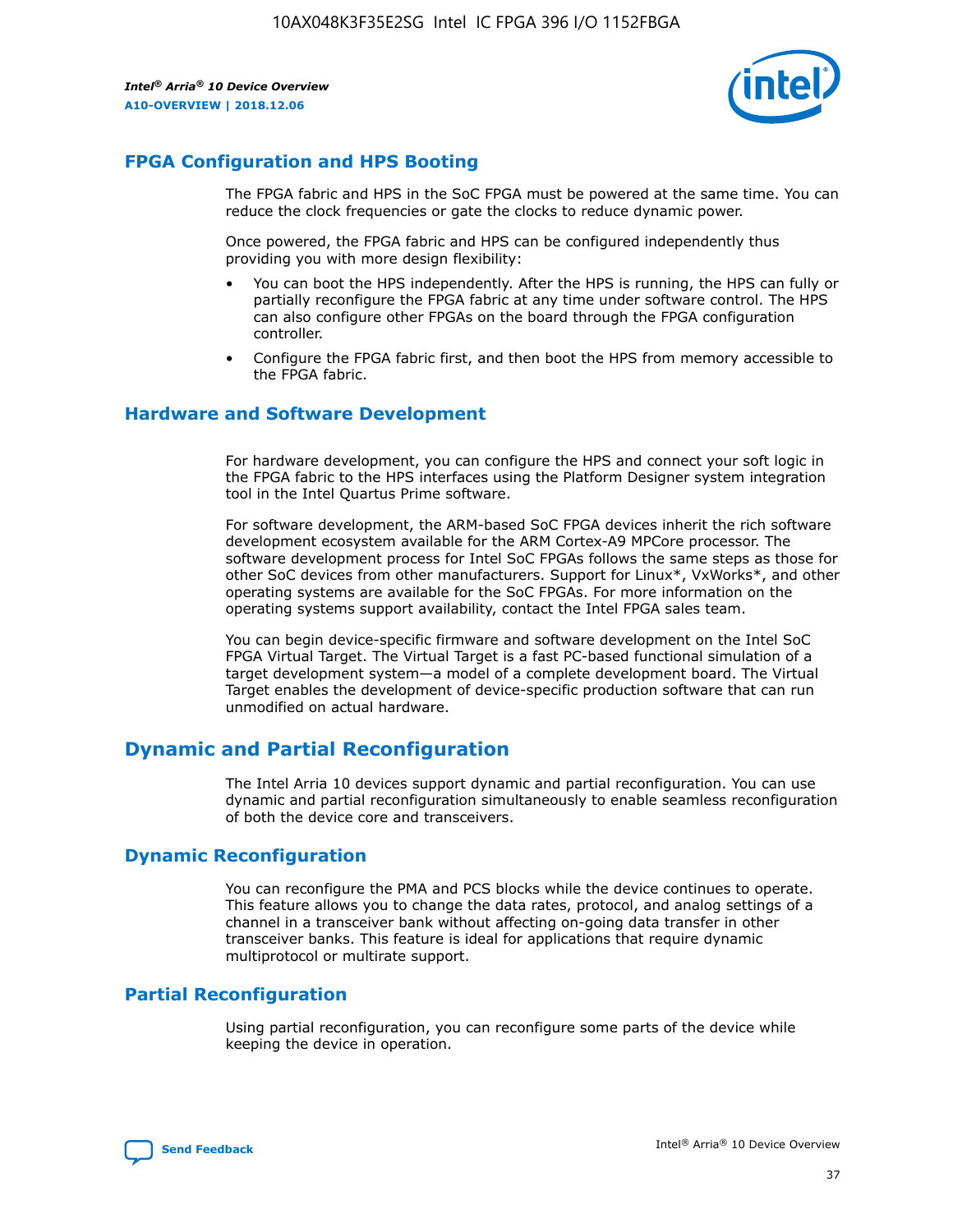## FPGA Configuration and HPS Booting

The FPGA fabric and HPS in the SoC FPGA must be powered at the same time. You can reduce the clock frequencies or gate the clocks to reduce dynamic power.

Once powered, the FPGA fabric and HPS can be configured independently thus providing you with more design flexibility:

- You can boot the HPS independently. After the HPS is running, the HPS can fully or partially reconfigure the FPGA fabric at any time under software control. The HPS can also configure other FPGAs on the board through the FPGA configuration controller.
- Configure the FPGA fabric first, and then boot the HPS from memory accessible to the FPGA fabric.

## Hardware and Software Development

For hardware development, you can configure the HPS and connect your soft logic in the FPGA fabric to the HPS interfaces using the Platform Designer system integration tool in the Intel Quartus Prime software.

For software development, the ARM-based SoC FPGA devices inherit the rich software development ecosystem available for the ARM Cortex-A9 MPCore processor. The software development process for Intel SoC FPGAs follows the same steps as those for other SoC devices from other manufacturers. Support for Linux*, VxWorks*, and other operating systems are available for the SoC FPGAs. For more information on the operating systems support availability, contact the Intel FPGA sales team.

You can begin device-specific firmware and software development on the Intel SoC FPGA Virtual Target. The Virtual Target is a fast PC-based functional simulation of a target development system—a model of a complete development board. The Virtual Target enables the development of device-specific production software that can run unmodified on actual hardware.

# Dynamic and Partial Reconfiguration

The Intel Arria 10 devices support dynamic and partial reconfiguration. You can use dynamic and partial reconfiguration simultaneously to enable seamless reconfiguration of both the device core and transceivers.

## Dynamic Reconfiguration

You can reconfigure the PMA and PCS blocks while the device continues to operate. This feature allows you to change the data rates, protocol, and analog settings of a channel in a transceiver bank without affecting on-going data transfer in other transceiver banks. This feature is ideal for applications that require dynamic multiprotocol or multirate support.

## Partial Reconfiguration

Using partial reconfiguration, you can reconfigure some parts of the device while keeping the device in operation.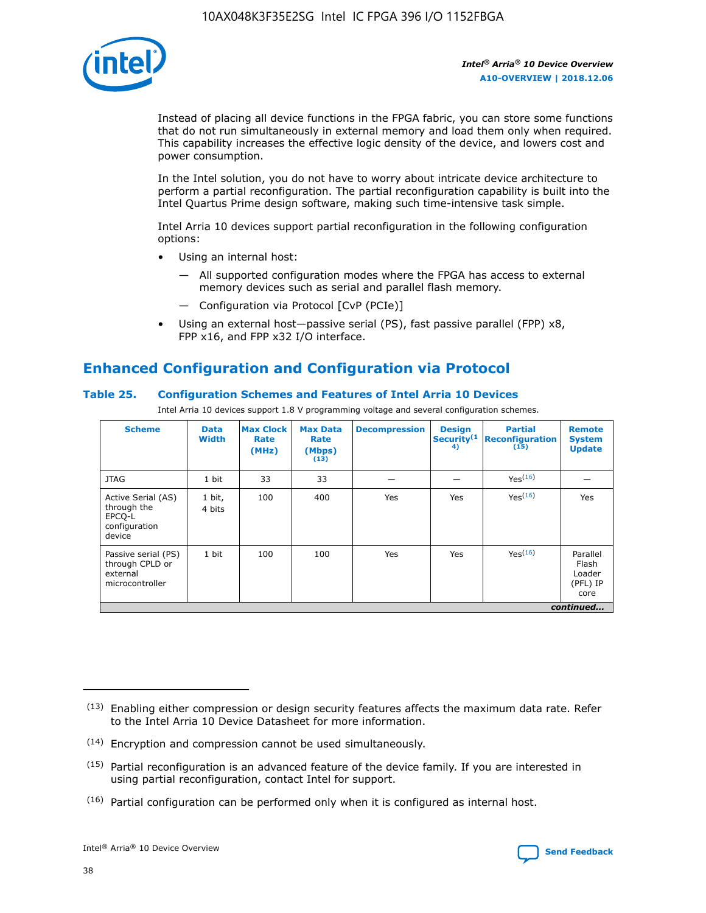Instead of placing all device functions in the FPGA fabric, you can store some functions that do not run simultaneously in external memory and load them only when required. This capability increases the effective logic density of the device, and lowers cost and power consumption.

In the Intel solution, you do not have to worry about intricate device architecture to perform a partial reconfiguration. The partial reconfiguration capability is built into the Intel Quartus Prime design software, making such time-intensive task simple.

Intel Arria 10 devices support partial reconfiguration in the following configuration options:

- Using an internal host:
  - All supported configuration modes where the FPGA has access to external memory devices such as serial and parallel flash memory.
  - Configuration via Protocol [CvP (PCIe)]
- Using an external host—passive serial (PS), fast passive parallel (FPP) x8, FPP x16, and FPP x32 I/O interface.

## Enhanced Configuration and Configuration via Protocol

### Table 25. Configuration Schemes and Features of Intel Arria 10 Devices

Intel Arria 10 devices support 1.8 V programming voltage and several configuration schemes.

| Scheme | Data Width | Max Clock Rate (MHz) | Max Data Rate (Mbps) (13) | Decompression | Design Security(14) | Partial Reconfiguration (15) | Remote System Update |
|---|---|---|---|---|---|---|---|
| JTAG | 1 bit | 33 | 33 | — | — | Yes(16) | — |
| Active Serial (AS) through the EPCQ-L configuration device | 1 bit, 4 bits | 100 | 400 | Yes | Yes | Yes(16) | Yes |
| Passive serial (PS) through CPLD or external microcontroller | 1 bit | 100 | 100 | Yes | Yes | Yes(16) | Parallel Flash Loader (PFL) IP core |

*continued...*

(13) Enabling either compression or design security features affects the maximum data rate. Refer to the Intel Arria 10 Device Datasheet for more information.

(14) Encryption and compression cannot be used simultaneously.

(15) Partial reconfiguration is an advanced feature of the device family. If you are interested in using partial reconfiguration, contact Intel for support.

(16) Partial configuration can be performed only when it is configured as internal host.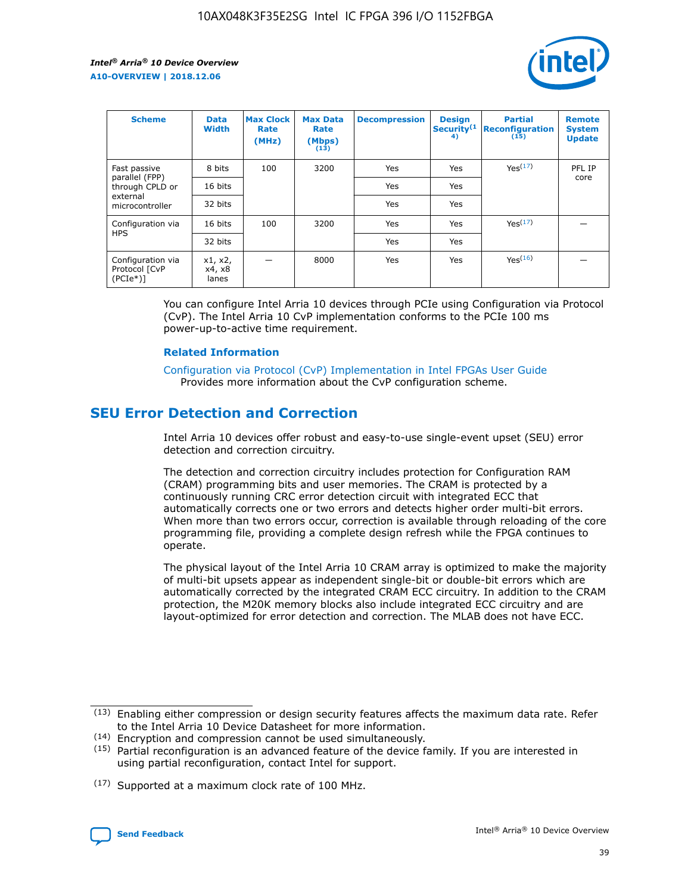| Scheme | Data Width | Max Clock Rate (MHz) | Max Data Rate (Mbps) (13) | Decompression | Design Security(14) | Partial Reconfiguration (15) | Remote System Update |
|---|---|---|---|---|---|---|---|
| Fast passive parallel (FPP) through CPLD or external microcontroller | 8 bits | 100 | 3200 | Yes | Yes | Yes(17) | PFL IP core |
| | 16 bits | | | Yes | Yes | | |
| | 32 bits | | | Yes | Yes | | |
| Configuration via HPS | 16 bits | 100 | 3200 | Yes | Yes | Yes(17) | — |
| | 32 bits | | | Yes | Yes | | |
| Configuration via Protocol [CvP (PCIe*)] | x1, x2, x4, x8 lanes | — | 8000 | Yes | Yes | Yes(16) | — |

You can configure Intel Arria 10 devices through PCIe using Configuration via Protocol (CvP). The Intel Arria 10 CvP implementation conforms to the PCIe 100 ms power-up-to-active time requirement.

### Related Information

Configuration via Protocol (CvP) Implementation in Intel FPGAs User Guide
Provides more information about the CvP configuration scheme.

## SEU Error Detection and Correction

Intel Arria 10 devices offer robust and easy-to-use single-event upset (SEU) error detection and correction circuitry.

The detection and correction circuitry includes protection for Configuration RAM (CRAM) programming bits and user memories. The CRAM is protected by a continuously running CRC error detection circuit with integrated ECC that automatically corrects one or two errors and detects higher order multi-bit errors. When more than two errors occur, correction is available through reloading of the core programming file, providing a complete design refresh while the FPGA continues to operate.

The physical layout of the Intel Arria 10 CRAM array is optimized to make the majority of multi-bit upsets appear as independent single-bit or double-bit errors which are automatically corrected by the integrated CRAM ECC circuitry. In addition to the CRAM protection, the M20K memory blocks also include integrated ECC circuitry and are layout-optimized for error detection and correction. The MLAB does not have ECC.

(13) Enabling either compression or design security features affects the maximum data rate. Refer to the Intel Arria 10 Device Datasheet for more information.

(14) Encryption and compression cannot be used simultaneously.

(15) Partial reconfiguration is an advanced feature of the device family. If you are interested in using partial reconfiguration, contact Intel for support.

(17) Supported at a maximum clock rate of 100 MHz.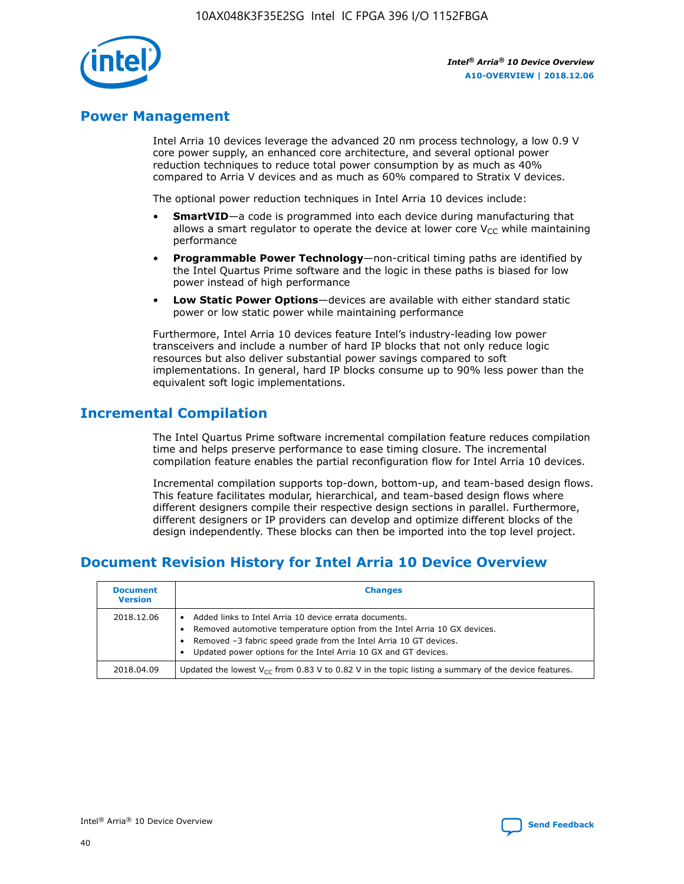## Power Management

Intel Arria 10 devices leverage the advanced 20 nm process technology, a low 0.9 V core power supply, an enhanced core architecture, and several optional power reduction techniques to reduce total power consumption by as much as 40% compared to Arria V devices and as much as 60% compared to Stratix V devices.

The optional power reduction techniques in Intel Arria 10 devices include:

- **SmartVID**—a code is programmed into each device during manufacturing that allows a smart regulator to operate the device at lower core $V_{CC}$ while maintaining performance
- **Programmable Power Technology**—non-critical timing paths are identified by the Intel Quartus Prime software and the logic in these paths is biased for low power instead of high performance
- **Low Static Power Options**—devices are available with either standard static power or low static power while maintaining performance

Furthermore, Intel Arria 10 devices feature Intel's industry-leading low power transceivers and include a number of hard IP blocks that not only reduce logic resources but also deliver substantial power savings compared to soft implementations. In general, hard IP blocks consume up to 90% less power than the equivalent soft logic implementations.

## Incremental Compilation

The Intel Quartus Prime software incremental compilation feature reduces compilation time and helps preserve performance to ease timing closure. The incremental compilation feature enables the partial reconfiguration flow for Intel Arria 10 devices.

Incremental compilation supports top-down, bottom-up, and team-based design flows. This feature facilitates modular, hierarchical, and team-based design flows where different designers compile their respective design sections in parallel. Furthermore, different designers or IP providers can develop and optimize different blocks of the design independently. These blocks can then be imported into the top level project.

## Document Revision History for Intel Arria 10 Device Overview

| Document Version | Changes |
| --- | --- |
| 2018.12.06 | • Added links to Intel Arria 10 device errata documents.<br>• Removed automotive temperature option from the Intel Arria 10 GX devices.<br>• Removed –3 fabric speed grade from the Intel Arria 10 GT devices.<br>• Updated power options for the Intel Arria 10 GX and GT devices. |
| 2018.04.09 | Updated the lowest $V_{CC}$ from 0.83 V to 0.82 V in the topic listing a summary of the device features. |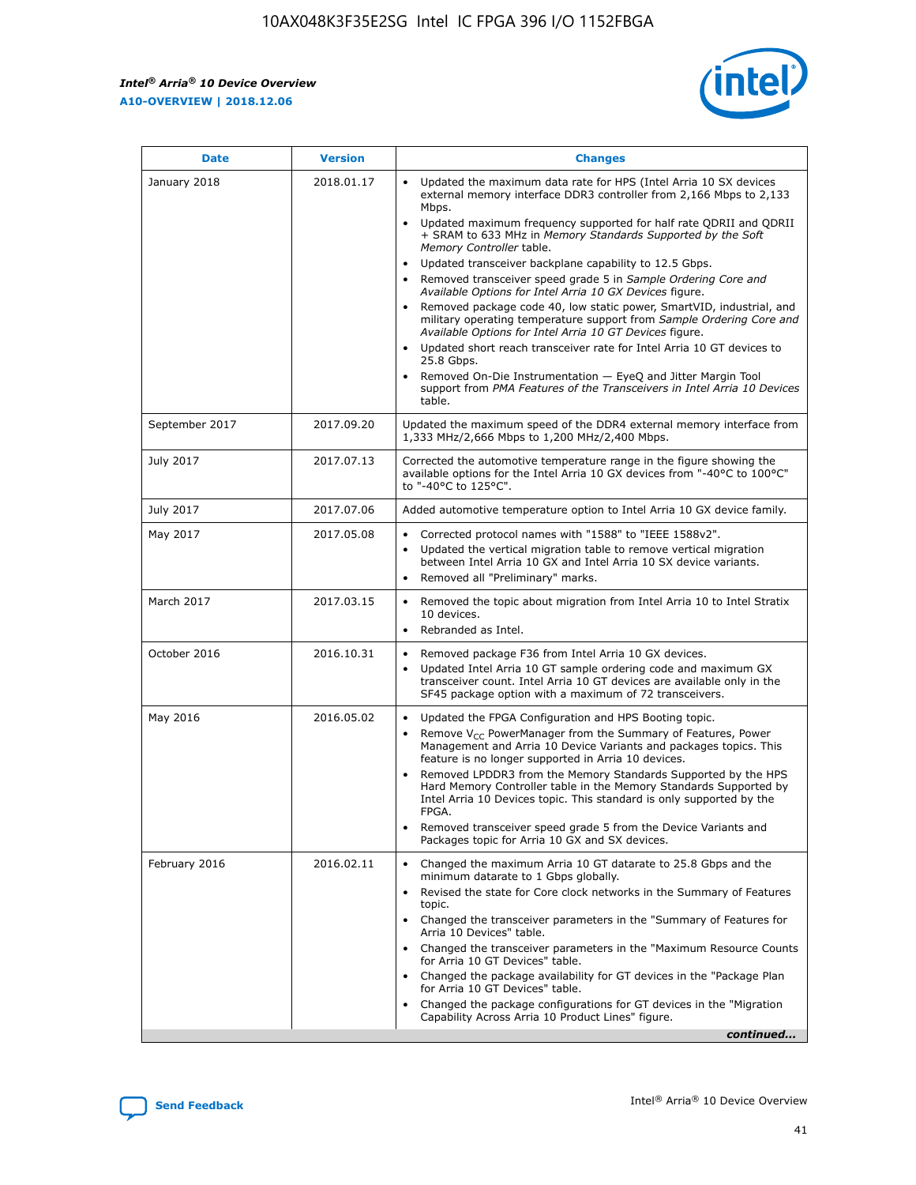| Date | Version | Changes |
| --- | --- | --- |
| January 2018 | 2018.01.17 | • Updated the maximum data rate for HPS (Intel Arria 10 SX devices external memory interface DDR3 controller from 2,166 Mbps to 2,133 Mbps.<br>• Updated maximum frequency supported for half rate QDRII and QDRII + SRAM to 633 MHz in *Memory Standards Supported by the Soft Memory Controller* table.<br>• Updated transceiver backplane capability to 12.5 Gbps.<br>• Removed transceiver speed grade 5 in *Sample Ordering Core and Available Options for Intel Arria 10 GX Devices* figure.<br>• Removed package code 40, low static power, SmartVID, industrial, and military operating temperature support from *Sample Ordering Core and Available Options for Intel Arria 10 GT Devices* figure.<br>• Updated short reach transceiver rate for Intel Arria 10 GT devices to 25.8 Gbps.<br>• Removed On-Die Instrumentation — EyeQ and Jitter Margin Tool support from *PMA Features of the Transceivers in Intel Arria 10 Devices* table. |
| September 2017 | 2017.09.20 | Updated the maximum speed of the DDR4 external memory interface from 1,333 MHz/2,666 Mbps to 1,200 MHz/2,400 Mbps. |
| July 2017 | 2017.07.13 | Corrected the automotive temperature range in the figure showing the available options for the Intel Arria 10 GX devices from "-40°C to 100°C" to "-40°C to 125°C". |
| July 2017 | 2017.07.06 | Added automotive temperature option to Intel Arria 10 GX device family. |
| May 2017 | 2017.05.08 | • Corrected protocol names with "1588" to "IEEE 1588v2".<br>• Updated the vertical migration table to remove vertical migration between Intel Arria 10 GX and Intel Arria 10 SX device variants.<br>• Removed all "Preliminary" marks. |
| March 2017 | 2017.03.15 | • Removed the topic about migration from Intel Arria 10 to Intel Stratix 10 devices.<br>• Rebranded as Intel. |
| October 2016 | 2016.10.31 | • Removed package F36 from Intel Arria 10 GX devices.<br>• Updated Intel Arria 10 GT sample ordering code and maximum GX transceiver count. Intel Arria 10 GT devices are available only in the SF45 package option with a maximum of 72 transceivers. |
| May 2016 | 2016.05.02 | • Updated the FPGA Configuration and HPS Booting topic.<br>• Remove $V_{CC}$ PowerManager from the Summary of Features, Power Management and Arria 10 Device Variants and packages topics. This feature is no longer supported in Arria 10 devices.<br>• Removed LPDDR3 from the Memory Standards Supported by the HPS Hard Memory Controller table in the Memory Standards Supported by Intel Arria 10 Devices topic. This standard is only supported by the FPGA.<br>• Removed transceiver speed grade 5 from the Device Variants and Packages topic for Arria 10 GX and SX devices. |
| February 2016 | 2016.02.11 | • Changed the maximum Arria 10 GT datarate to 25.8 Gbps and the minimum datarate to 1 Gbps globally.<br>• Revised the state for Core clock networks in the Summary of Features topic.<br>• Changed the transceiver parameters in the "Summary of Features for Arria 10 Devices" table.<br>• Changed the transceiver parameters in the "Maximum Resource Counts for Arria 10 GT Devices" table.<br>• Changed the package availability for GT devices in the "Package Plan for Arria 10 GT Devices" table.<br>• Changed the package configurations for GT devices in the "Migration Capability Across Arria 10 Product Lines" figure. |

*continued...*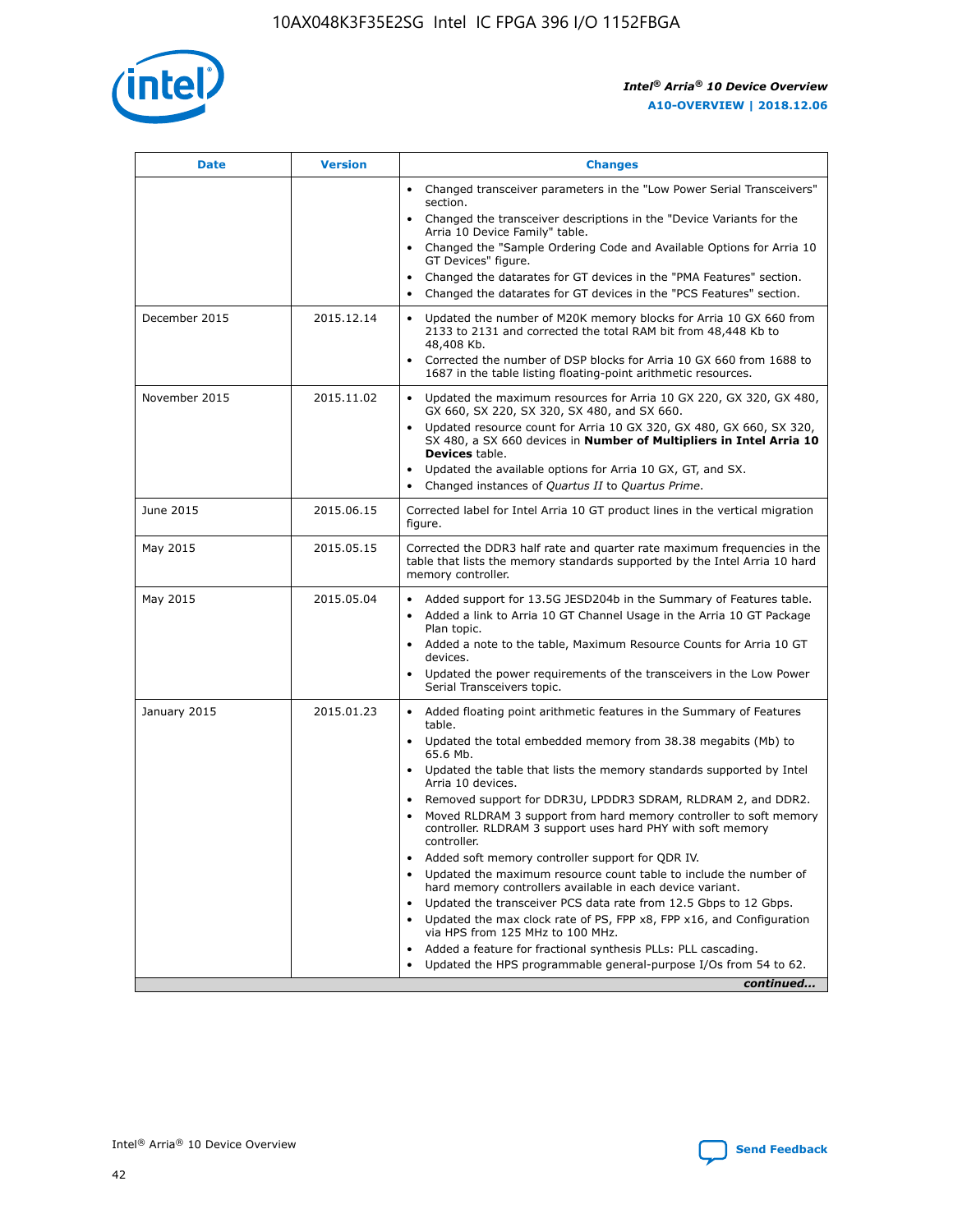| Date | Version | Changes |
| --- | --- | --- |
| | | • Changed transceiver parameters in the "Low Power Serial Transceivers" section.<br>• Changed the transceiver descriptions in the "Device Variants for the Arria 10 Device Family" table.<br>• Changed the "Sample Ordering Code and Available Options for Arria 10 GT Devices" figure.<br>• Changed the datarates for GT devices in the "PMA Features" section.<br>• Changed the datarates for GT devices in the "PCS Features" section. |
| December 2015 | 2015.12.14 | • Updated the number of M20K memory blocks for Arria 10 GX 660 from 2133 to 2131 and corrected the total RAM bit from 48,448 Kb to 48,408 Kb.<br>• Corrected the number of DSP blocks for Arria 10 GX 660 from 1688 to 1687 in the table listing floating-point arithmetic resources. |
| November 2015 | 2015.11.02 | • Updated the maximum resources for Arria 10 GX 220, GX 320, GX 480, GX 660, SX 220, SX 320, SX 480, and SX 660.<br>• Updated resource count for Arria 10 GX 320, GX 480, GX 660, SX 320, SX 480, a SX 660 devices in **Number of Multipliers in Intel Arria 10 Devices** table.<br>• Updated the available options for Arria 10 GX, GT, and SX.<br>• Changed instances of *Quartus II* to *Quartus Prime*. |
| June 2015 | 2015.06.15 | Corrected label for Intel Arria 10 GT product lines in the vertical migration figure. |
| May 2015 | 2015.05.15 | Corrected the DDR3 half rate and quarter rate maximum frequencies in the table that lists the memory standards supported by the Intel Arria 10 hard memory controller. |
| May 2015 | 2015.05.04 | • Added support for 13.5G JESD204b in the Summary of Features table.<br>• Added a link to Arria 10 GT Channel Usage in the Arria 10 GT Package Plan topic.<br>• Added a note to the table, Maximum Resource Counts for Arria 10 GT devices.<br>• Updated the power requirements of the transceivers in the Low Power Serial Transceivers topic. |
| January 2015 | 2015.01.23 | • Added floating point arithmetic features in the Summary of Features table.<br>• Updated the total embedded memory from 38.38 megabits (Mb) to 65.6 Mb.<br>• Updated the table that lists the memory standards supported by Intel Arria 10 devices.<br>• Removed support for DDR3U, LPDDR3 SDRAM, RLDRAM 2, and DDR2.<br>• Moved RLDRAM 3 support from hard memory controller to soft memory controller. RLDRAM 3 support uses hard PHY with soft memory controller.<br>• Added soft memory controller support for QDR IV.<br>• Updated the maximum resource count table to include the number of hard memory controllers available in each device variant.<br>• Updated the transceiver PCS data rate from 12.5 Gbps to 12 Gbps.<br>• Updated the max clock rate of PS, FPP x8, FPP x16, and Configuration via HPS from 125 MHz to 100 MHz.<br>• Added a feature for fractional synthesis PLLs: PLL cascading.<br>• Updated the HPS programmable general-purpose I/Os from 54 to 62. |

*continued...*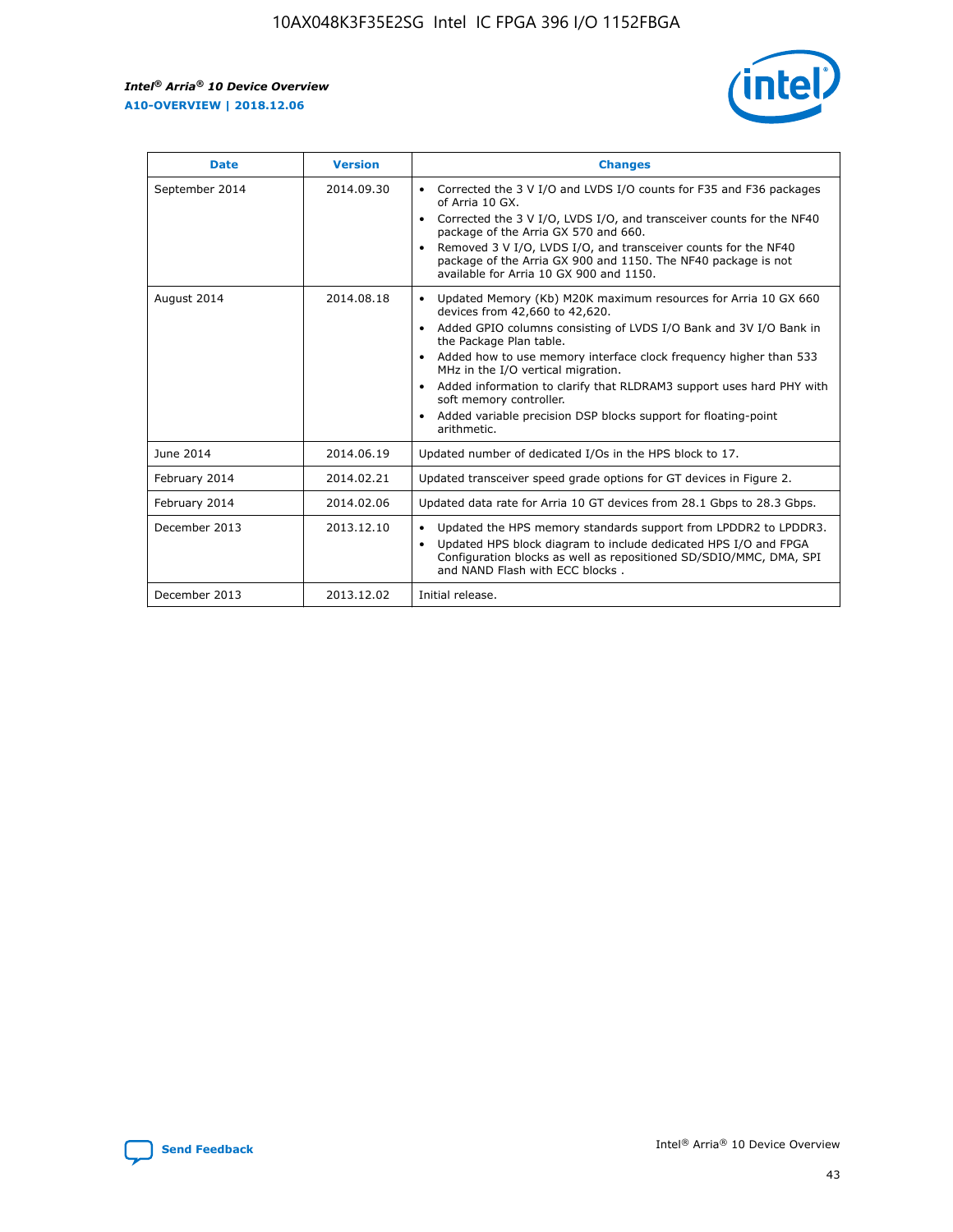| Date | Version | Changes |
| --- | --- | --- |
| September 2014 | 2014.09.30 | • Corrected the 3 V I/O and LVDS I/O counts for F35 and F36 packages of Arria 10 GX.<br>• Corrected the 3 V I/O, LVDS I/O, and transceiver counts for the NF40 package of the Arria GX 570 and 660.<br>• Removed 3 V I/O, LVDS I/O, and transceiver counts for the NF40 package of the Arria GX 900 and 1150. The NF40 package is not available for Arria 10 GX 900 and 1150. |
| August 2014 | 2014.08.18 | • Updated Memory (Kb) M20K maximum resources for Arria 10 GX 660 devices from 42,660 to 42,620.<br>• Added GPIO columns consisting of LVDS I/O Bank and 3V I/O Bank in the Package Plan table.<br>• Added how to use memory interface clock frequency higher than 533 MHz in the I/O vertical migration.<br>• Added information to clarify that RLDRAM3 support uses hard PHY with soft memory controller.<br>• Added variable precision DSP blocks support for floating-point arithmetic. |
| June 2014 | 2014.06.19 | Updated number of dedicated I/Os in the HPS block to 17. |
| February 2014 | 2014.02.21 | Updated transceiver speed grade options for GT devices in Figure 2. |
| February 2014 | 2014.02.06 | Updated data rate for Arria 10 GT devices from 28.1 Gbps to 28.3 Gbps. |
| December 2013 | 2013.12.10 | • Updated the HPS memory standards support from LPDDR2 to LPDDR3.<br>• Updated HPS block diagram to include dedicated HPS I/O and FPGA Configuration blocks as well as repositioned SD/SDIO/MMC, DMA, SPI and NAND Flash with ECC blocks . |
| December 2013 | 2013.12.02 | Initial release. |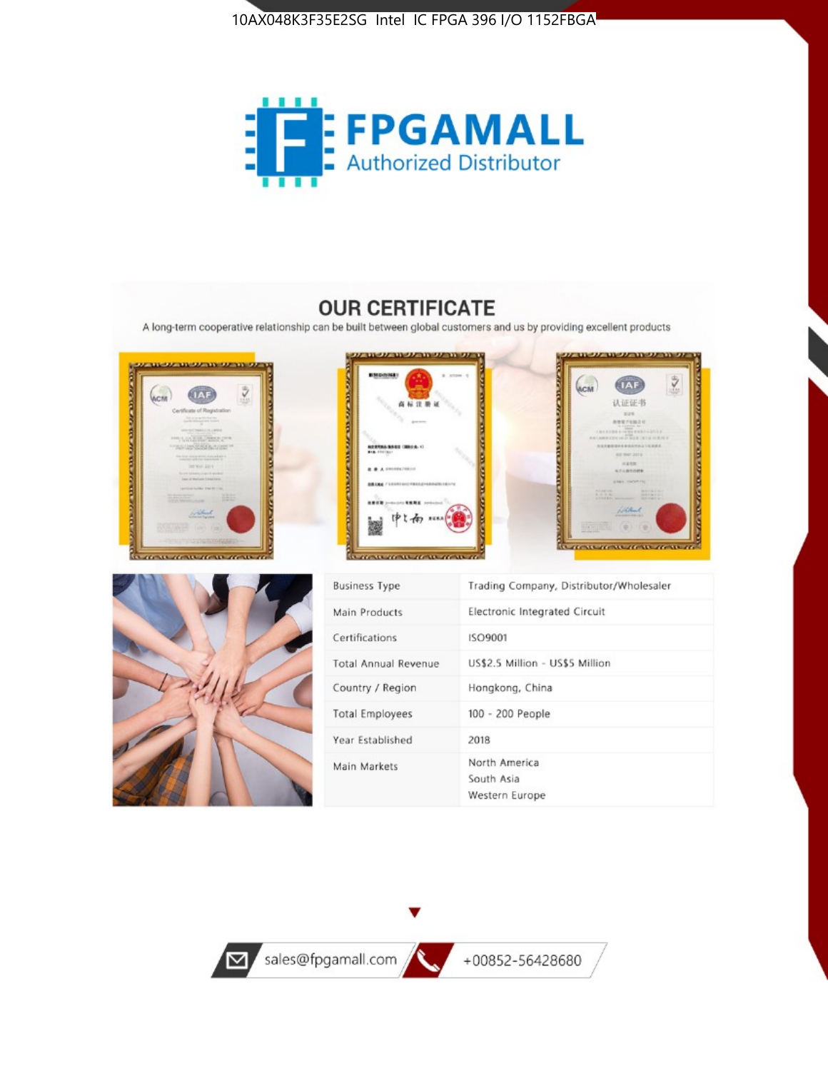FPGAMALL

Authorized Distributor

## OUR CERTIFICATE

A long-term cooperative relationship can be built between global customers and us by providing excellent products

| | |
|---|---|
| Business Type | Trading Company, Distributor/Wholesaler |
| Main Products | Electronic Integrated Circuit |
| Certifications | ISO9001 |
| Total Annual Revenue | US$2.5 Million - US$5 Million |
| Country / Region | Hongkong, China |
| Total Employees | 100 - 200 People |
| Year Established | 2018 |
| Main Markets | North America<br>South Asia<br>Western Europe |

sales@fpgamall.com

+00852-56428680